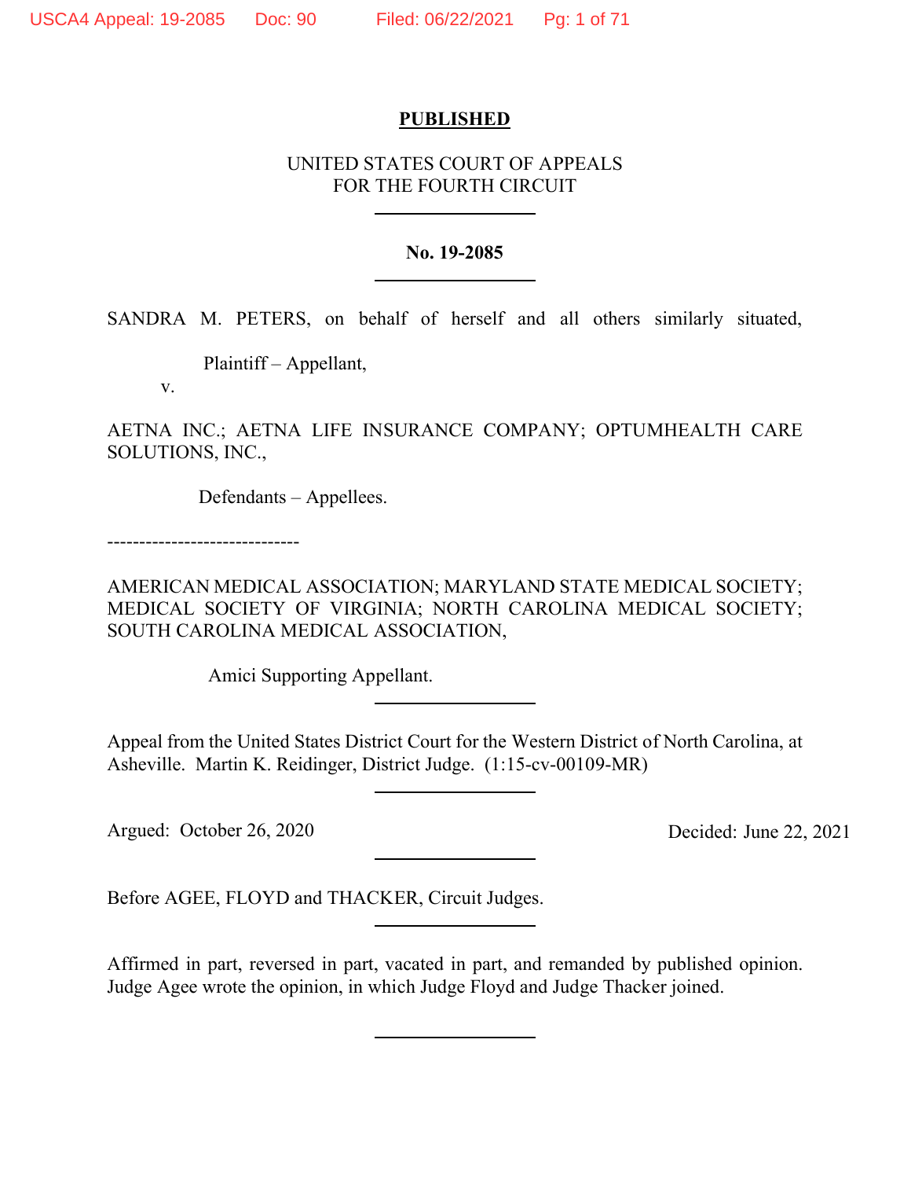**PUBLISHED**

UNITED STATES COURT OF APPEALS
FOR THE FOURTH CIRCUIT

---

**No. 19-2085**

---

SANDRA M. PETERS, on behalf of herself and all others similarly situated,

Plaintiff – Appellant,

v.

AETNA INC.; AETNA LIFE INSURANCE COMPANY; OPTUMHEALTH CARE SOLUTIONS, INC.,

Defendants – Appellees.

------------------------------

AMERICAN MEDICAL ASSOCIATION; MARYLAND STATE MEDICAL SOCIETY; MEDICAL SOCIETY OF VIRGINIA; NORTH CAROLINA MEDICAL SOCIETY; SOUTH CAROLINA MEDICAL ASSOCIATION,

Amici Supporting Appellant.

---

Appeal from the United States District Court for the Western District of North Carolina, at Asheville. Martin K. Reidinger, District Judge. (1:15-cv-00109-MR)

---

Argued: October 26, 2020 Decided: June 22, 2021

---

Before AGEE, FLOYD and THACKER, Circuit Judges.

---

Affirmed in part, reversed in part, vacated in part, and remanded by published opinion. Judge Agee wrote the opinion, in which Judge Floyd and Judge Thacker joined.

---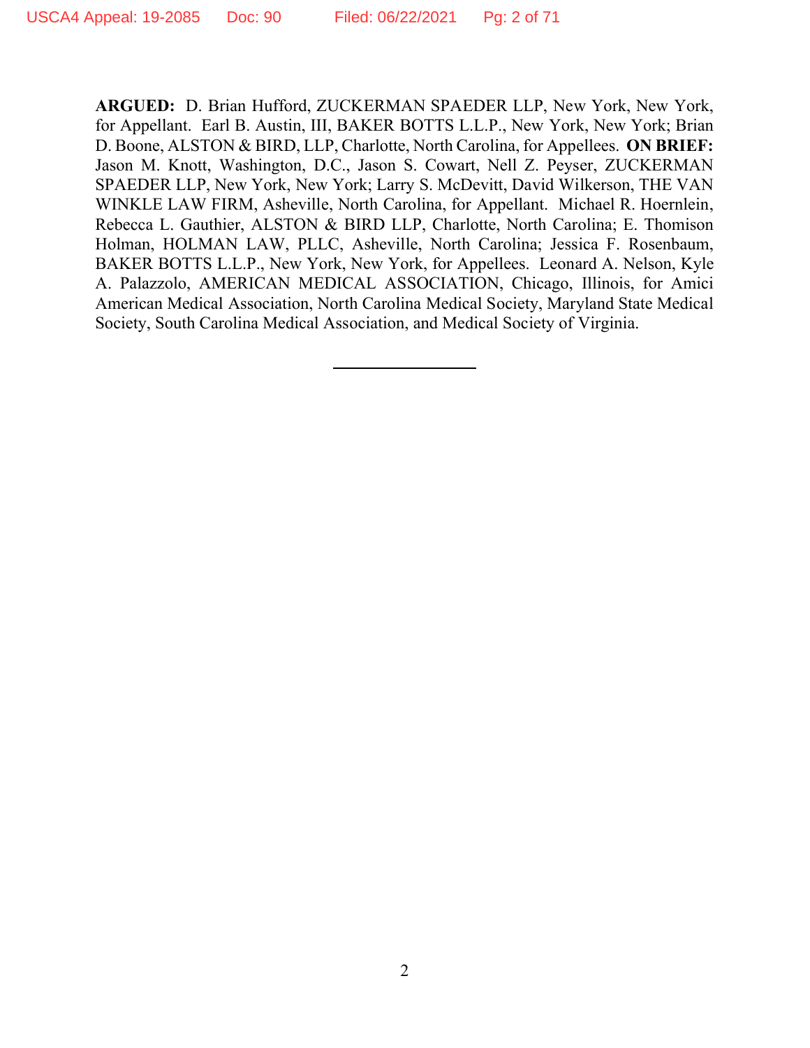**ARGUED:** D. Brian Hufford, ZUCKERMAN SPAEDER LLP, New York, New York, for Appellant. Earl B. Austin, III, BAKER BOTTS L.L.P., New York, New York; Brian D. Boone, ALSTON & BIRD, LLP, Charlotte, North Carolina, for Appellees. **ON BRIEF:** Jason M. Knott, Washington, D.C., Jason S. Cowart, Nell Z. Peyser, ZUCKERMAN SPAEDER LLP, New York, New York; Larry S. McDevitt, David Wilkerson, THE VAN WINKLE LAW FIRM, Asheville, North Carolina, for Appellant. Michael R. Hoernlein, Rebecca L. Gauthier, ALSTON & BIRD LLP, Charlotte, North Carolina; E. Thomison Holman, HOLMAN LAW, PLLC, Asheville, North Carolina; Jessica F. Rosenbaum, BAKER BOTTS L.L.P., New York, New York, for Appellees. Leonard A. Nelson, Kyle A. Palazzolo, AMERICAN MEDICAL ASSOCIATION, Chicago, Illinois, for Amici American Medical Association, North Carolina Medical Society, Maryland State Medical Society, South Carolina Medical Association, and Medical Society of Virginia.

---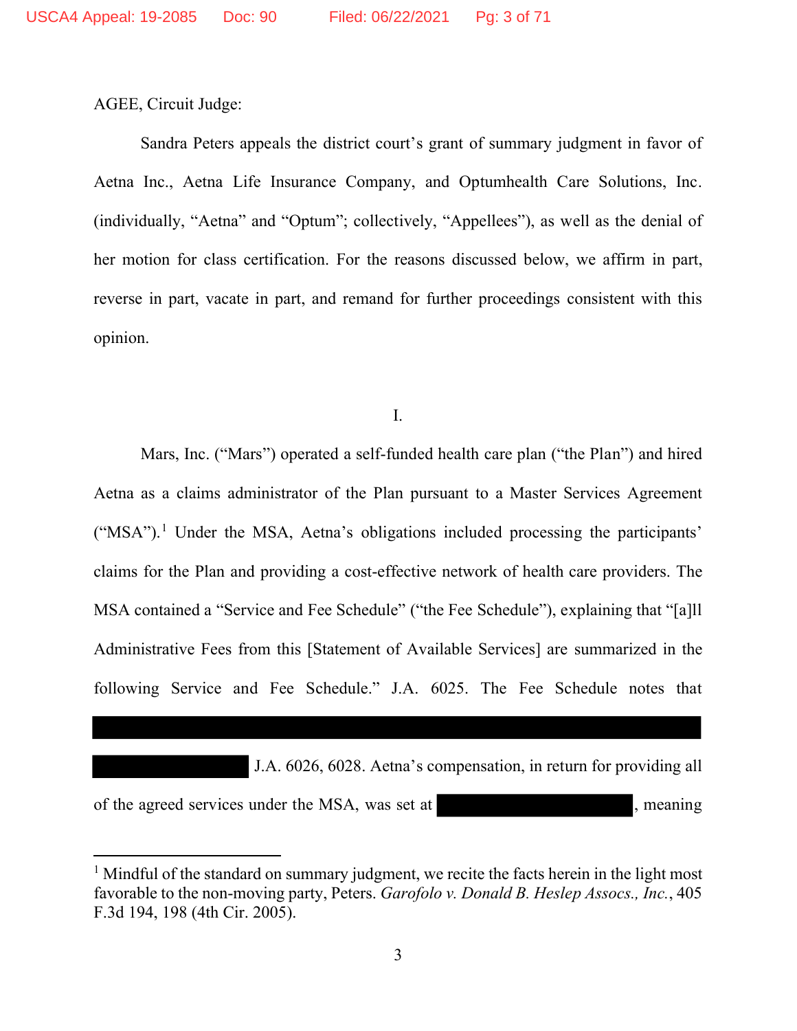AGEE, Circuit Judge:

Sandra Peters appeals the district court's grant of summary judgment in favor of Aetna Inc., Aetna Life Insurance Company, and Optumhealth Care Solutions, Inc. (individually, "Aetna" and "Optum"; collectively, "Appellees"), as well as the denial of her motion for class certification. For the reasons discussed below, we affirm in part, reverse in part, vacate in part, and remand for further proceedings consistent with this opinion.

I.

Mars, Inc. ("Mars") operated a self-funded health care plan ("the Plan") and hired Aetna as a claims administrator of the Plan pursuant to a Master Services Agreement ("MSA").[1] Under the MSA, Aetna's obligations included processing the participants' claims for the Plan and providing a cost-effective network of health care providers. The MSA contained a "Service and Fee Schedule" ("the Fee Schedule"), explaining that "[a]ll Administrative Fees from this [Statement of Available Services] are summarized in the following Service and Fee Schedule." J.A. 6025. The Fee Schedule notes that [REDACTED] J.A. 6026, 6028. Aetna's compensation, in return for providing all of the agreed services under the MSA, was set at [REDACTED], meaning

[1] Mindful of the standard on summary judgment, we recite the facts herein in the light most favorable to the non-moving party, Peters. *Garofolo v. Donald B. Heslep Assocs., Inc.*, 405 F.3d 194, 198 (4th Cir. 2005).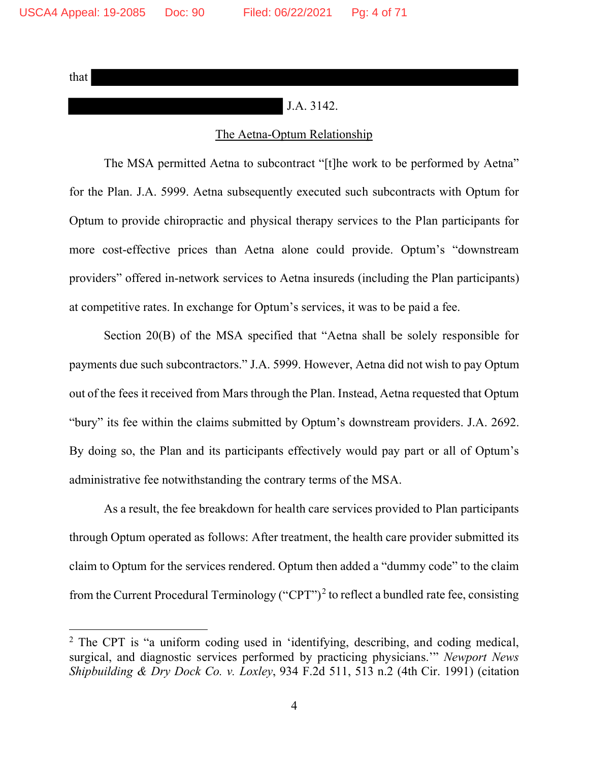that ████████████████████████████████████████████████████ ██████████████████████████ J.A. 3142.

## The Aetna-Optum Relationship

The MSA permitted Aetna to subcontract "[t]he work to be performed by Aetna" for the Plan. J.A. 5999. Aetna subsequently executed such subcontracts with Optum for Optum to provide chiropractic and physical therapy services to the Plan participants for more cost-effective prices than Aetna alone could provide. Optum's "downstream providers" offered in-network services to Aetna insureds (including the Plan participants) at competitive rates. In exchange for Optum's services, it was to be paid a fee.

Section 20(B) of the MSA specified that "Aetna shall be solely responsible for payments due such subcontractors." J.A. 5999. However, Aetna did not wish to pay Optum out of the fees it received from Mars through the Plan. Instead, Aetna requested that Optum "bury" its fee within the claims submitted by Optum's downstream providers. J.A. 2692. By doing so, the Plan and its participants effectively would pay part or all of Optum's administrative fee notwithstanding the contrary terms of the MSA.

As a result, the fee breakdown for health care services provided to Plan participants through Optum operated as follows: After treatment, the health care provider submitted its claim to Optum for the services rendered. Optum then added a "dummy code" to the claim from the Current Procedural Terminology ("CPT")[2] to reflect a bundled rate fee, consisting

[2] The CPT is "a uniform coding used in 'identifying, describing, and coding medical, surgical, and diagnostic services performed by practicing physicians.'" *Newport News Shipbuilding & Dry Dock Co. v. Loxley*, 934 F.2d 511, 513 n.2 (4th Cir. 1991) (citation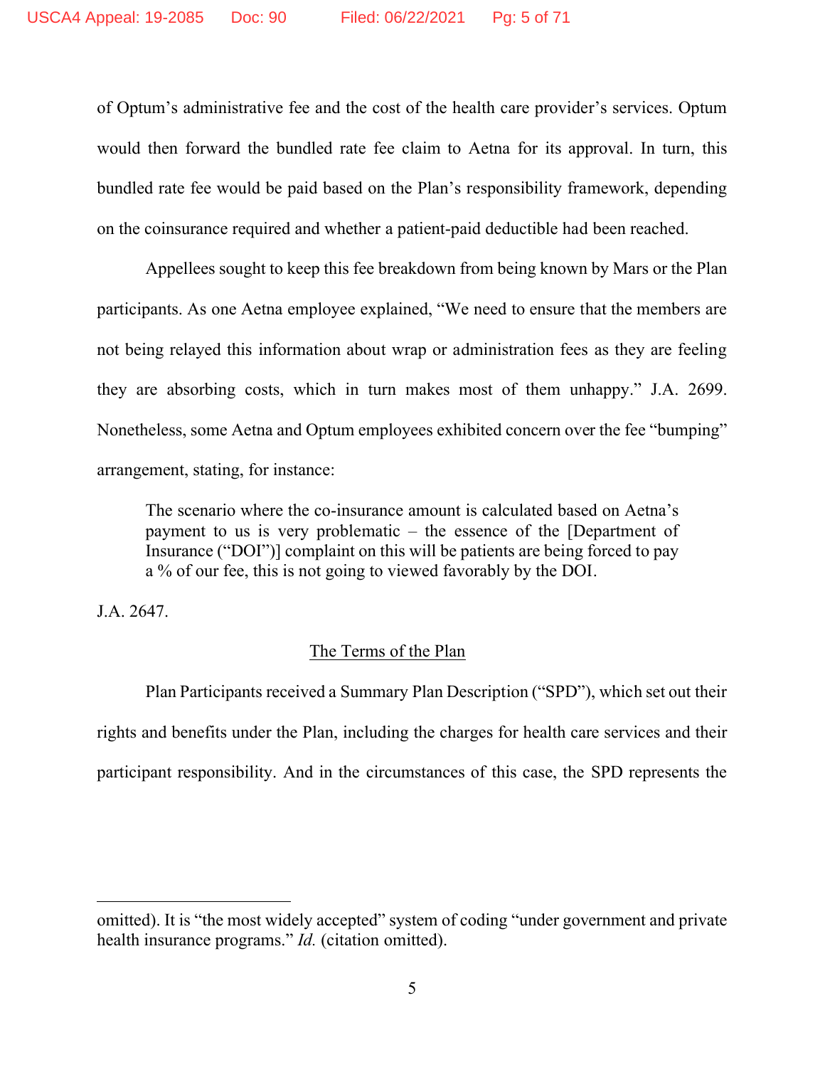of Optum's administrative fee and the cost of the health care provider's services. Optum would then forward the bundled rate fee claim to Aetna for its approval. In turn, this bundled rate fee would be paid based on the Plan's responsibility framework, depending on the coinsurance required and whether a patient-paid deductible had been reached.

Appellees sought to keep this fee breakdown from being known by Mars or the Plan participants. As one Aetna employee explained, "We need to ensure that the members are not being relayed this information about wrap or administration fees as they are feeling they are absorbing costs, which in turn makes most of them unhappy." J.A. 2699. Nonetheless, some Aetna and Optum employees exhibited concern over the fee "bumping" arrangement, stating, for instance:

> The scenario where the co-insurance amount is calculated based on Aetna's payment to us is very problematic – the essence of the [Department of Insurance ("DOI")] complaint on this will be patients are being forced to pay a % of our fee, this is not going to viewed favorably by the DOI.

J.A. 2647.

<u>The Terms of the Plan</u>

Plan Participants received a Summary Plan Description ("SPD"), which set out their rights and benefits under the Plan, including the charges for health care services and their participant responsibility. And in the circumstances of this case, the SPD represents the

---

omitted). It is "the most widely accepted" system of coding "under government and private health insurance programs." *Id.* (citation omitted).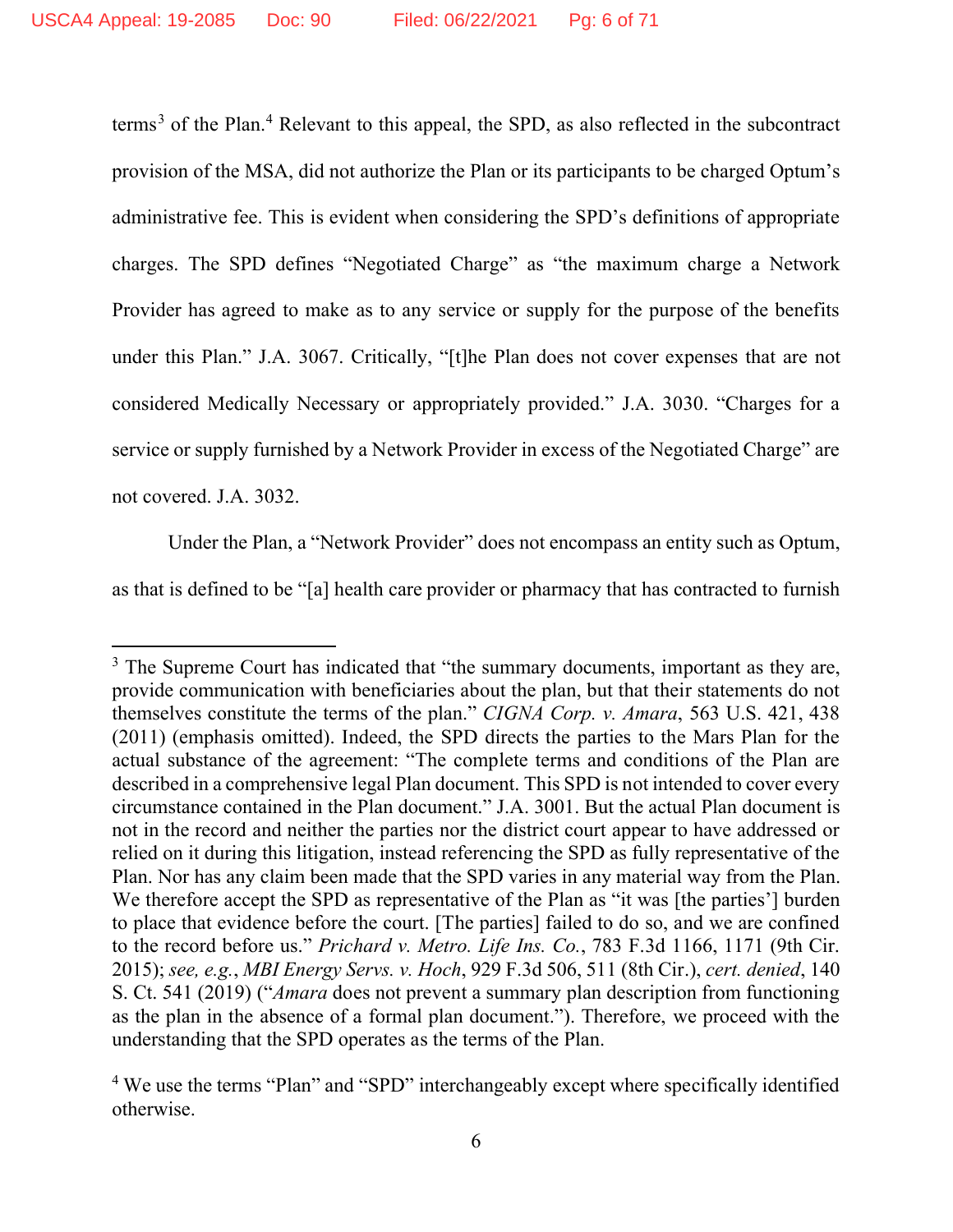terms[3] of the Plan.[4] Relevant to this appeal, the SPD, as also reflected in the subcontract provision of the MSA, did not authorize the Plan or its participants to be charged Optum's administrative fee. This is evident when considering the SPD's definitions of appropriate charges. The SPD defines "Negotiated Charge" as "the maximum charge a Network Provider has agreed to make as to any service or supply for the purpose of the benefits under this Plan." J.A. 3067. Critically, "[t]he Plan does not cover expenses that are not considered Medically Necessary or appropriately provided." J.A. 3030. "Charges for a service or supply furnished by a Network Provider in excess of the Negotiated Charge" are not covered. J.A. 3032.

Under the Plan, a "Network Provider" does not encompass an entity such as Optum, as that is defined to be "[a] health care provider or pharmacy that has contracted to furnish

---

[3] The Supreme Court has indicated that "the summary documents, important as they are, provide communication with beneficiaries about the plan, but that their statements do not themselves constitute the terms of the plan." *CIGNA Corp. v. Amara*, 563 U.S. 421, 438 (2011) (emphasis omitted). Indeed, the SPD directs the parties to the Mars Plan for the actual substance of the agreement: "The complete terms and conditions of the Plan are described in a comprehensive legal Plan document. This SPD is not intended to cover every circumstance contained in the Plan document." J.A. 3001. But the actual Plan document is not in the record and neither the parties nor the district court appear to have addressed or relied on it during this litigation, instead referencing the SPD as fully representative of the Plan. Nor has any claim been made that the SPD varies in any material way from the Plan. We therefore accept the SPD as representative of the Plan as "it was [the parties'] burden to place that evidence before the court. [The parties] failed to do so, and we are confined to the record before us." *Prichard v. Metro. Life Ins. Co.*, 783 F.3d 1166, 1171 (9th Cir. 2015); *see, e.g.*, *MBI Energy Servs. v. Hoch*, 929 F.3d 506, 511 (8th Cir.), *cert. denied*, 140 S. Ct. 541 (2019) ("*Amara* does not prevent a summary plan description from functioning as the plan in the absence of a formal plan document."). Therefore, we proceed with the understanding that the SPD operates as the terms of the Plan.

[4] We use the terms "Plan" and "SPD" interchangeably except where specifically identified otherwise.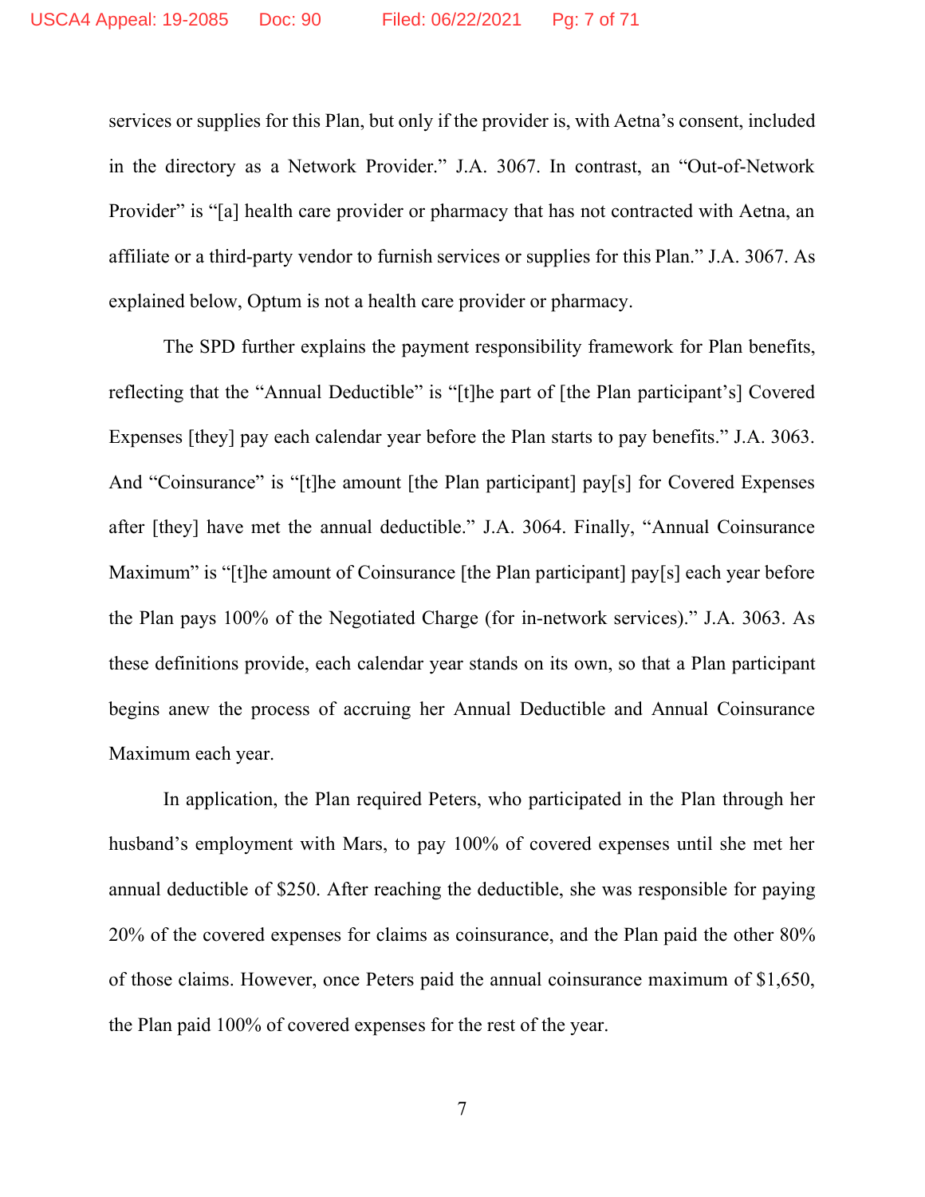services or supplies for this Plan, but only if the provider is, with Aetna's consent, included in the directory as a Network Provider." J.A. 3067. In contrast, an "Out-of-Network Provider" is "[a] health care provider or pharmacy that has not contracted with Aetna, an affiliate or a third-party vendor to furnish services or supplies for this Plan." J.A. 3067. As explained below, Optum is not a health care provider or pharmacy.

The SPD further explains the payment responsibility framework for Plan benefits, reflecting that the "Annual Deductible" is "[t]he part of [the Plan participant's] Covered Expenses [they] pay each calendar year before the Plan starts to pay benefits." J.A. 3063. And "Coinsurance" is "[t]he amount [the Plan participant] pay[s] for Covered Expenses after [they] have met the annual deductible." J.A. 3064. Finally, "Annual Coinsurance Maximum" is "[t]he amount of Coinsurance [the Plan participant] pay[s] each year before the Plan pays 100% of the Negotiated Charge (for in-network services)." J.A. 3063. As these definitions provide, each calendar year stands on its own, so that a Plan participant begins anew the process of accruing her Annual Deductible and Annual Coinsurance Maximum each year.

In application, the Plan required Peters, who participated in the Plan through her husband's employment with Mars, to pay 100% of covered expenses until she met her annual deductible of $250. After reaching the deductible, she was responsible for paying 20% of the covered expenses for claims as coinsurance, and the Plan paid the other 80% of those claims. However, once Peters paid the annual coinsurance maximum of $1,650, the Plan paid 100% of covered expenses for the rest of the year.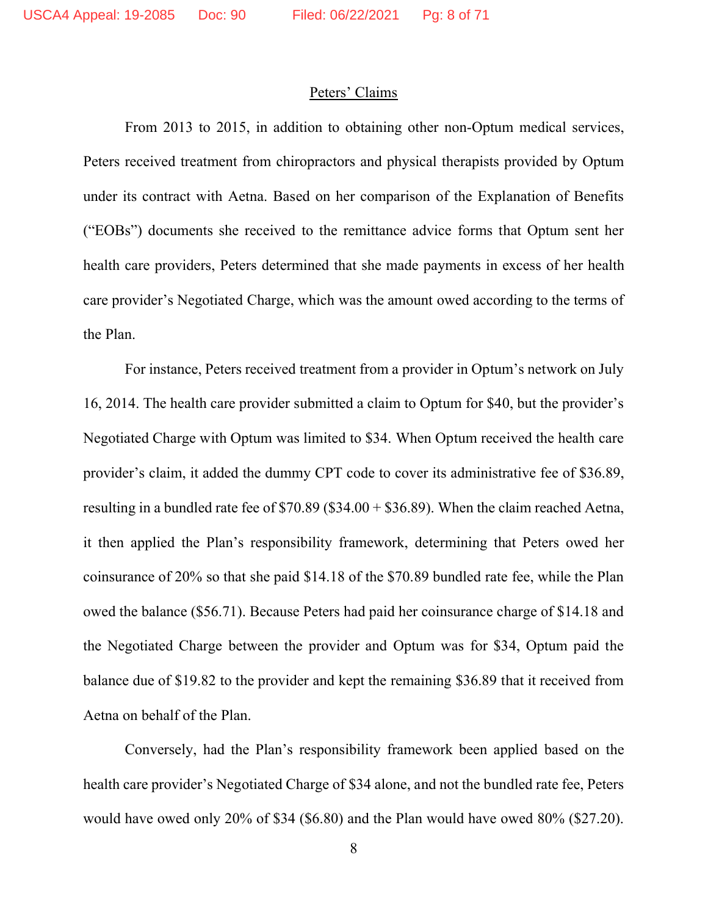## Peters' Claims

From 2013 to 2015, in addition to obtaining other non-Optum medical services, Peters received treatment from chiropractors and physical therapists provided by Optum under its contract with Aetna. Based on her comparison of the Explanation of Benefits ("EOBs") documents she received to the remittance advice forms that Optum sent her health care providers, Peters determined that she made payments in excess of her health care provider's Negotiated Charge, which was the amount owed according to the terms of the Plan.

For instance, Peters received treatment from a provider in Optum's network on July 16, 2014. The health care provider submitted a claim to Optum for $40, but the provider's Negotiated Charge with Optum was limited to $34. When Optum received the health care provider's claim, it added the dummy CPT code to cover its administrative fee of $36.89, resulting in a bundled rate fee of $70.89 ($34.00 + $36.89). When the claim reached Aetna, it then applied the Plan's responsibility framework, determining that Peters owed her coinsurance of 20% so that she paid $14.18 of the $70.89 bundled rate fee, while the Plan owed the balance ($56.71). Because Peters had paid her coinsurance charge of $14.18 and the Negotiated Charge between the provider and Optum was for $34, Optum paid the balance due of $19.82 to the provider and kept the remaining $36.89 that it received from Aetna on behalf of the Plan.

Conversely, had the Plan's responsibility framework been applied based on the health care provider's Negotiated Charge of $34 alone, and not the bundled rate fee, Peters would have owed only 20% of $34 ($6.80) and the Plan would have owed 80% ($27.20).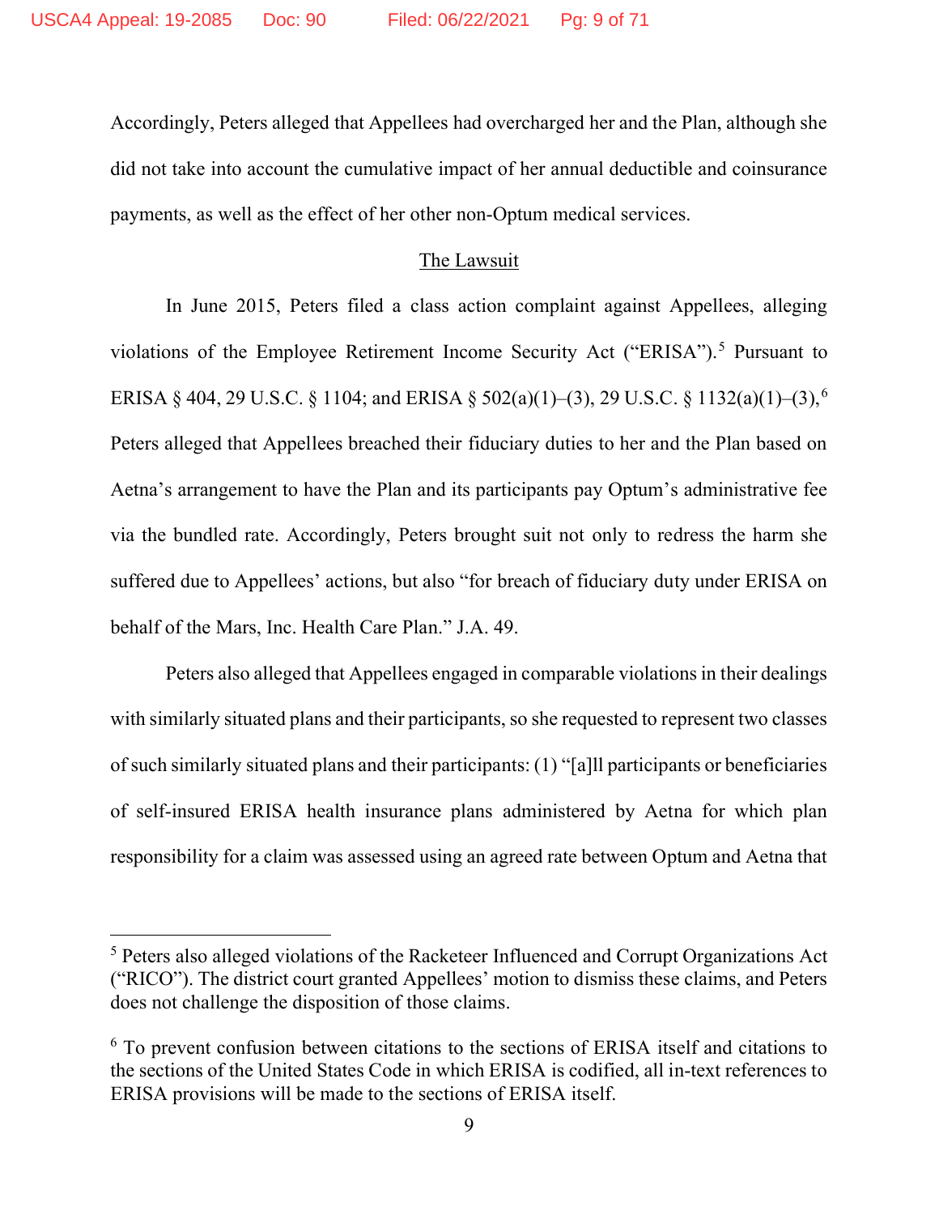Accordingly, Peters alleged that Appellees had overcharged her and the Plan, although she did not take into account the cumulative impact of her annual deductible and coinsurance payments, as well as the effect of her other non-Optum medical services.

## The Lawsuit

In June 2015, Peters filed a class action complaint against Appellees, alleging violations of the Employee Retirement Income Security Act ("ERISA").[5] Pursuant to ERISA § 404, 29 U.S.C. § 1104; and ERISA § 502(a)(1)–(3), 29 U.S.C. § 1132(a)(1)–(3),[6] Peters alleged that Appellees breached their fiduciary duties to her and the Plan based on Aetna's arrangement to have the Plan and its participants pay Optum's administrative fee via the bundled rate. Accordingly, Peters brought suit not only to redress the harm she suffered due to Appellees' actions, but also "for breach of fiduciary duty under ERISA on behalf of the Mars, Inc. Health Care Plan." J.A. 49.

Peters also alleged that Appellees engaged in comparable violations in their dealings with similarly situated plans and their participants, so she requested to represent two classes of such similarly situated plans and their participants: (1) "[a]ll participants or beneficiaries of self-insured ERISA health insurance plans administered by Aetna for which plan responsibility for a claim was assessed using an agreed rate between Optum and Aetna that

---

[5] Peters also alleged violations of the Racketeer Influenced and Corrupt Organizations Act ("RICO"). The district court granted Appellees' motion to dismiss these claims, and Peters does not challenge the disposition of those claims.

[6] To prevent confusion between citations to the sections of ERISA itself and citations to the sections of the United States Code in which ERISA is codified, all in-text references to ERISA provisions will be made to the sections of ERISA itself.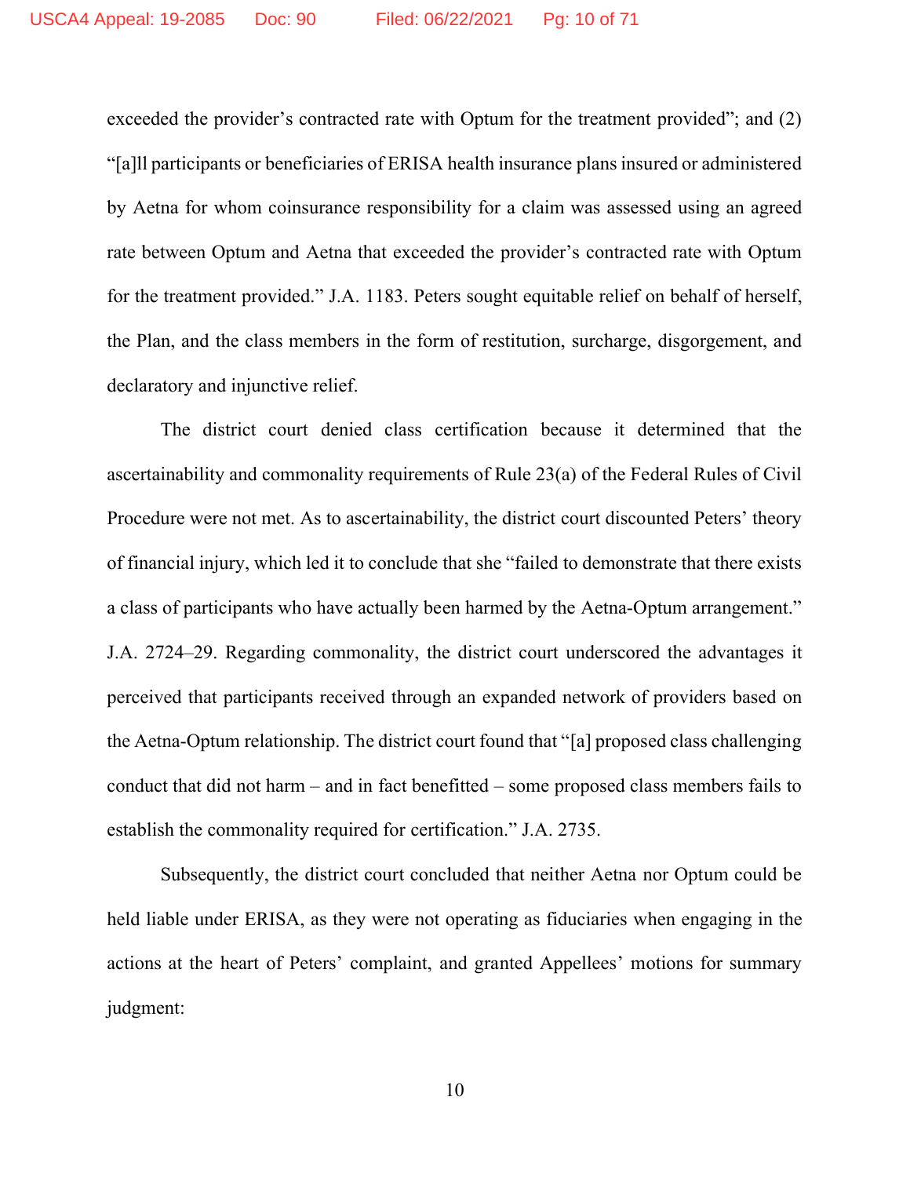exceeded the provider's contracted rate with Optum for the treatment provided"; and (2) "[a]ll participants or beneficiaries of ERISA health insurance plans insured or administered by Aetna for whom coinsurance responsibility for a claim was assessed using an agreed rate between Optum and Aetna that exceeded the provider's contracted rate with Optum for the treatment provided." J.A. 1183. Peters sought equitable relief on behalf of herself, the Plan, and the class members in the form of restitution, surcharge, disgorgement, and declaratory and injunctive relief.

The district court denied class certification because it determined that the ascertainability and commonality requirements of Rule 23(a) of the Federal Rules of Civil Procedure were not met. As to ascertainability, the district court discounted Peters' theory of financial injury, which led it to conclude that she "failed to demonstrate that there exists a class of participants who have actually been harmed by the Aetna-Optum arrangement." J.A. 2724–29. Regarding commonality, the district court underscored the advantages it perceived that participants received through an expanded network of providers based on the Aetna-Optum relationship. The district court found that "[a] proposed class challenging conduct that did not harm – and in fact benefitted – some proposed class members fails to establish the commonality required for certification." J.A. 2735.

Subsequently, the district court concluded that neither Aetna nor Optum could be held liable under ERISA, as they were not operating as fiduciaries when engaging in the actions at the heart of Peters' complaint, and granted Appellees' motions for summary judgment: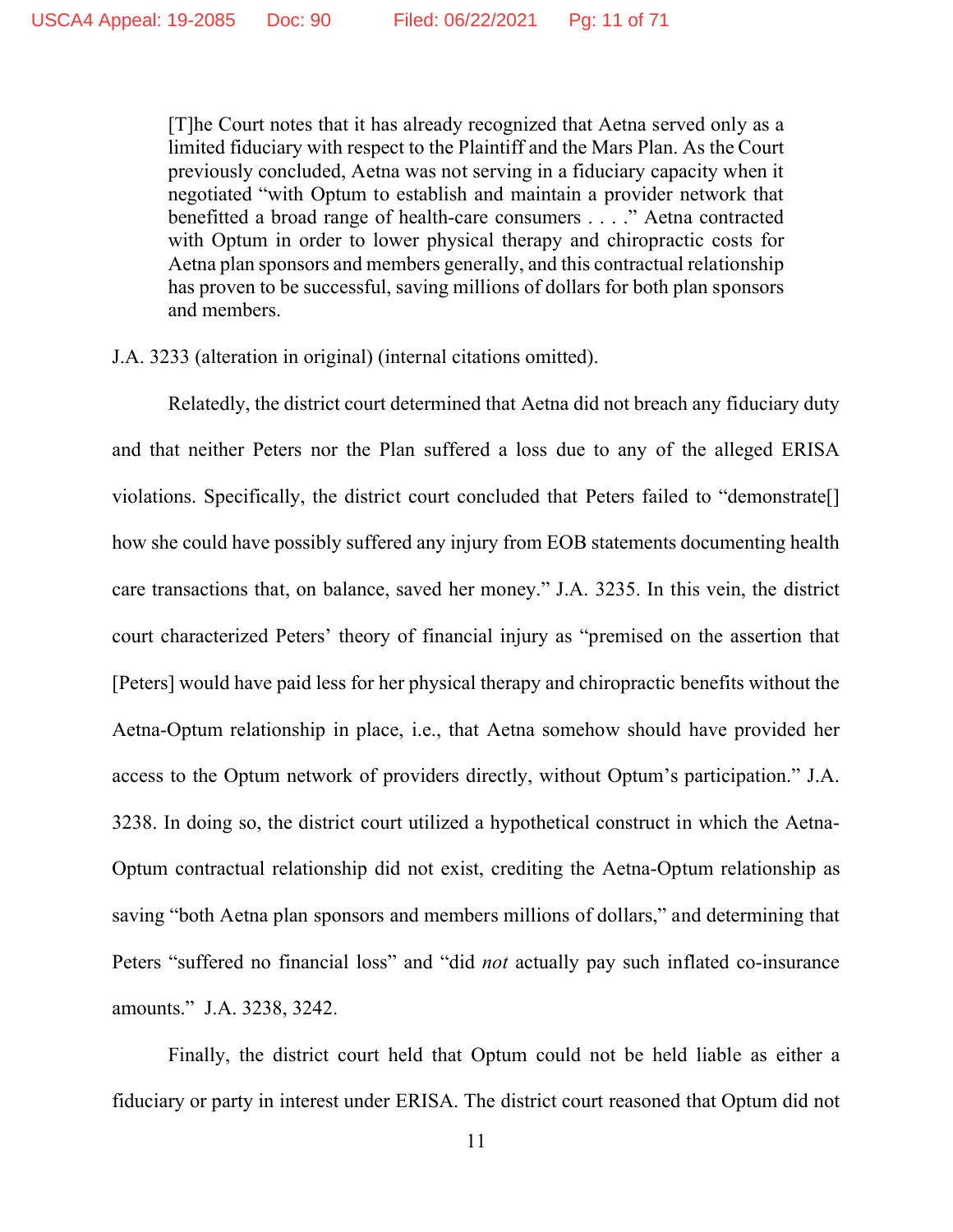> [T]he Court notes that it has already recognized that Aetna served only as a limited fiduciary with respect to the Plaintiff and the Mars Plan. As the Court previously concluded, Aetna was not serving in a fiduciary capacity when it negotiated "with Optum to establish and maintain a provider network that benefitted a broad range of health-care consumers . . . ." Aetna contracted with Optum in order to lower physical therapy and chiropractic costs for Aetna plan sponsors and members generally, and this contractual relationship has proven to be successful, saving millions of dollars for both plan sponsors and members.

J.A. 3233 (alteration in original) (internal citations omitted).

Relatedly, the district court determined that Aetna did not breach any fiduciary duty and that neither Peters nor the Plan suffered a loss due to any of the alleged ERISA violations. Specifically, the district court concluded that Peters failed to "demonstrate[] how she could have possibly suffered any injury from EOB statements documenting health care transactions that, on balance, saved her money." J.A. 3235. In this vein, the district court characterized Peters' theory of financial injury as "premised on the assertion that [Peters] would have paid less for her physical therapy and chiropractic benefits without the Aetna-Optum relationship in place, i.e., that Aetna somehow should have provided her access to the Optum network of providers directly, without Optum's participation." J.A. 3238. In doing so, the district court utilized a hypothetical construct in which the Aetna-Optum contractual relationship did not exist, crediting the Aetna-Optum relationship as saving "both Aetna plan sponsors and members millions of dollars," and determining that Peters "suffered no financial loss" and "did *not* actually pay such inflated co-insurance amounts." J.A. 3238, 3242.

Finally, the district court held that Optum could not be held liable as either a fiduciary or party in interest under ERISA. The district court reasoned that Optum did not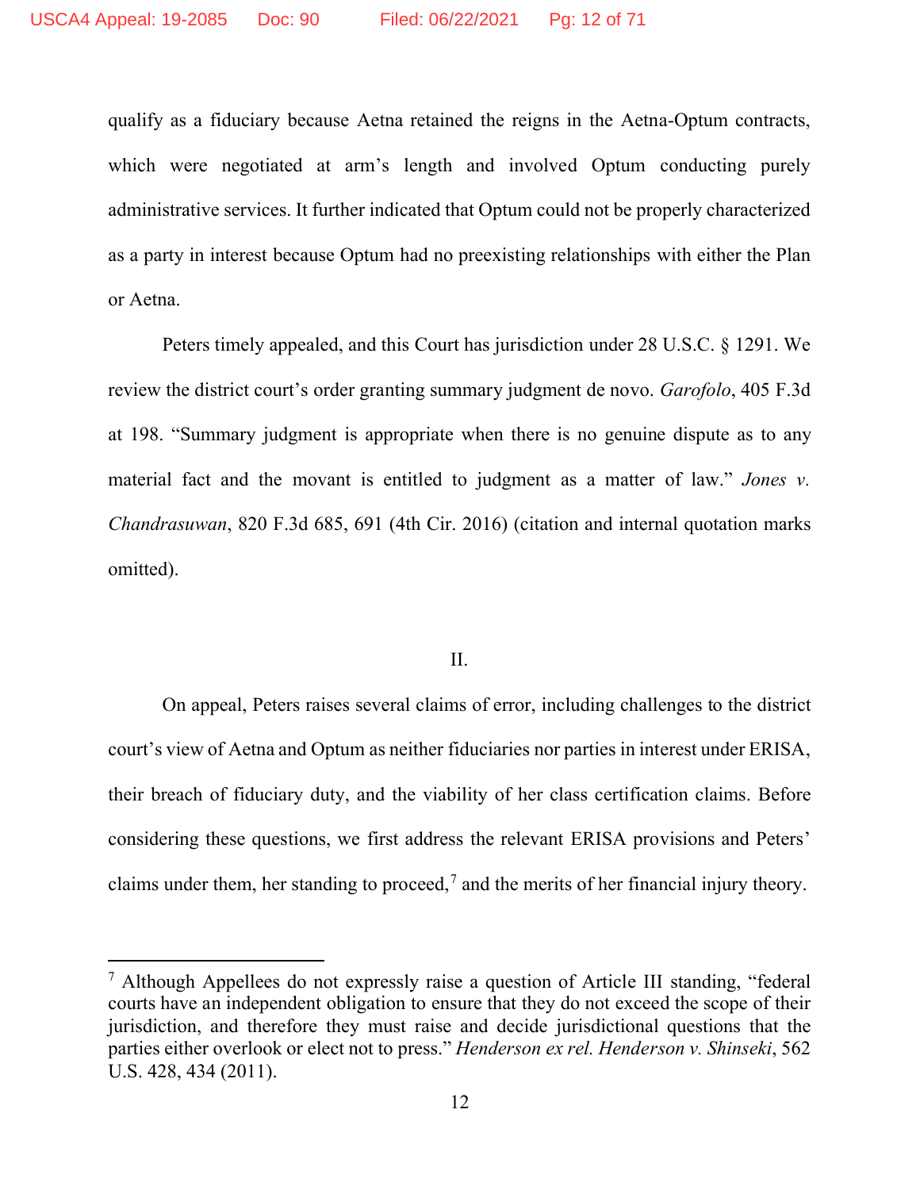qualify as a fiduciary because Aetna retained the reigns in the Aetna-Optum contracts, which were negotiated at arm's length and involved Optum conducting purely administrative services. It further indicated that Optum could not be properly characterized as a party in interest because Optum had no preexisting relationships with either the Plan or Aetna.

Peters timely appealed, and this Court has jurisdiction under 28 U.S.C. § 1291. We review the district court's order granting summary judgment de novo. *Garofolo*, 405 F.3d at 198. "Summary judgment is appropriate when there is no genuine dispute as to any material fact and the movant is entitled to judgment as a matter of law." *Jones v. Chandrasuwan*, 820 F.3d 685, 691 (4th Cir. 2016) (citation and internal quotation marks omitted).

## II.

On appeal, Peters raises several claims of error, including challenges to the district court's view of Aetna and Optum as neither fiduciaries nor parties in interest under ERISA, their breach of fiduciary duty, and the viability of her class certification claims. Before considering these questions, we first address the relevant ERISA provisions and Peters' claims under them, her standing to proceed,[7] and the merits of her financial injury theory.

---

[7] Although Appellees do not expressly raise a question of Article III standing, "federal courts have an independent obligation to ensure that they do not exceed the scope of their jurisdiction, and therefore they must raise and decide jurisdictional questions that the parties either overlook or elect not to press." *Henderson ex rel. Henderson v. Shinseki*, 562 U.S. 428, 434 (2011).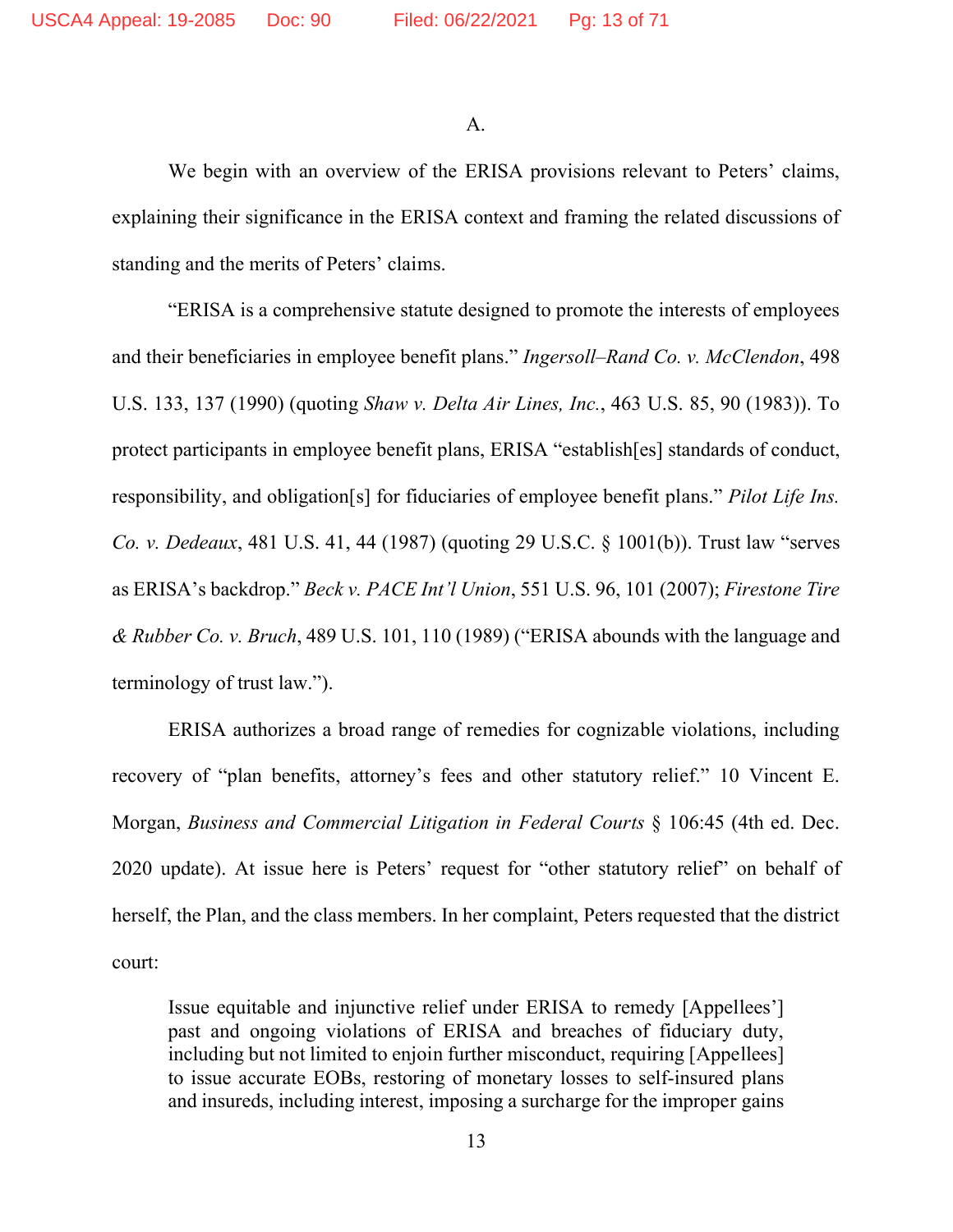A.

We begin with an overview of the ERISA provisions relevant to Peters' claims, explaining their significance in the ERISA context and framing the related discussions of standing and the merits of Peters' claims.

"ERISA is a comprehensive statute designed to promote the interests of employees and their beneficiaries in employee benefit plans." *Ingersoll–Rand Co. v. McClendon*, 498 U.S. 133, 137 (1990) (quoting *Shaw v. Delta Air Lines, Inc.*, 463 U.S. 85, 90 (1983)). To protect participants in employee benefit plans, ERISA "establish[es] standards of conduct, responsibility, and obligation[s] for fiduciaries of employee benefit plans." *Pilot Life Ins. Co. v. Dedeaux*, 481 U.S. 41, 44 (1987) (quoting 29 U.S.C. § 1001(b)). Trust law "serves as ERISA's backdrop." *Beck v. PACE Int'l Union*, 551 U.S. 96, 101 (2007); *Firestone Tire & Rubber Co. v. Bruch*, 489 U.S. 101, 110 (1989) ("ERISA abounds with the language and terminology of trust law.").

ERISA authorizes a broad range of remedies for cognizable violations, including recovery of "plan benefits, attorney's fees and other statutory relief." 10 Vincent E. Morgan, *Business and Commercial Litigation in Federal Courts* § 106:45 (4th ed. Dec. 2020 update). At issue here is Peters' request for "other statutory relief" on behalf of herself, the Plan, and the class members. In her complaint, Peters requested that the district court:

> Issue equitable and injunctive relief under ERISA to remedy [Appellees'] past and ongoing violations of ERISA and breaches of fiduciary duty, including but not limited to enjoin further misconduct, requiring [Appellees] to issue accurate EOBs, restoring of monetary losses to self-insured plans and insureds, including interest, imposing a surcharge for the improper gains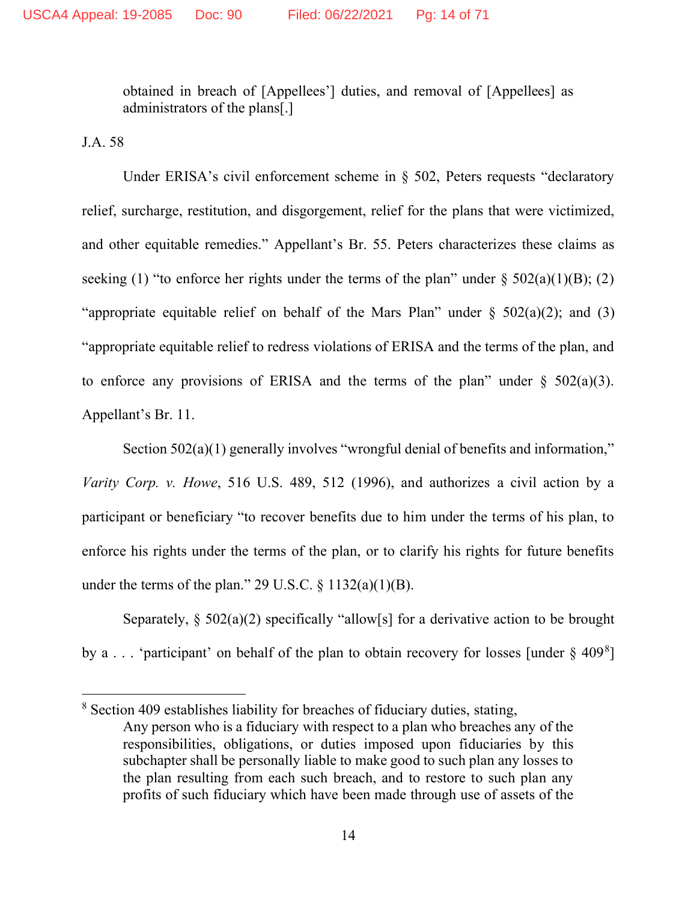> obtained in breach of [Appellees'] duties, and removal of [Appellees] as administrators of the plans[.]

J.A. 58

Under ERISA's civil enforcement scheme in § 502, Peters requests "declaratory relief, surcharge, restitution, and disgorgement, relief for the plans that were victimized, and other equitable remedies." Appellant's Br. 55. Peters characterizes these claims as seeking (1) "to enforce her rights under the terms of the plan" under § 502(a)(1)(B); (2) "appropriate equitable relief on behalf of the Mars Plan" under § 502(a)(2); and (3) "appropriate equitable relief to redress violations of ERISA and the terms of the plan, and to enforce any provisions of ERISA and the terms of the plan" under § 502(a)(3). Appellant's Br. 11.

Section 502(a)(1) generally involves "wrongful denial of benefits and information," *Varity Corp. v. Howe*, 516 U.S. 489, 512 (1996), and authorizes a civil action by a participant or beneficiary "to recover benefits due to him under the terms of his plan, to enforce his rights under the terms of the plan, or to clarify his rights for future benefits under the terms of the plan." 29 U.S.C. § 1132(a)(1)(B).

Separately, § 502(a)(2) specifically "allow[s] for a derivative action to be brought by a . . . 'participant' on behalf of the plan to obtain recovery for losses [under § 409[8]]

---

[8] Section 409 establishes liability for breaches of fiduciary duties, stating,

> Any person who is a fiduciary with respect to a plan who breaches any of the responsibilities, obligations, or duties imposed upon fiduciaries by this subchapter shall be personally liable to make good to such plan any losses to the plan resulting from each such breach, and to restore to such plan any profits of such fiduciary which have been made through use of assets of the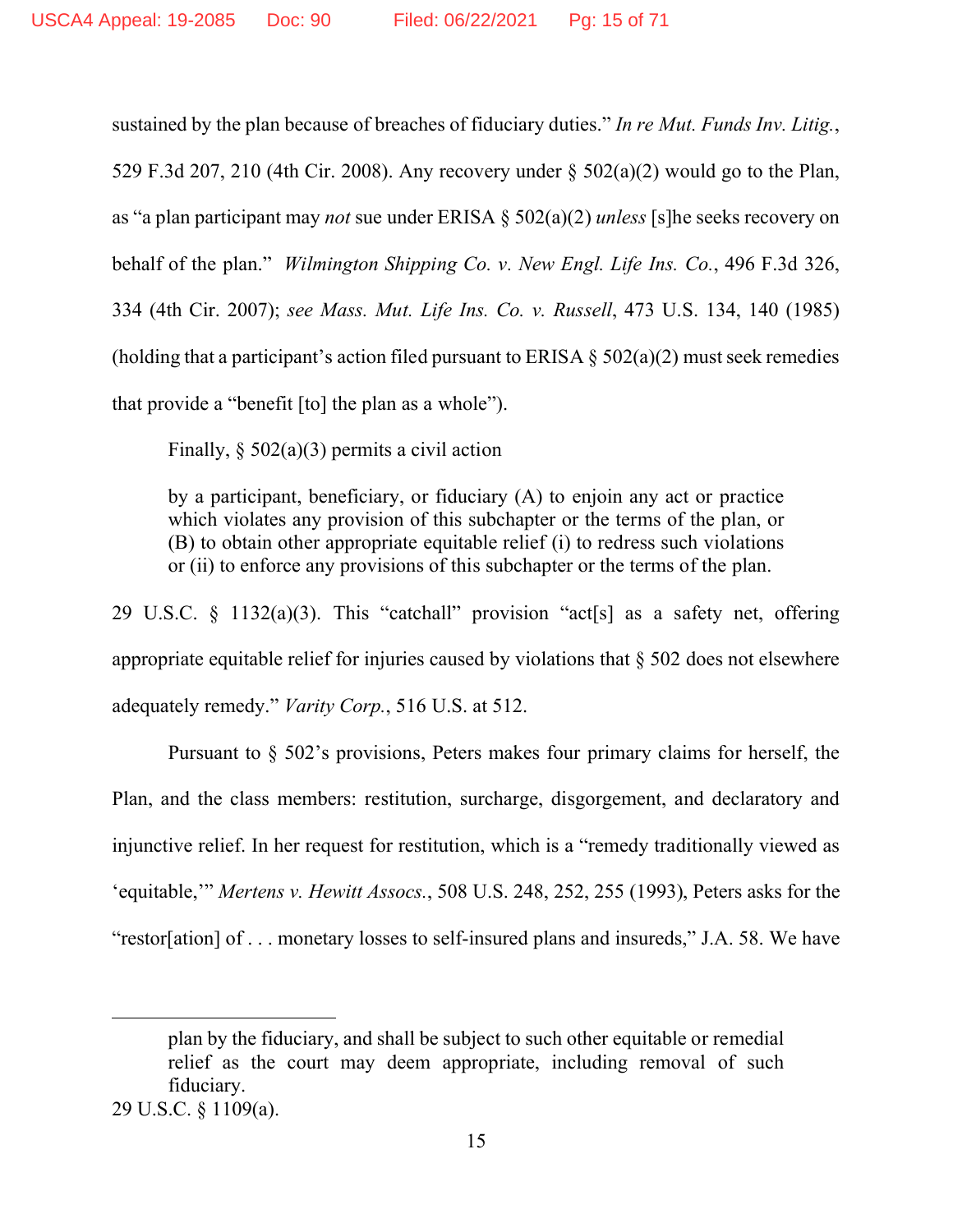sustained by the plan because of breaches of fiduciary duties." *In re Mut. Funds Inv. Litig.*, 529 F.3d 207, 210 (4th Cir. 2008). Any recovery under § 502(a)(2) would go to the Plan, as "a plan participant may *not* sue under ERISA § 502(a)(2) *unless* [s]he seeks recovery on behalf of the plan." *Wilmington Shipping Co. v. New Engl. Life Ins. Co.*, 496 F.3d 326, 334 (4th Cir. 2007); *see Mass. Mut. Life Ins. Co. v. Russell*, 473 U.S. 134, 140 (1985) (holding that a participant's action filed pursuant to ERISA § 502(a)(2) must seek remedies that provide a "benefit [to] the plan as a whole").

Finally, § 502(a)(3) permits a civil action

> by a participant, beneficiary, or fiduciary (A) to enjoin any act or practice which violates any provision of this subchapter or the terms of the plan, or (B) to obtain other appropriate equitable relief (i) to redress such violations or (ii) to enforce any provisions of this subchapter or the terms of the plan.

29 U.S.C. § 1132(a)(3). This "catchall" provision "act[s] as a safety net, offering appropriate equitable relief for injuries caused by violations that § 502 does not elsewhere adequately remedy." *Varity Corp.*, 516 U.S. at 512.

Pursuant to § 502's provisions, Peters makes four primary claims for herself, the Plan, and the class members: restitution, surcharge, disgorgement, and declaratory and injunctive relief. In her request for restitution, which is a "remedy traditionally viewed as 'equitable,'" *Mertens v. Hewitt Assocs.*, 508 U.S. 248, 252, 255 (1993), Peters asks for the "restor[ation] of . . . monetary losses to self-insured plans and insureds," J.A. 58. We have

---

> plan by the fiduciary, and shall be subject to such other equitable or remedial relief as the court may deem appropriate, including removal of such fiduciary.

29 U.S.C. § 1109(a).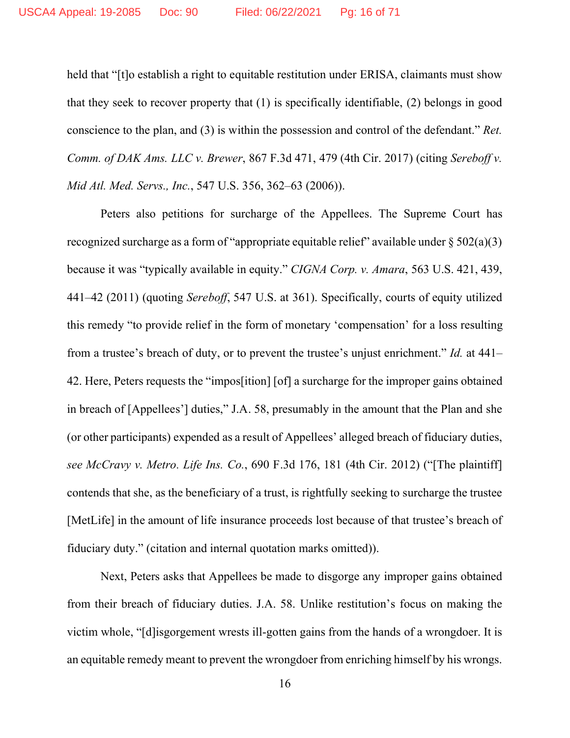held that "[t]o establish a right to equitable restitution under ERISA, claimants must show that they seek to recover property that (1) is specifically identifiable, (2) belongs in good conscience to the plan, and (3) is within the possession and control of the defendant." *Ret. Comm. of DAK Ams. LLC v. Brewer*, 867 F.3d 471, 479 (4th Cir. 2017) (citing *Sereboff v. Mid Atl. Med. Servs., Inc.*, 547 U.S. 356, 362–63 (2006)).

Peters also petitions for surcharge of the Appellees. The Supreme Court has recognized surcharge as a form of "appropriate equitable relief" available under § 502(a)(3) because it was "typically available in equity." *CIGNA Corp. v. Amara*, 563 U.S. 421, 439, 441–42 (2011) (quoting *Sereboff*, 547 U.S. at 361). Specifically, courts of equity utilized this remedy "to provide relief in the form of monetary 'compensation' for a loss resulting from a trustee's breach of duty, or to prevent the trustee's unjust enrichment." *Id.* at 441–42. Here, Peters requests the "impos[ition] [of] a surcharge for the improper gains obtained in breach of [Appellees'] duties," J.A. 58, presumably in the amount that the Plan and she (or other participants) expended as a result of Appellees' alleged breach of fiduciary duties, *see McCravy v. Metro. Life Ins. Co.*, 690 F.3d 176, 181 (4th Cir. 2012) ("[The plaintiff] contends that she, as the beneficiary of a trust, is rightfully seeking to surcharge the trustee [MetLife] in the amount of life insurance proceeds lost because of that trustee's breach of fiduciary duty." (citation and internal quotation marks omitted)).

Next, Peters asks that Appellees be made to disgorge any improper gains obtained from their breach of fiduciary duties. J.A. 58. Unlike restitution's focus on making the victim whole, "[d]isgorgement wrests ill-gotten gains from the hands of a wrongdoer. It is an equitable remedy meant to prevent the wrongdoer from enriching himself by his wrongs.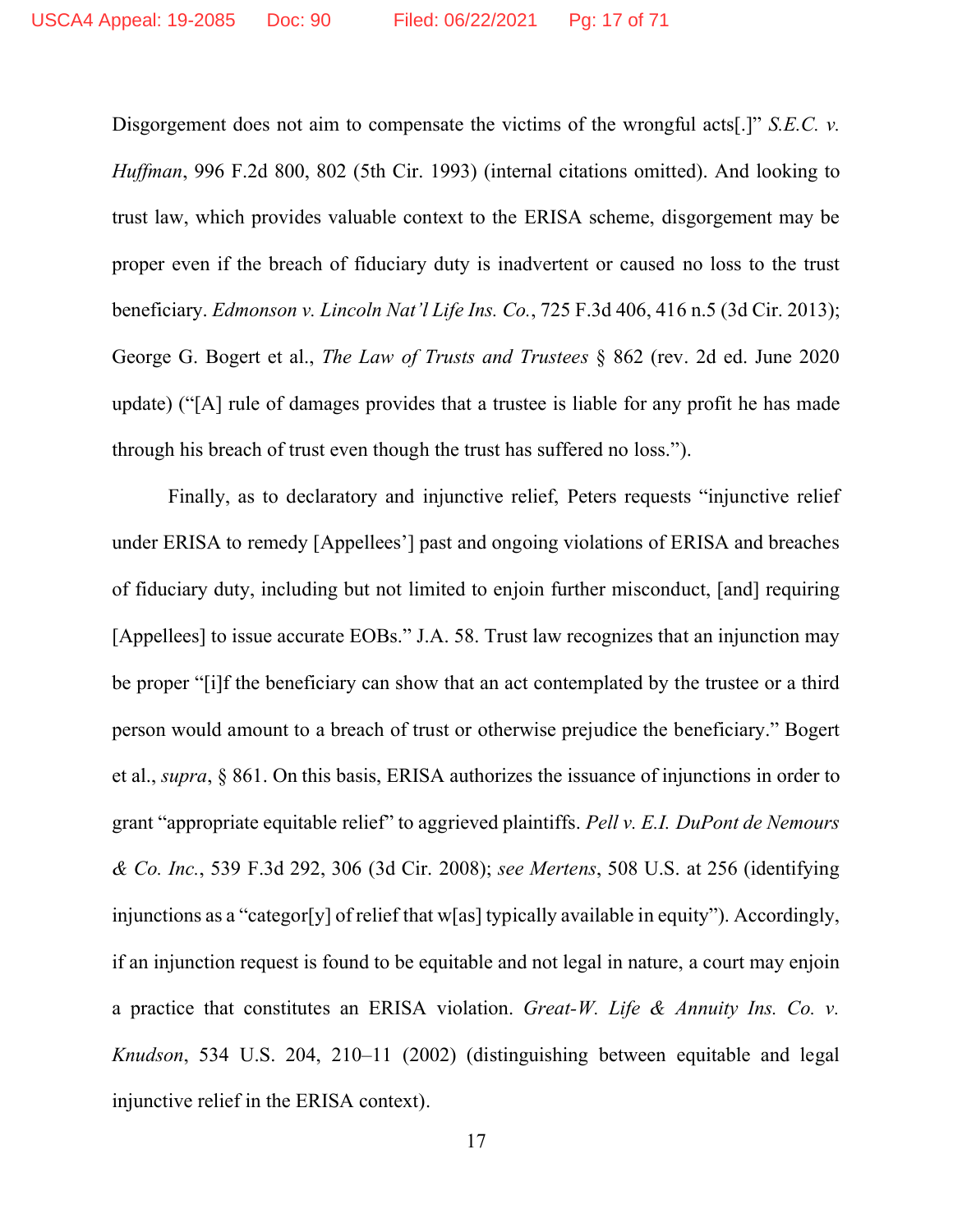Disgorgement does not aim to compensate the victims of the wrongful acts[.]" *S.E.C. v. Huffman*, 996 F.2d 800, 802 (5th Cir. 1993) (internal citations omitted). And looking to trust law, which provides valuable context to the ERISA scheme, disgorgement may be proper even if the breach of fiduciary duty is inadvertent or caused no loss to the trust beneficiary. *Edmonson v. Lincoln Nat'l Life Ins. Co.*, 725 F.3d 406, 416 n.5 (3d Cir. 2013); George G. Bogert et al., *The Law of Trusts and Trustees* § 862 (rev. 2d ed. June 2020 update) ("[A] rule of damages provides that a trustee is liable for any profit he has made through his breach of trust even though the trust has suffered no loss.").

Finally, as to declaratory and injunctive relief, Peters requests "injunctive relief under ERISA to remedy [Appellees'] past and ongoing violations of ERISA and breaches of fiduciary duty, including but not limited to enjoin further misconduct, [and] requiring [Appellees] to issue accurate EOBs." J.A. 58. Trust law recognizes that an injunction may be proper "[i]f the beneficiary can show that an act contemplated by the trustee or a third person would amount to a breach of trust or otherwise prejudice the beneficiary." Bogert et al., *supra*, § 861. On this basis, ERISA authorizes the issuance of injunctions in order to grant "appropriate equitable relief" to aggrieved plaintiffs. *Pell v. E.I. DuPont de Nemours & Co. Inc.*, 539 F.3d 292, 306 (3d Cir. 2008); *see Mertens*, 508 U.S. at 256 (identifying injunctions as a "categor[y] of relief that w[as] typically available in equity"). Accordingly, if an injunction request is found to be equitable and not legal in nature, a court may enjoin a practice that constitutes an ERISA violation. *Great-W. Life & Annuity Ins. Co. v. Knudson*, 534 U.S. 204, 210–11 (2002) (distinguishing between equitable and legal injunctive relief in the ERISA context).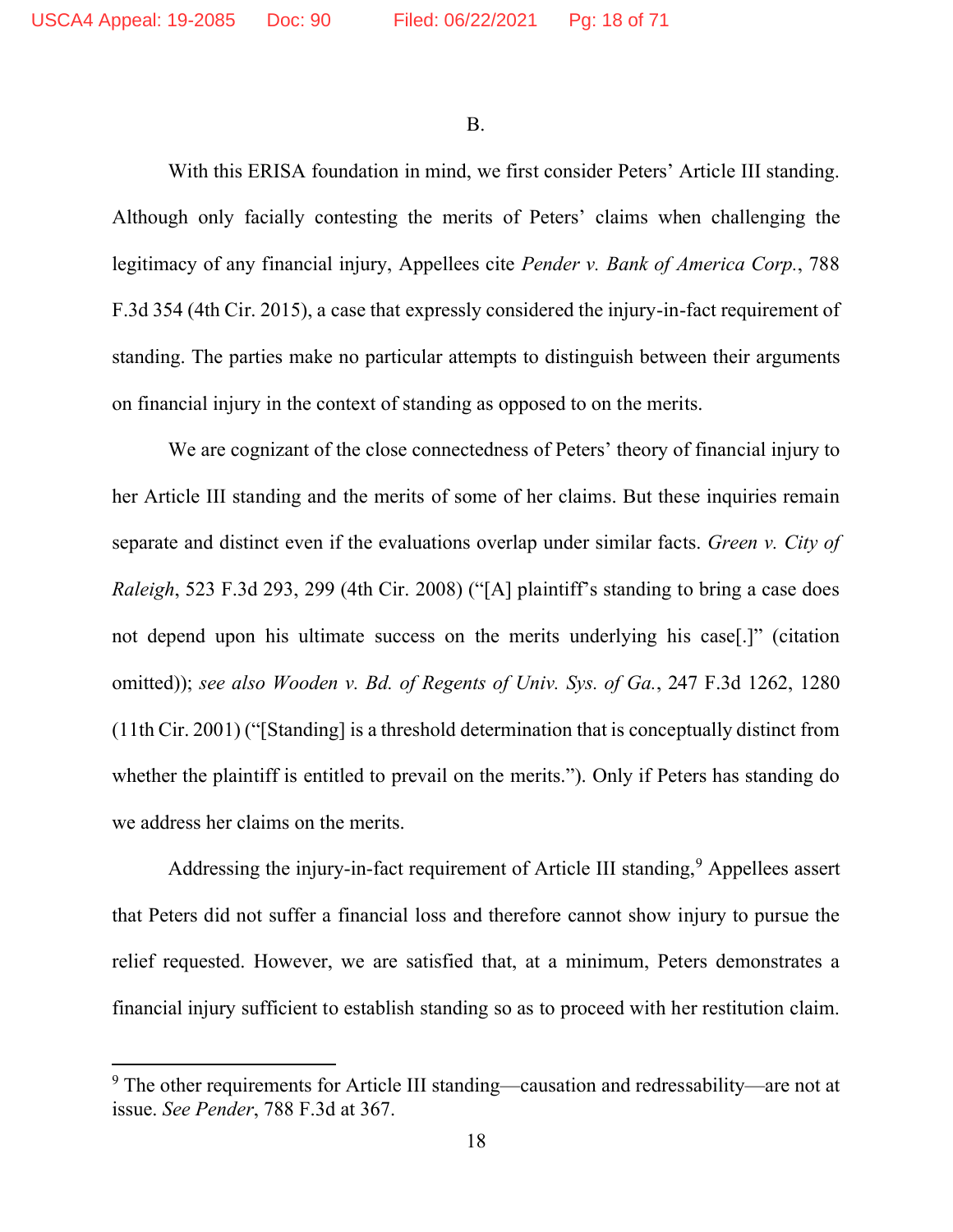B.

With this ERISA foundation in mind, we first consider Peters' Article III standing. Although only facially contesting the merits of Peters' claims when challenging the legitimacy of any financial injury, Appellees cite *Pender v. Bank of America Corp.*, 788 F.3d 354 (4th Cir. 2015), a case that expressly considered the injury-in-fact requirement of standing. The parties make no particular attempts to distinguish between their arguments on financial injury in the context of standing as opposed to on the merits.

We are cognizant of the close connectedness of Peters' theory of financial injury to her Article III standing and the merits of some of her claims. But these inquiries remain separate and distinct even if the evaluations overlap under similar facts. *Green v. City of Raleigh*, 523 F.3d 293, 299 (4th Cir. 2008) ("[A] plaintiff's standing to bring a case does not depend upon his ultimate success on the merits underlying his case[.]" (citation omitted)); *see also Wooden v. Bd. of Regents of Univ. Sys. of Ga.*, 247 F.3d 1262, 1280 (11th Cir. 2001) ("[Standing] is a threshold determination that is conceptually distinct from whether the plaintiff is entitled to prevail on the merits."). Only if Peters has standing do we address her claims on the merits.

Addressing the injury-in-fact requirement of Article III standing,[9] Appellees assert that Peters did not suffer a financial loss and therefore cannot show injury to pursue the relief requested. However, we are satisfied that, at a minimum, Peters demonstrates a financial injury sufficient to establish standing so as to proceed with her restitution claim.

---

[9] The other requirements for Article III standing—causation and redressability—are not at issue. *See Pender*, 788 F.3d at 367.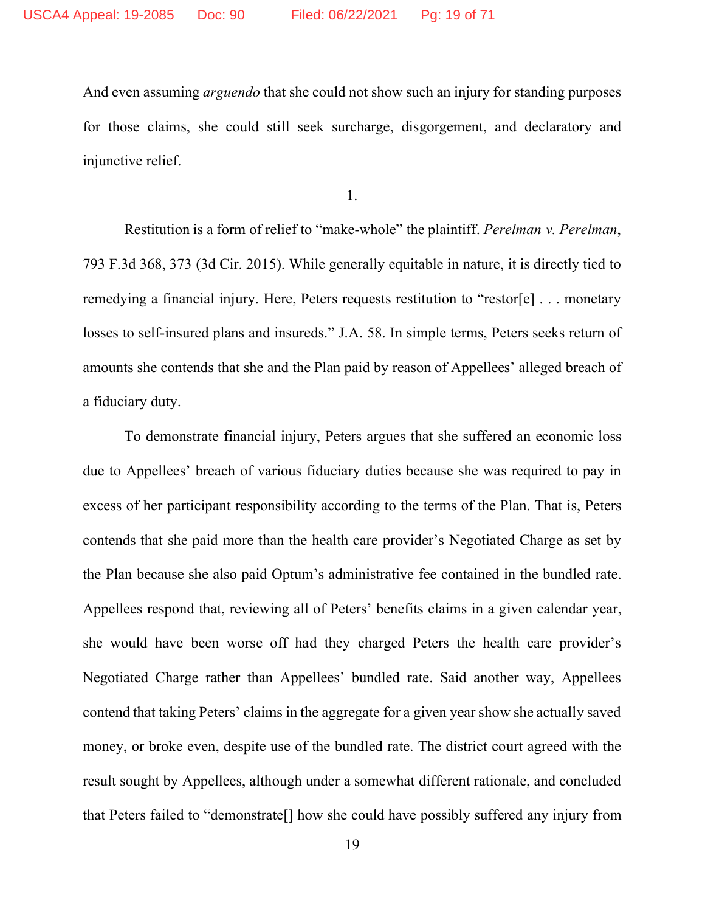And even assuming *arguendo* that she could not show such an injury for standing purposes for those claims, she could still seek surcharge, disgorgement, and declaratory and injunctive relief.

1.

Restitution is a form of relief to "make-whole" the plaintiff. *Perelman v. Perelman*, 793 F.3d 368, 373 (3d Cir. 2015). While generally equitable in nature, it is directly tied to remedying a financial injury. Here, Peters requests restitution to "restor[e] . . . monetary losses to self-insured plans and insureds." J.A. 58. In simple terms, Peters seeks return of amounts she contends that she and the Plan paid by reason of Appellees' alleged breach of a fiduciary duty.

To demonstrate financial injury, Peters argues that she suffered an economic loss due to Appellees' breach of various fiduciary duties because she was required to pay in excess of her participant responsibility according to the terms of the Plan. That is, Peters contends that she paid more than the health care provider's Negotiated Charge as set by the Plan because she also paid Optum's administrative fee contained in the bundled rate. Appellees respond that, reviewing all of Peters' benefits claims in a given calendar year, she would have been worse off had they charged Peters the health care provider's Negotiated Charge rather than Appellees' bundled rate. Said another way, Appellees contend that taking Peters' claims in the aggregate for a given year show she actually saved money, or broke even, despite use of the bundled rate. The district court agreed with the result sought by Appellees, although under a somewhat different rationale, and concluded that Peters failed to "demonstrate[] how she could have possibly suffered any injury from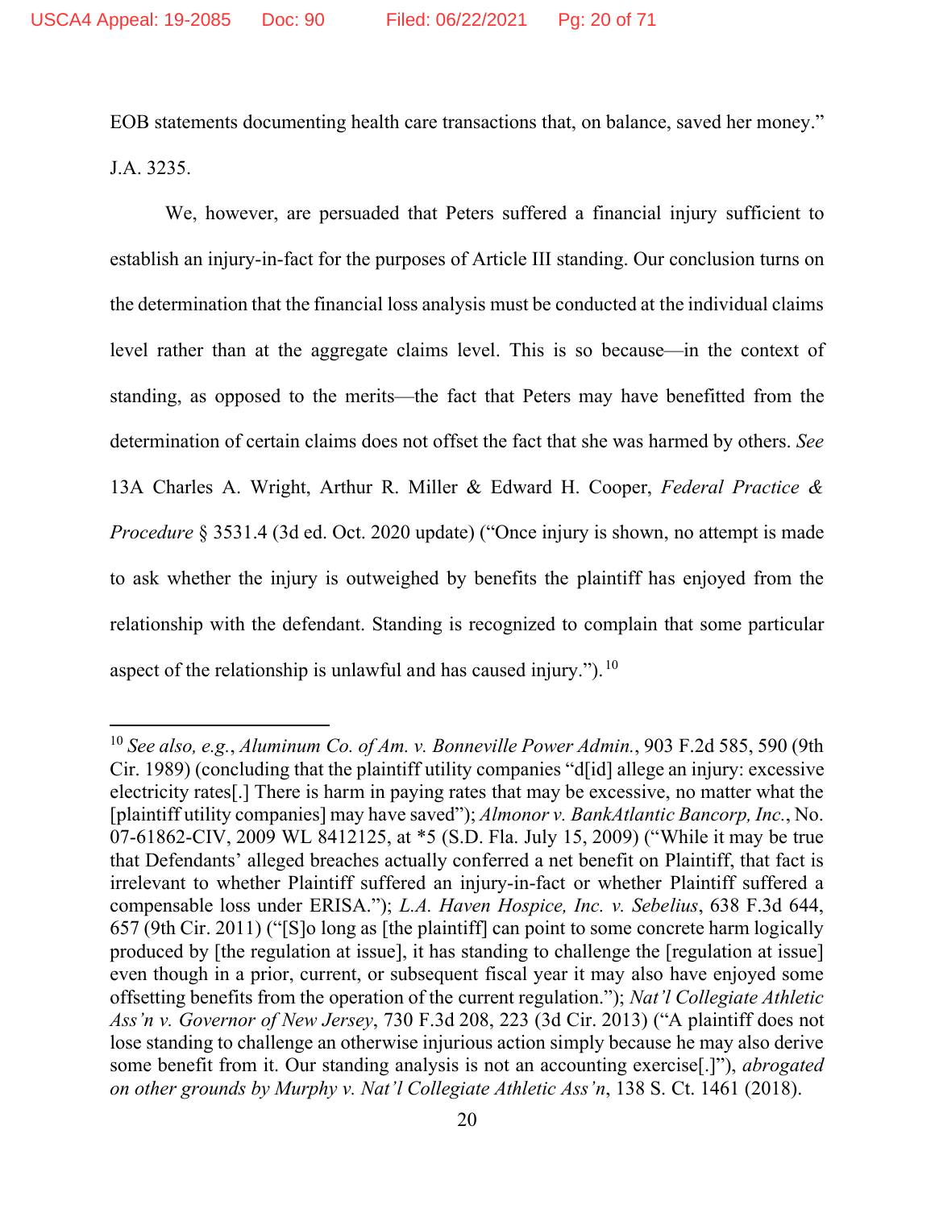EOB statements documenting health care transactions that, on balance, saved her money." J.A. 3235.

We, however, are persuaded that Peters suffered a financial injury sufficient to establish an injury-in-fact for the purposes of Article III standing. Our conclusion turns on the determination that the financial loss analysis must be conducted at the individual claims level rather than at the aggregate claims level. This is so because—in the context of standing, as opposed to the merits—the fact that Peters may have benefitted from the determination of certain claims does not offset the fact that she was harmed by others. *See* 13A Charles A. Wright, Arthur R. Miller & Edward H. Cooper, *Federal Practice & Procedure* § 3531.4 (3d ed. Oct. 2020 update) ("Once injury is shown, no attempt is made to ask whether the injury is outweighed by benefits the plaintiff has enjoyed from the relationship with the defendant. Standing is recognized to complain that some particular aspect of the relationship is unlawful and has caused injury.").[10]

---

[10] *See also, e.g.*, *Aluminum Co. of Am. v. Bonneville Power Admin.*, 903 F.2d 585, 590 (9th Cir. 1989) (concluding that the plaintiff utility companies "d[id] allege an injury: excessive electricity rates[.] There is harm in paying rates that may be excessive, no matter what the [plaintiff utility companies] may have saved"); *Almonor v. BankAtlantic Bancorp, Inc.*, No. 07-61862-CIV, 2009 WL 8412125, at *5 (S.D. Fla. July 15, 2009) ("While it may be true that Defendants' alleged breaches actually conferred a net benefit on Plaintiff, that fact is irrelevant to whether Plaintiff suffered an injury-in-fact or whether Plaintiff suffered a compensable loss under ERISA."); *L.A. Haven Hospice, Inc. v. Sebelius*, 638 F.3d 644, 657 (9th Cir. 2011) ("[S]o long as [the plaintiff] can point to some concrete harm logically produced by [the regulation at issue], it has standing to challenge the [regulation at issue] even though in a prior, current, or subsequent fiscal year it may also have enjoyed some offsetting benefits from the operation of the current regulation."); *Nat'l Collegiate Athletic Ass'n v. Governor of New Jersey*, 730 F.3d 208, 223 (3d Cir. 2013) ("A plaintiff does not lose standing to challenge an otherwise injurious action simply because he may also derive some benefit from it. Our standing analysis is not an accounting exercise[.]"), *abrogated on other grounds by Murphy v. Nat'l Collegiate Athletic Ass'n*, 138 S. Ct. 1461 (2018).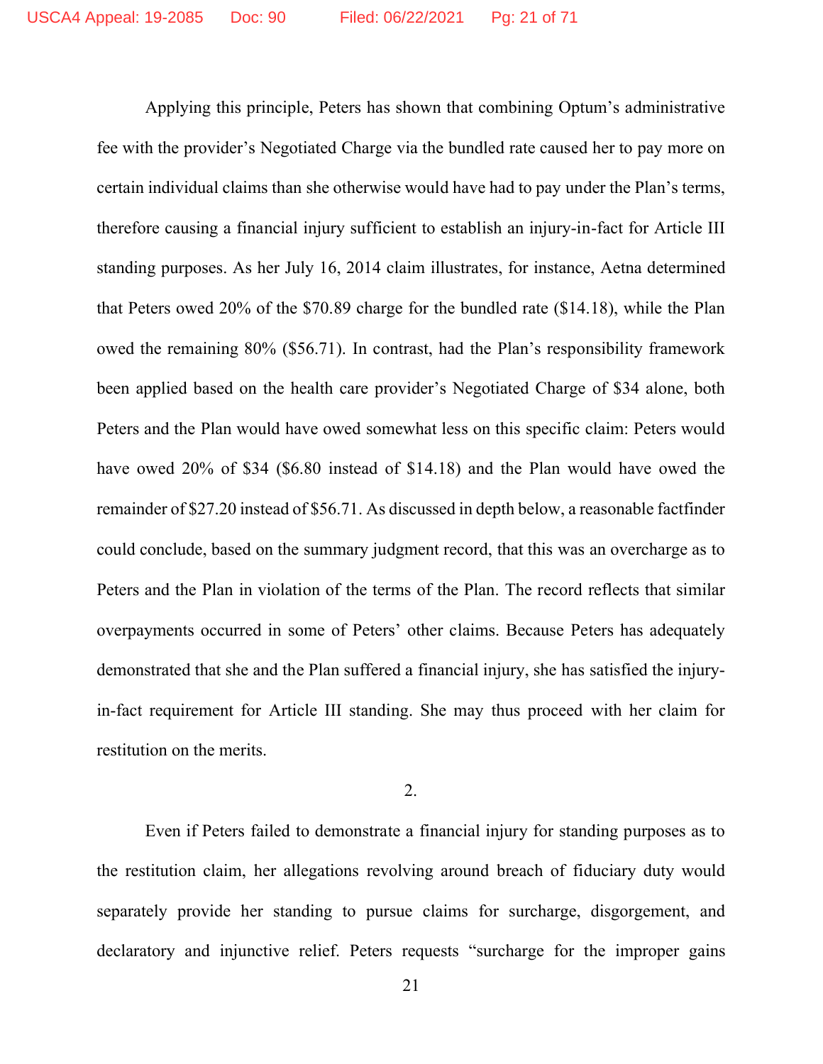Applying this principle, Peters has shown that combining Optum's administrative fee with the provider's Negotiated Charge via the bundled rate caused her to pay more on certain individual claims than she otherwise would have had to pay under the Plan's terms, therefore causing a financial injury sufficient to establish an injury-in-fact for Article III standing purposes. As her July 16, 2014 claim illustrates, for instance, Aetna determined that Peters owed 20% of the $70.89 charge for the bundled rate ($14.18), while the Plan owed the remaining 80% ($56.71). In contrast, had the Plan's responsibility framework been applied based on the health care provider's Negotiated Charge of $34 alone, both Peters and the Plan would have owed somewhat less on this specific claim: Peters would have owed 20% of $34 ($6.80 instead of $14.18) and the Plan would have owed the remainder of $27.20 instead of $56.71. As discussed in depth below, a reasonable factfinder could conclude, based on the summary judgment record, that this was an overcharge as to Peters and the Plan in violation of the terms of the Plan. The record reflects that similar overpayments occurred in some of Peters' other claims. Because Peters has adequately demonstrated that she and the Plan suffered a financial injury, she has satisfied the injury-in-fact requirement for Article III standing. She may thus proceed with her claim for restitution on the merits.

2.

Even if Peters failed to demonstrate a financial injury for standing purposes as to the restitution claim, her allegations revolving around breach of fiduciary duty would separately provide her standing to pursue claims for surcharge, disgorgement, and declaratory and injunctive relief. Peters requests "surcharge for the improper gains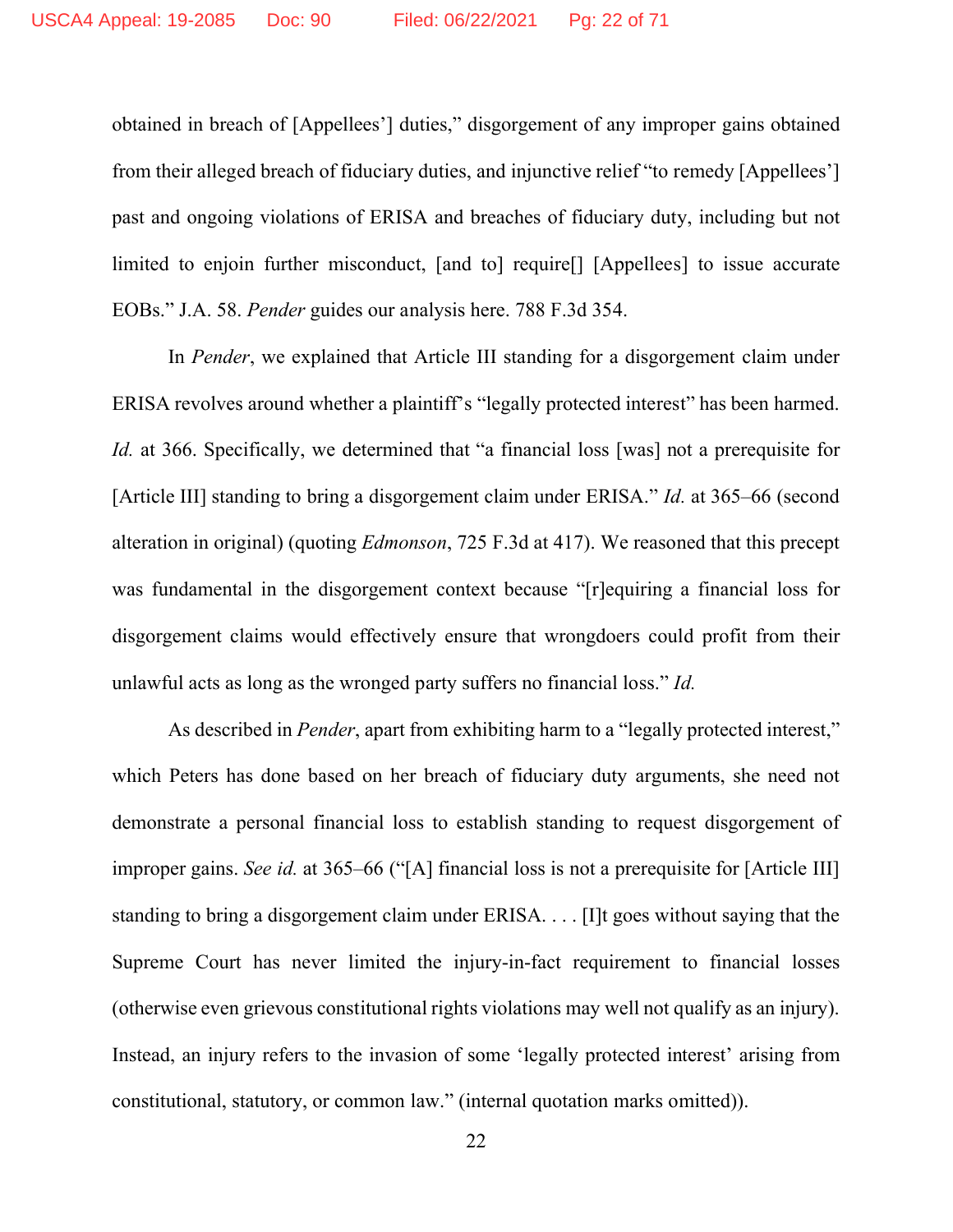obtained in breach of [Appellees'] duties," disgorgement of any improper gains obtained from their alleged breach of fiduciary duties, and injunctive relief "to remedy [Appellees'] past and ongoing violations of ERISA and breaches of fiduciary duty, including but not limited to enjoin further misconduct, [and to] require[] [Appellees] to issue accurate EOBs." J.A. 58. *Pender* guides our analysis here. 788 F.3d 354.

In *Pender*, we explained that Article III standing for a disgorgement claim under ERISA revolves around whether a plaintiff's "legally protected interest" has been harmed. *Id.* at 366. Specifically, we determined that "a financial loss [was] not a prerequisite for [Article III] standing to bring a disgorgement claim under ERISA." *Id.* at 365–66 (second alteration in original) (quoting *Edmonson*, 725 F.3d at 417). We reasoned that this precept was fundamental in the disgorgement context because "[r]equiring a financial loss for disgorgement claims would effectively ensure that wrongdoers could profit from their unlawful acts as long as the wronged party suffers no financial loss." *Id.*

As described in *Pender*, apart from exhibiting harm to a "legally protected interest," which Peters has done based on her breach of fiduciary duty arguments, she need not demonstrate a personal financial loss to establish standing to request disgorgement of improper gains. *See id.* at 365–66 ("[A] financial loss is not a prerequisite for [Article III] standing to bring a disgorgement claim under ERISA. . . . [I]t goes without saying that the Supreme Court has never limited the injury-in-fact requirement to financial losses (otherwise even grievous constitutional rights violations may well not qualify as an injury). Instead, an injury refers to the invasion of some 'legally protected interest' arising from constitutional, statutory, or common law." (internal quotation marks omitted)).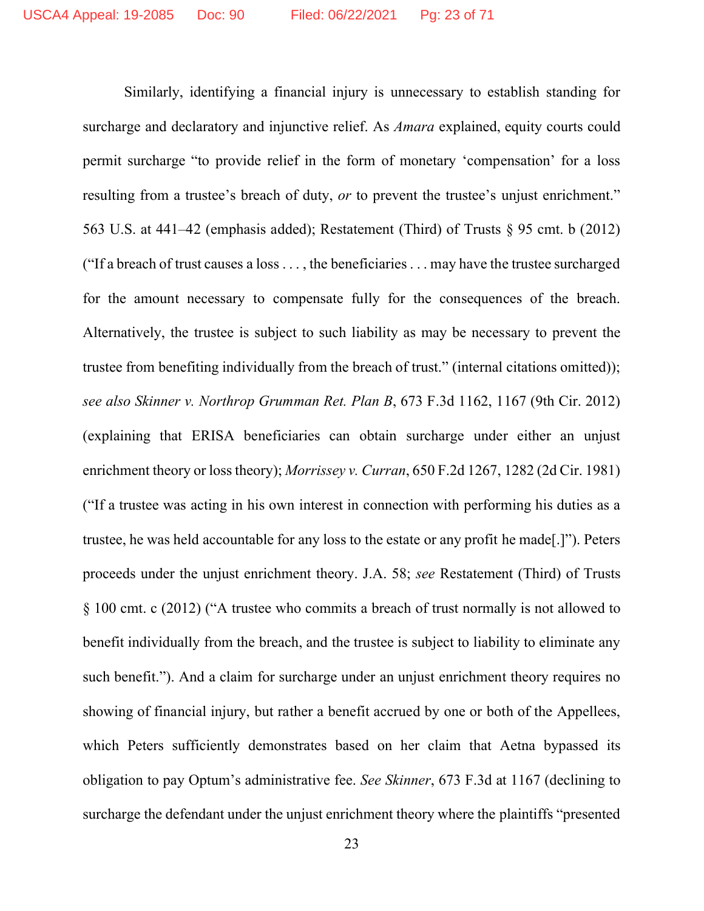Similarly, identifying a financial injury is unnecessary to establish standing for surcharge and declaratory and injunctive relief. As *Amara* explained, equity courts could permit surcharge "to provide relief in the form of monetary 'compensation' for a loss resulting from a trustee's breach of duty, *or* to prevent the trustee's unjust enrichment." 563 U.S. at 441–42 (emphasis added); Restatement (Third) of Trusts § 95 cmt. b (2012) ("If a breach of trust causes a loss . . . , the beneficiaries . . . may have the trustee surcharged for the amount necessary to compensate fully for the consequences of the breach. Alternatively, the trustee is subject to such liability as may be necessary to prevent the trustee from benefiting individually from the breach of trust." (internal citations omitted)); *see also Skinner v. Northrop Grumman Ret. Plan B*, 673 F.3d 1162, 1167 (9th Cir. 2012) (explaining that ERISA beneficiaries can obtain surcharge under either an unjust enrichment theory or loss theory); *Morrissey v. Curran*, 650 F.2d 1267, 1282 (2d Cir. 1981) ("If a trustee was acting in his own interest in connection with performing his duties as a trustee, he was held accountable for any loss to the estate or any profit he made[.]"). Peters proceeds under the unjust enrichment theory. J.A. 58; *see* Restatement (Third) of Trusts § 100 cmt. c (2012) ("A trustee who commits a breach of trust normally is not allowed to benefit individually from the breach, and the trustee is subject to liability to eliminate any such benefit."). And a claim for surcharge under an unjust enrichment theory requires no showing of financial injury, but rather a benefit accrued by one or both of the Appellees, which Peters sufficiently demonstrates based on her claim that Aetna bypassed its obligation to pay Optum's administrative fee. *See Skinner*, 673 F.3d at 1167 (declining to surcharge the defendant under the unjust enrichment theory where the plaintiffs "presented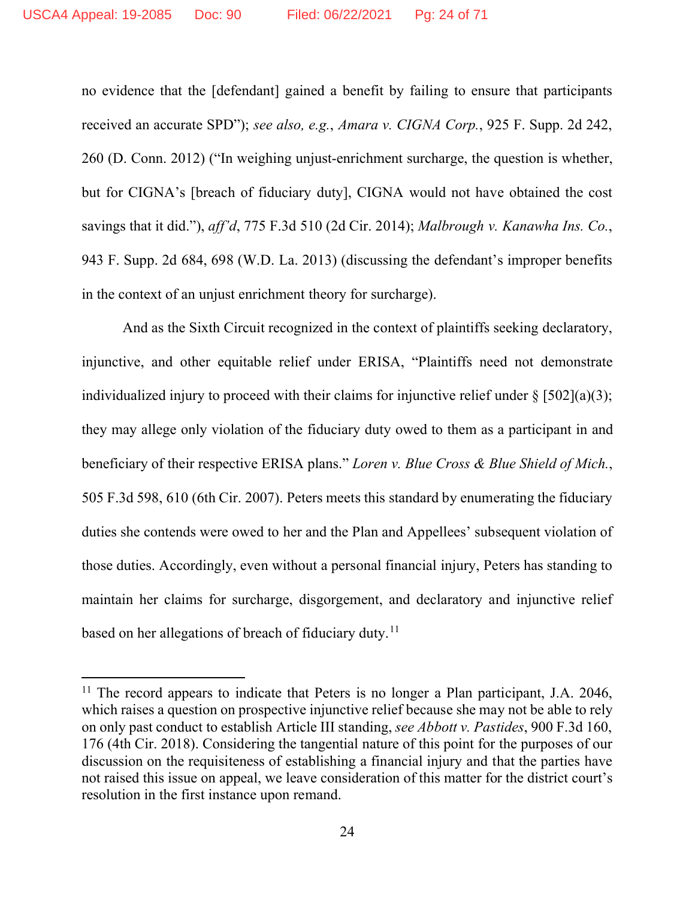no evidence that the [defendant] gained a benefit by failing to ensure that participants received an accurate SPD"); *see also, e.g.*, *Amara v. CIGNA Corp.*, 925 F. Supp. 2d 242, 260 (D. Conn. 2012) ("In weighing unjust-enrichment surcharge, the question is whether, but for CIGNA's [breach of fiduciary duty], CIGNA would not have obtained the cost savings that it did."), *aff'd*, 775 F.3d 510 (2d Cir. 2014); *Malbrough v. Kanawha Ins. Co.*, 943 F. Supp. 2d 684, 698 (W.D. La. 2013) (discussing the defendant's improper benefits in the context of an unjust enrichment theory for surcharge).

And as the Sixth Circuit recognized in the context of plaintiffs seeking declaratory, injunctive, and other equitable relief under ERISA, "Plaintiffs need not demonstrate individualized injury to proceed with their claims for injunctive relief under § [502](a)(3); they may allege only violation of the fiduciary duty owed to them as a participant in and beneficiary of their respective ERISA plans." *Loren v. Blue Cross & Blue Shield of Mich.*, 505 F.3d 598, 610 (6th Cir. 2007). Peters meets this standard by enumerating the fiduciary duties she contends were owed to her and the Plan and Appellees' subsequent violation of those duties. Accordingly, even without a personal financial injury, Peters has standing to maintain her claims for surcharge, disgorgement, and declaratory and injunctive relief based on her allegations of breach of fiduciary duty.[11]

[11] The record appears to indicate that Peters is no longer a Plan participant, J.A. 2046, which raises a question on prospective injunctive relief because she may not be able to rely on only past conduct to establish Article III standing, *see Abbott v. Pastides*, 900 F.3d 160, 176 (4th Cir. 2018). Considering the tangential nature of this point for the purposes of our discussion on the requisiteness of establishing a financial injury and that the parties have not raised this issue on appeal, we leave consideration of this matter for the district court's resolution in the first instance upon remand.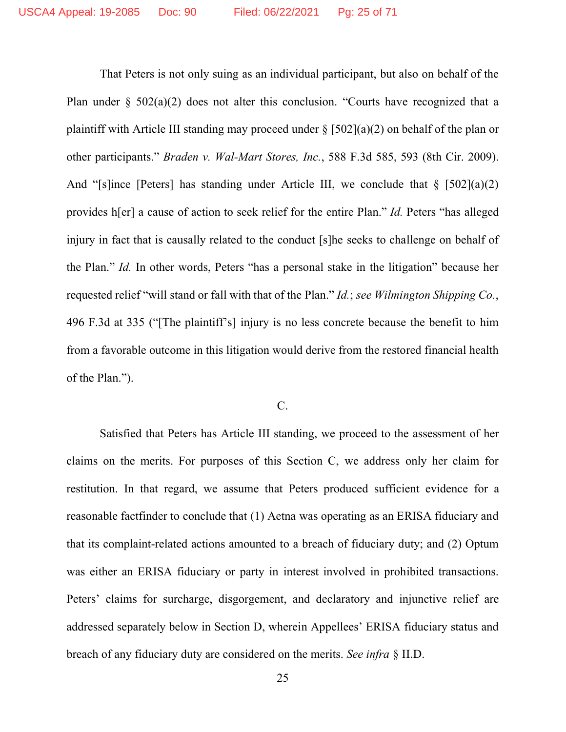That Peters is not only suing as an individual participant, but also on behalf of the Plan under § 502(a)(2) does not alter this conclusion. "Courts have recognized that a plaintiff with Article III standing may proceed under § [502](a)(2) on behalf of the plan or other participants." *Braden v. Wal-Mart Stores, Inc.*, 588 F.3d 585, 593 (8th Cir. 2009). And "[s]ince [Peters] has standing under Article III, we conclude that § [502](a)(2) provides h[er] a cause of action to seek relief for the entire Plan." *Id.* Peters "has alleged injury in fact that is causally related to the conduct [s]he seeks to challenge on behalf of the Plan." *Id.* In other words, Peters "has a personal stake in the litigation" because her requested relief "will stand or fall with that of the Plan." *Id.*; *see Wilmington Shipping Co.*, 496 F.3d at 335 ("[The plaintiff's] injury is no less concrete because the benefit to him from a favorable outcome in this litigation would derive from the restored financial health of the Plan.").

### C.

Satisfied that Peters has Article III standing, we proceed to the assessment of her claims on the merits. For purposes of this Section C, we address only her claim for restitution. In that regard, we assume that Peters produced sufficient evidence for a reasonable factfinder to conclude that (1) Aetna was operating as an ERISA fiduciary and that its complaint-related actions amounted to a breach of fiduciary duty; and (2) Optum was either an ERISA fiduciary or party in interest involved in prohibited transactions. Peters' claims for surcharge, disgorgement, and declaratory and injunctive relief are addressed separately below in Section D, wherein Appellees' ERISA fiduciary status and breach of any fiduciary duty are considered on the merits. *See infra* § II.D.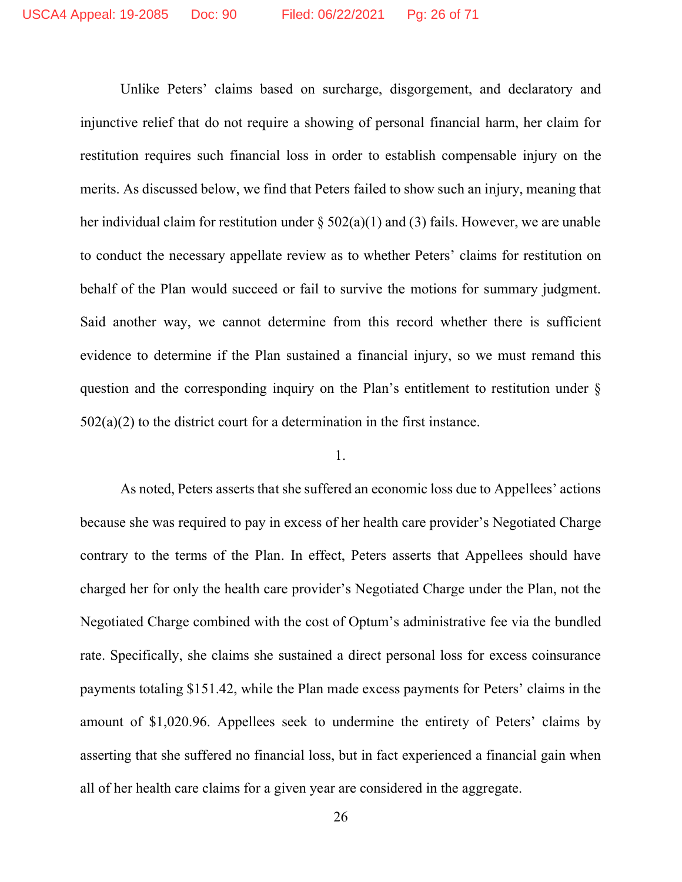Unlike Peters' claims based on surcharge, disgorgement, and declaratory and injunctive relief that do not require a showing of personal financial harm, her claim for restitution requires such financial loss in order to establish compensable injury on the merits. As discussed below, we find that Peters failed to show such an injury, meaning that her individual claim for restitution under § 502(a)(1) and (3) fails. However, we are unable to conduct the necessary appellate review as to whether Peters' claims for restitution on behalf of the Plan would succeed or fail to survive the motions for summary judgment. Said another way, we cannot determine from this record whether there is sufficient evidence to determine if the Plan sustained a financial injury, so we must remand this question and the corresponding inquiry on the Plan's entitlement to restitution under § 502(a)(2) to the district court for a determination in the first instance.

1.

As noted, Peters asserts that she suffered an economic loss due to Appellees' actions because she was required to pay in excess of her health care provider's Negotiated Charge contrary to the terms of the Plan. In effect, Peters asserts that Appellees should have charged her for only the health care provider's Negotiated Charge under the Plan, not the Negotiated Charge combined with the cost of Optum's administrative fee via the bundled rate. Specifically, she claims she sustained a direct personal loss for excess coinsurance payments totaling $151.42, while the Plan made excess payments for Peters' claims in the amount of $1,020.96. Appellees seek to undermine the entirety of Peters' claims by asserting that she suffered no financial loss, but in fact experienced a financial gain when all of her health care claims for a given year are considered in the aggregate.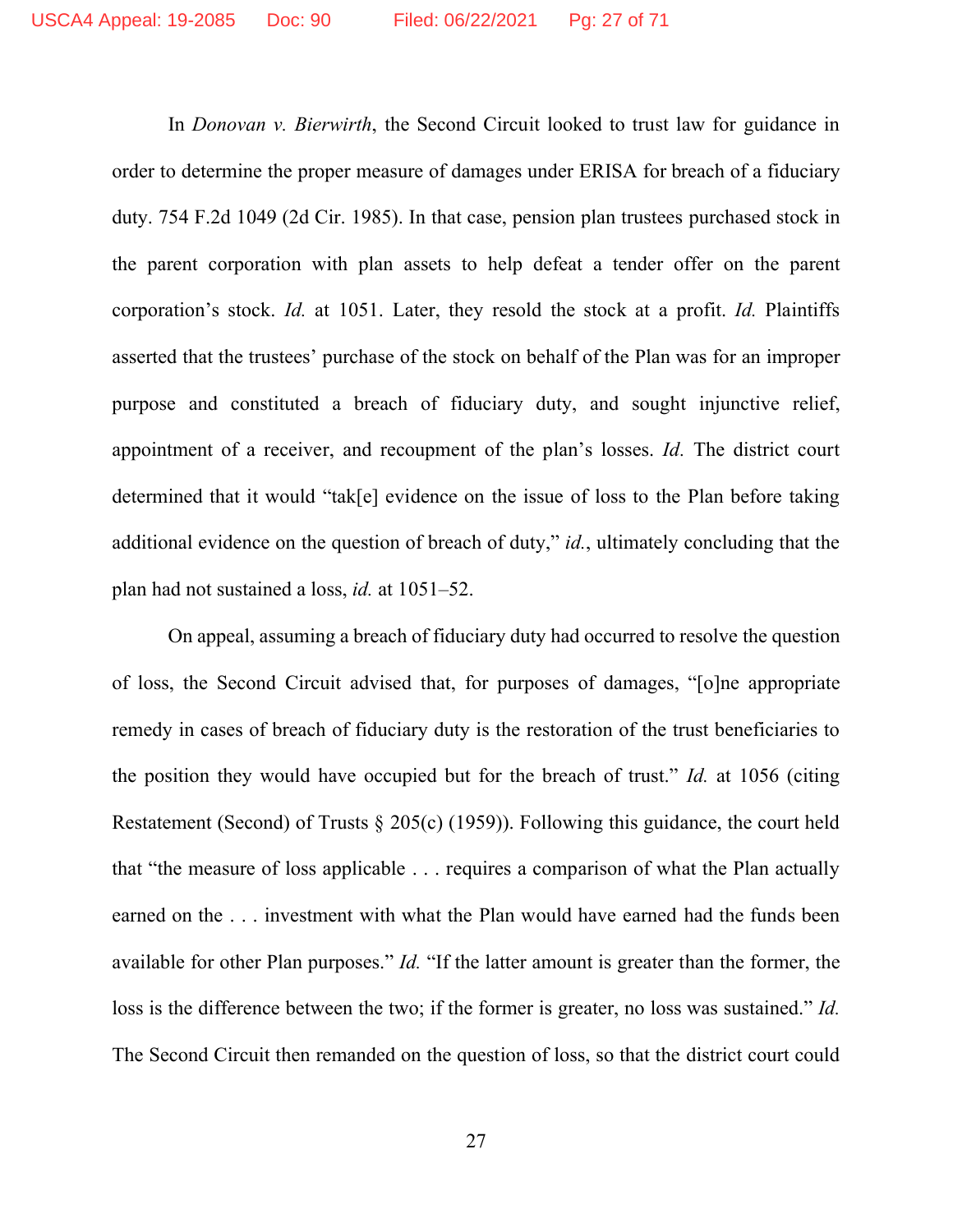In *Donovan v. Bierwirth*, the Second Circuit looked to trust law for guidance in order to determine the proper measure of damages under ERISA for breach of a fiduciary duty. 754 F.2d 1049 (2d Cir. 1985). In that case, pension plan trustees purchased stock in the parent corporation with plan assets to help defeat a tender offer on the parent corporation's stock. *Id.* at 1051. Later, they resold the stock at a profit. *Id.* Plaintiffs asserted that the trustees' purchase of the stock on behalf of the Plan was for an improper purpose and constituted a breach of fiduciary duty, and sought injunctive relief, appointment of a receiver, and recoupment of the plan's losses. *Id.* The district court determined that it would "tak[e] evidence on the issue of loss to the Plan before taking additional evidence on the question of breach of duty," *id.*, ultimately concluding that the plan had not sustained a loss, *id.* at 1051–52.

On appeal, assuming a breach of fiduciary duty had occurred to resolve the question of loss, the Second Circuit advised that, for purposes of damages, "[o]ne appropriate remedy in cases of breach of fiduciary duty is the restoration of the trust beneficiaries to the position they would have occupied but for the breach of trust." *Id.* at 1056 (citing Restatement (Second) of Trusts § 205(c) (1959)). Following this guidance, the court held that "the measure of loss applicable . . . requires a comparison of what the Plan actually earned on the . . . investment with what the Plan would have earned had the funds been available for other Plan purposes." *Id.* "If the latter amount is greater than the former, the loss is the difference between the two; if the former is greater, no loss was sustained." *Id.* The Second Circuit then remanded on the question of loss, so that the district court could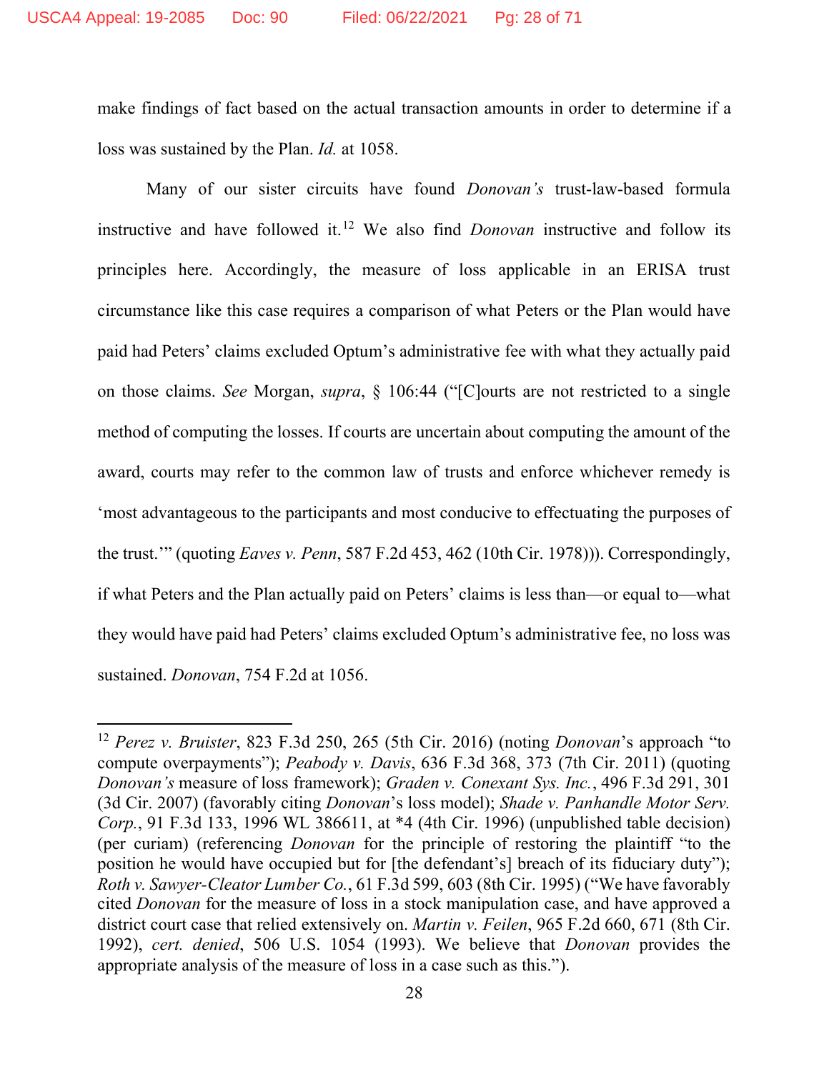make findings of fact based on the actual transaction amounts in order to determine if a loss was sustained by the Plan. *Id.* at 1058.

Many of our sister circuits have found *Donovan's* trust-law-based formula instructive and have followed it.[12] We also find *Donovan* instructive and follow its principles here. Accordingly, the measure of loss applicable in an ERISA trust circumstance like this case requires a comparison of what Peters or the Plan would have paid had Peters' claims excluded Optum's administrative fee with what they actually paid on those claims. *See* Morgan, *supra*, § 106:44 ("[C]ourts are not restricted to a single method of computing the losses. If courts are uncertain about computing the amount of the award, courts may refer to the common law of trusts and enforce whichever remedy is 'most advantageous to the participants and most conducive to effectuating the purposes of the trust.'" (quoting *Eaves v. Penn*, 587 F.2d 453, 462 (10th Cir. 1978))). Correspondingly, if what Peters and the Plan actually paid on Peters' claims is less than—or equal to—what they would have paid had Peters' claims excluded Optum's administrative fee, no loss was sustained. *Donovan*, 754 F.2d at 1056.

---

[12] *Perez v. Bruister*, 823 F.3d 250, 265 (5th Cir. 2016) (noting *Donovan*'s approach "to compute overpayments"); *Peabody v. Davis*, 636 F.3d 368, 373 (7th Cir. 2011) (quoting *Donovan's* measure of loss framework); *Graden v. Conexant Sys. Inc.*, 496 F.3d 291, 301 (3d Cir. 2007) (favorably citing *Donovan*'s loss model); *Shade v. Panhandle Motor Serv. Corp.*, 91 F.3d 133, 1996 WL 386611, at *4 (4th Cir. 1996) (unpublished table decision) (per curiam) (referencing *Donovan* for the principle of restoring the plaintiff "to the position he would have occupied but for [the defendant's] breach of its fiduciary duty"); *Roth v. Sawyer-Cleator Lumber Co.*, 61 F.3d 599, 603 (8th Cir. 1995) ("We have favorably cited *Donovan* for the measure of loss in a stock manipulation case, and have approved a district court case that relied extensively on. *Martin v. Feilen*, 965 F.2d 660, 671 (8th Cir. 1992), *cert. denied*, 506 U.S. 1054 (1993). We believe that *Donovan* provides the appropriate analysis of the measure of loss in a case such as this.").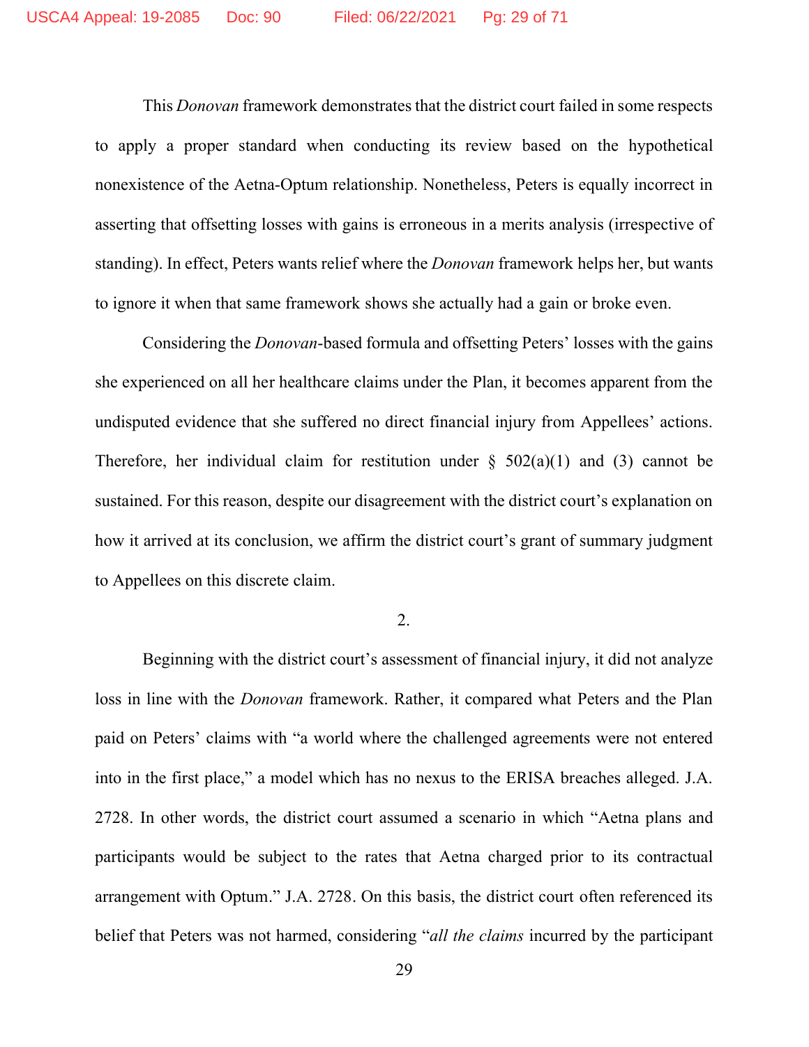This *Donovan* framework demonstrates that the district court failed in some respects to apply a proper standard when conducting its review based on the hypothetical nonexistence of the Aetna-Optum relationship. Nonetheless, Peters is equally incorrect in asserting that offsetting losses with gains is erroneous in a merits analysis (irrespective of standing). In effect, Peters wants relief where the *Donovan* framework helps her, but wants to ignore it when that same framework shows she actually had a gain or broke even.

Considering the *Donovan*-based formula and offsetting Peters' losses with the gains she experienced on all her healthcare claims under the Plan, it becomes apparent from the undisputed evidence that she suffered no direct financial injury from Appellees' actions. Therefore, her individual claim for restitution under § 502(a)(1) and (3) cannot be sustained. For this reason, despite our disagreement with the district court's explanation on how it arrived at its conclusion, we affirm the district court's grant of summary judgment to Appellees on this discrete claim.

2.

Beginning with the district court's assessment of financial injury, it did not analyze loss in line with the *Donovan* framework. Rather, it compared what Peters and the Plan paid on Peters' claims with "a world where the challenged agreements were not entered into in the first place," a model which has no nexus to the ERISA breaches alleged. J.A. 2728. In other words, the district court assumed a scenario in which "Aetna plans and participants would be subject to the rates that Aetna charged prior to its contractual arrangement with Optum." J.A. 2728. On this basis, the district court often referenced its belief that Peters was not harmed, considering "*all the claims* incurred by the participant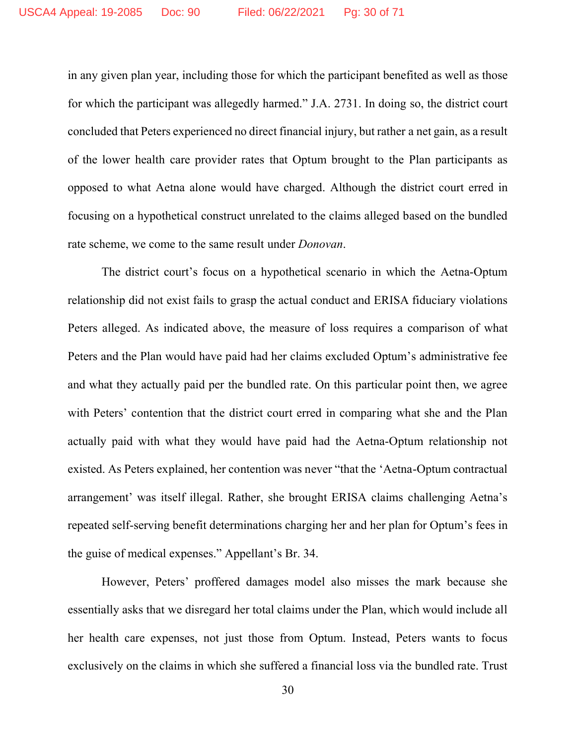in any given plan year, including those for which the participant benefited as well as those for which the participant was allegedly harmed." J.A. 2731. In doing so, the district court concluded that Peters experienced no direct financial injury, but rather a net gain, as a result of the lower health care provider rates that Optum brought to the Plan participants as opposed to what Aetna alone would have charged. Although the district court erred in focusing on a hypothetical construct unrelated to the claims alleged based on the bundled rate scheme, we come to the same result under *Donovan*.

The district court's focus on a hypothetical scenario in which the Aetna-Optum relationship did not exist fails to grasp the actual conduct and ERISA fiduciary violations Peters alleged. As indicated above, the measure of loss requires a comparison of what Peters and the Plan would have paid had her claims excluded Optum's administrative fee and what they actually paid per the bundled rate. On this particular point then, we agree with Peters' contention that the district court erred in comparing what she and the Plan actually paid with what they would have paid had the Aetna-Optum relationship not existed. As Peters explained, her contention was never "that the 'Aetna-Optum contractual arrangement' was itself illegal. Rather, she brought ERISA claims challenging Aetna's repeated self-serving benefit determinations charging her and her plan for Optum's fees in the guise of medical expenses." Appellant's Br. 34.

However, Peters' proffered damages model also misses the mark because she essentially asks that we disregard her total claims under the Plan, which would include all her health care expenses, not just those from Optum. Instead, Peters wants to focus exclusively on the claims in which she suffered a financial loss via the bundled rate. Trust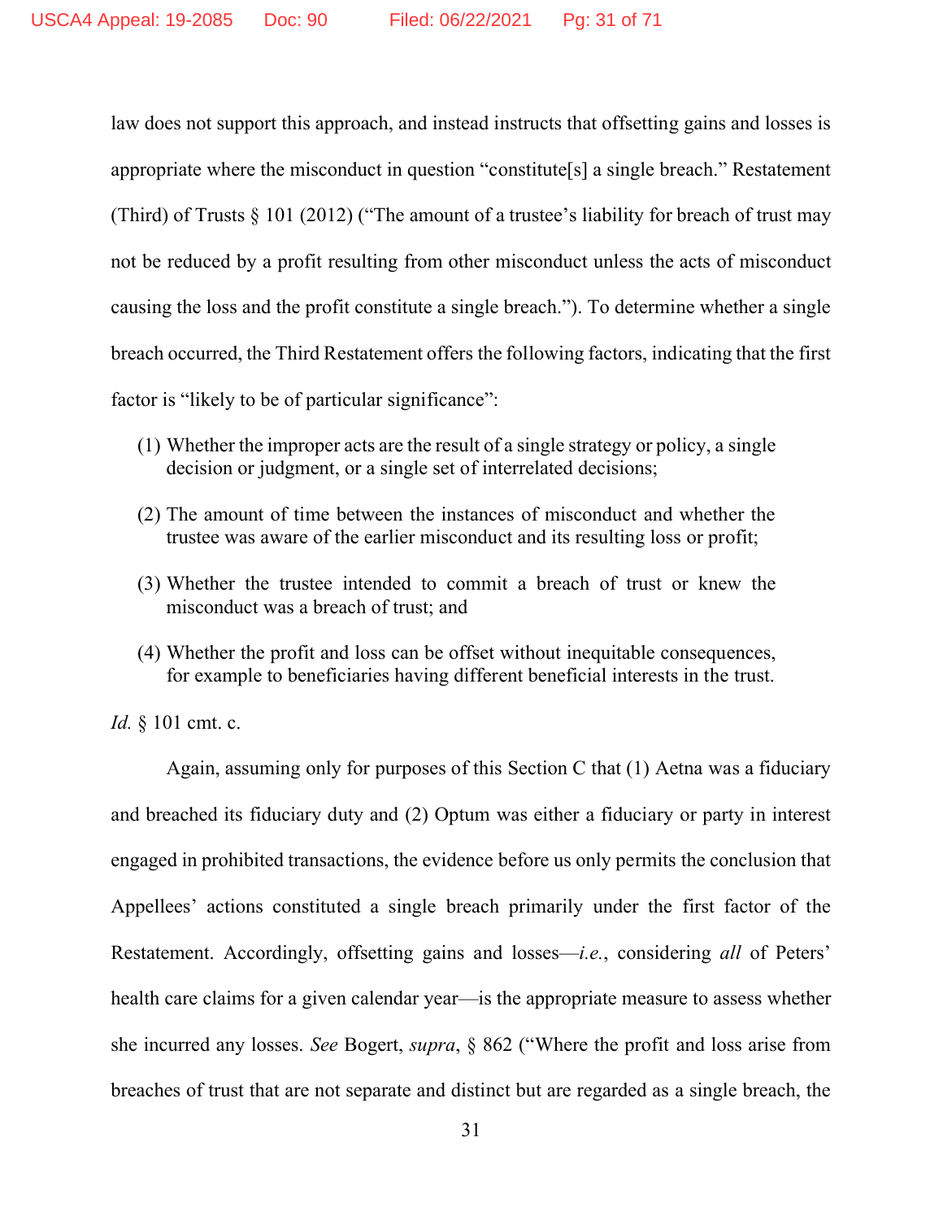law does not support this approach, and instead instructs that offsetting gains and losses is appropriate where the misconduct in question "constitute[s] a single breach." Restatement (Third) of Trusts § 101 (2012) ("The amount of a trustee's liability for breach of trust may not be reduced by a profit resulting from other misconduct unless the acts of misconduct causing the loss and the profit constitute a single breach."). To determine whether a single breach occurred, the Third Restatement offers the following factors, indicating that the first factor is "likely to be of particular significance":

> (1) Whether the improper acts are the result of a single strategy or policy, a single decision or judgment, or a single set of interrelated decisions;
>
> (2) The amount of time between the instances of misconduct and whether the trustee was aware of the earlier misconduct and its resulting loss or profit;
>
> (3) Whether the trustee intended to commit a breach of trust or knew the misconduct was a breach of trust; and
>
> (4) Whether the profit and loss can be offset without inequitable consequences, for example to beneficiaries having different beneficial interests in the trust.

*Id.* § 101 cmt. c.

Again, assuming only for purposes of this Section C that (1) Aetna was a fiduciary and breached its fiduciary duty and (2) Optum was either a fiduciary or party in interest engaged in prohibited transactions, the evidence before us only permits the conclusion that Appellees' actions constituted a single breach primarily under the first factor of the Restatement. Accordingly, offsetting gains and losses—*i.e.*, considering *all* of Peters' health care claims for a given calendar year—is the appropriate measure to assess whether she incurred any losses. *See* Bogert, *supra*, § 862 ("Where the profit and loss arise from breaches of trust that are not separate and distinct but are regarded as a single breach, the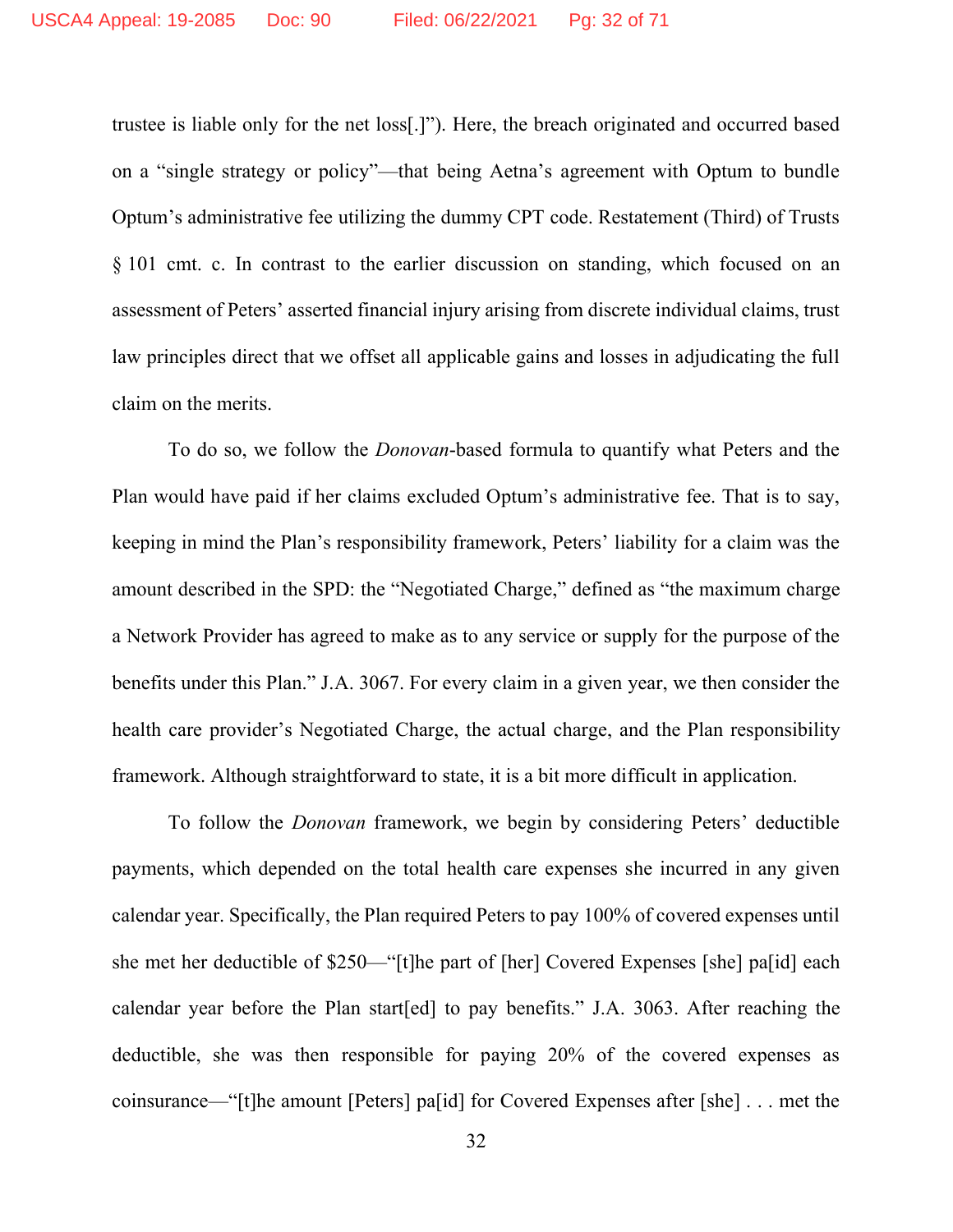trustee is liable only for the net loss[.]"). Here, the breach originated and occurred based on a "single strategy or policy"—that being Aetna's agreement with Optum to bundle Optum's administrative fee utilizing the dummy CPT code. Restatement (Third) of Trusts § 101 cmt. c. In contrast to the earlier discussion on standing, which focused on an assessment of Peters' asserted financial injury arising from discrete individual claims, trust law principles direct that we offset all applicable gains and losses in adjudicating the full claim on the merits.

To do so, we follow the *Donovan*-based formula to quantify what Peters and the Plan would have paid if her claims excluded Optum's administrative fee. That is to say, keeping in mind the Plan's responsibility framework, Peters' liability for a claim was the amount described in the SPD: the "Negotiated Charge," defined as "the maximum charge a Network Provider has agreed to make as to any service or supply for the purpose of the benefits under this Plan." J.A. 3067. For every claim in a given year, we then consider the health care provider's Negotiated Charge, the actual charge, and the Plan responsibility framework. Although straightforward to state, it is a bit more difficult in application.

To follow the *Donovan* framework, we begin by considering Peters' deductible payments, which depended on the total health care expenses she incurred in any given calendar year. Specifically, the Plan required Peters to pay 100% of covered expenses until she met her deductible of $250—"[t]he part of [her] Covered Expenses [she] pa[id] each calendar year before the Plan start[ed] to pay benefits." J.A. 3063. After reaching the deductible, she was then responsible for paying 20% of the covered expenses as coinsurance—"[t]he amount [Peters] pa[id] for Covered Expenses after [she] . . . met the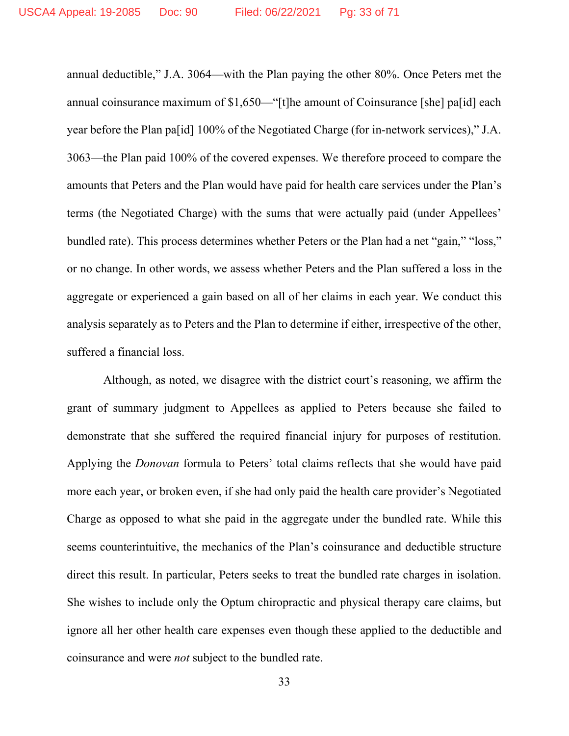annual deductible," J.A. 3064—with the Plan paying the other 80%. Once Peters met the annual coinsurance maximum of $1,650—"[t]he amount of Coinsurance [she] pa[id] each year before the Plan pa[id] 100% of the Negotiated Charge (for in-network services)," J.A. 3063—the Plan paid 100% of the covered expenses. We therefore proceed to compare the amounts that Peters and the Plan would have paid for health care services under the Plan's terms (the Negotiated Charge) with the sums that were actually paid (under Appellees' bundled rate). This process determines whether Peters or the Plan had a net "gain," "loss," or no change. In other words, we assess whether Peters and the Plan suffered a loss in the aggregate or experienced a gain based on all of her claims in each year. We conduct this analysis separately as to Peters and the Plan to determine if either, irrespective of the other, suffered a financial loss.

Although, as noted, we disagree with the district court's reasoning, we affirm the grant of summary judgment to Appellees as applied to Peters because she failed to demonstrate that she suffered the required financial injury for purposes of restitution. Applying the *Donovan* formula to Peters' total claims reflects that she would have paid more each year, or broken even, if she had only paid the health care provider's Negotiated Charge as opposed to what she paid in the aggregate under the bundled rate. While this seems counterintuitive, the mechanics of the Plan's coinsurance and deductible structure direct this result. In particular, Peters seeks to treat the bundled rate charges in isolation. She wishes to include only the Optum chiropractic and physical therapy care claims, but ignore all her other health care expenses even though these applied to the deductible and coinsurance and were *not* subject to the bundled rate.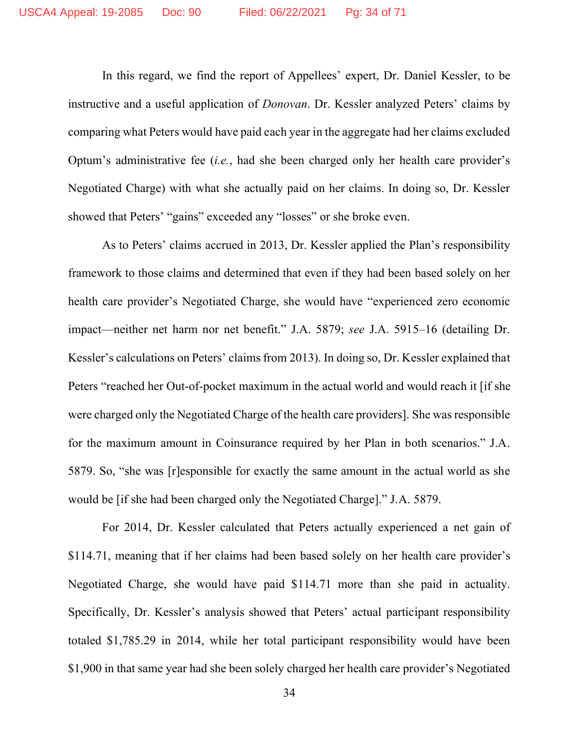In this regard, we find the report of Appellees' expert, Dr. Daniel Kessler, to be instructive and a useful application of *Donovan*. Dr. Kessler analyzed Peters' claims by comparing what Peters would have paid each year in the aggregate had her claims excluded Optum's administrative fee (*i.e.*, had she been charged only her health care provider's Negotiated Charge) with what she actually paid on her claims. In doing so, Dr. Kessler showed that Peters' "gains" exceeded any "losses" or she broke even.

As to Peters' claims accrued in 2013, Dr. Kessler applied the Plan's responsibility framework to those claims and determined that even if they had been based solely on her health care provider's Negotiated Charge, she would have "experienced zero economic impact—neither net harm nor net benefit." J.A. 5879; *see* J.A. 5915–16 (detailing Dr. Kessler's calculations on Peters' claims from 2013). In doing so, Dr. Kessler explained that Peters "reached her Out-of-pocket maximum in the actual world and would reach it [if she were charged only the Negotiated Charge of the health care providers]. She was responsible for the maximum amount in Coinsurance required by her Plan in both scenarios." J.A. 5879. So, "she was [r]esponsible for exactly the same amount in the actual world as she would be [if she had been charged only the Negotiated Charge]." J.A. 5879.

For 2014, Dr. Kessler calculated that Peters actually experienced a net gain of $114.71, meaning that if her claims had been based solely on her health care provider's Negotiated Charge, she would have paid $114.71 more than she paid in actuality. Specifically, Dr. Kessler's analysis showed that Peters' actual participant responsibility totaled $1,785.29 in 2014, while her total participant responsibility would have been $1,900 in that same year had she been solely charged her health care provider's Negotiated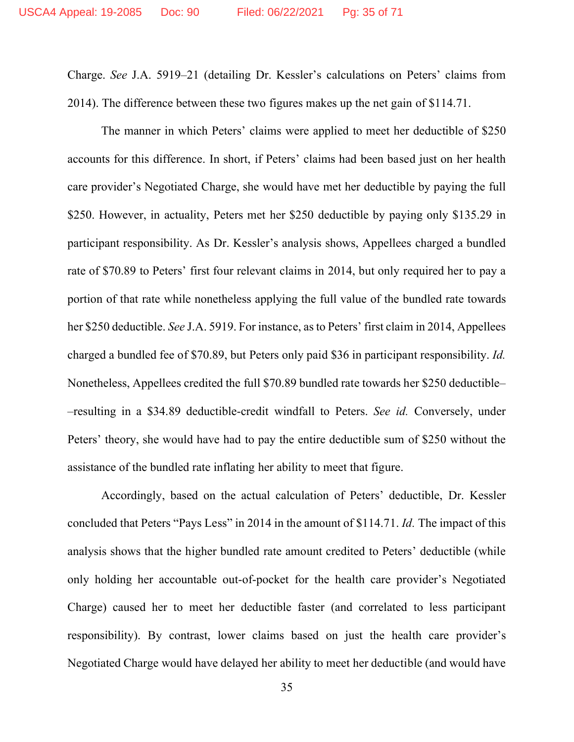Charge. *See* J.A. 5919–21 (detailing Dr. Kessler's calculations on Peters' claims from 2014). The difference between these two figures makes up the net gain of $114.71.

The manner in which Peters' claims were applied to meet her deductible of $250 accounts for this difference. In short, if Peters' claims had been based just on her health care provider's Negotiated Charge, she would have met her deductible by paying the full $250. However, in actuality, Peters met her $250 deductible by paying only $135.29 in participant responsibility. As Dr. Kessler's analysis shows, Appellees charged a bundled rate of $70.89 to Peters' first four relevant claims in 2014, but only required her to pay a portion of that rate while nonetheless applying the full value of the bundled rate towards her $250 deductible. *See* J.A. 5919. For instance, as to Peters' first claim in 2014, Appellees charged a bundled fee of $70.89, but Peters only paid $36 in participant responsibility. *Id.* Nonetheless, Appellees credited the full $70.89 bundled rate towards her $250 deductible––resulting in a $34.89 deductible-credit windfall to Peters. *See id.* Conversely, under Peters' theory, she would have had to pay the entire deductible sum of $250 without the assistance of the bundled rate inflating her ability to meet that figure.

Accordingly, based on the actual calculation of Peters' deductible, Dr. Kessler concluded that Peters "Pays Less" in 2014 in the amount of $114.71. *Id.* The impact of this analysis shows that the higher bundled rate amount credited to Peters' deductible (while only holding her accountable out-of-pocket for the health care provider's Negotiated Charge) caused her to meet her deductible faster (and correlated to less participant responsibility). By contrast, lower claims based on just the health care provider's Negotiated Charge would have delayed her ability to meet her deductible (and would have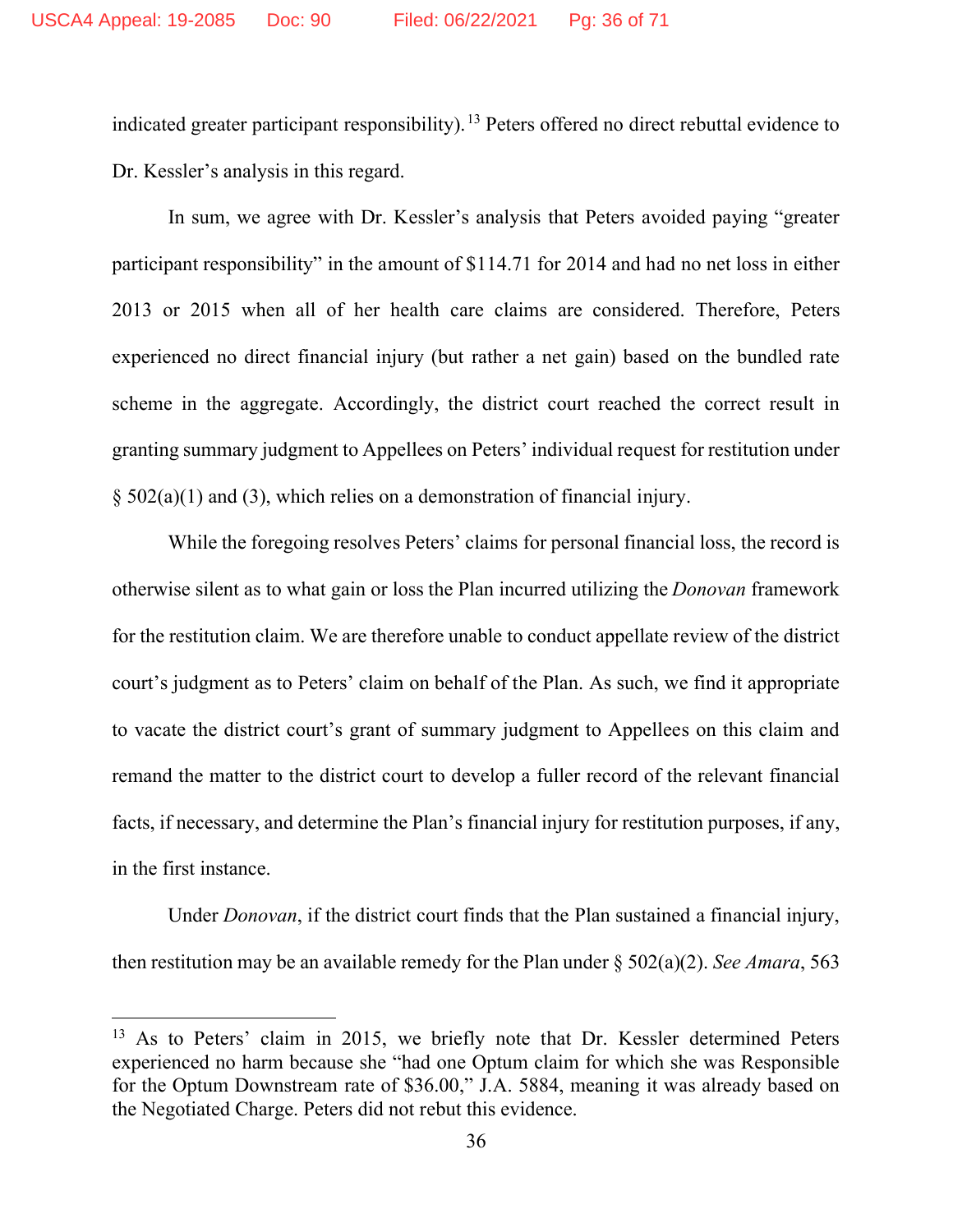indicated greater participant responsibility).[13] Peters offered no direct rebuttal evidence to Dr. Kessler's analysis in this regard.

In sum, we agree with Dr. Kessler's analysis that Peters avoided paying "greater participant responsibility" in the amount of $114.71 for 2014 and had no net loss in either 2013 or 2015 when all of her health care claims are considered. Therefore, Peters experienced no direct financial injury (but rather a net gain) based on the bundled rate scheme in the aggregate. Accordingly, the district court reached the correct result in granting summary judgment to Appellees on Peters' individual request for restitution under § 502(a)(1) and (3), which relies on a demonstration of financial injury.

While the foregoing resolves Peters' claims for personal financial loss, the record is otherwise silent as to what gain or loss the Plan incurred utilizing the *Donovan* framework for the restitution claim. We are therefore unable to conduct appellate review of the district court's judgment as to Peters' claim on behalf of the Plan. As such, we find it appropriate to vacate the district court's grant of summary judgment to Appellees on this claim and remand the matter to the district court to develop a fuller record of the relevant financial facts, if necessary, and determine the Plan's financial injury for restitution purposes, if any, in the first instance.

Under *Donovan*, if the district court finds that the Plan sustained a financial injury, then restitution may be an available remedy for the Plan under § 502(a)(2). *See Amara*, 563

---

[13] As to Peters' claim in 2015, we briefly note that Dr. Kessler determined Peters experienced no harm because she "had one Optum claim for which she was Responsible for the Optum Downstream rate of $36.00," J.A. 5884, meaning it was already based on the Negotiated Charge. Peters did not rebut this evidence.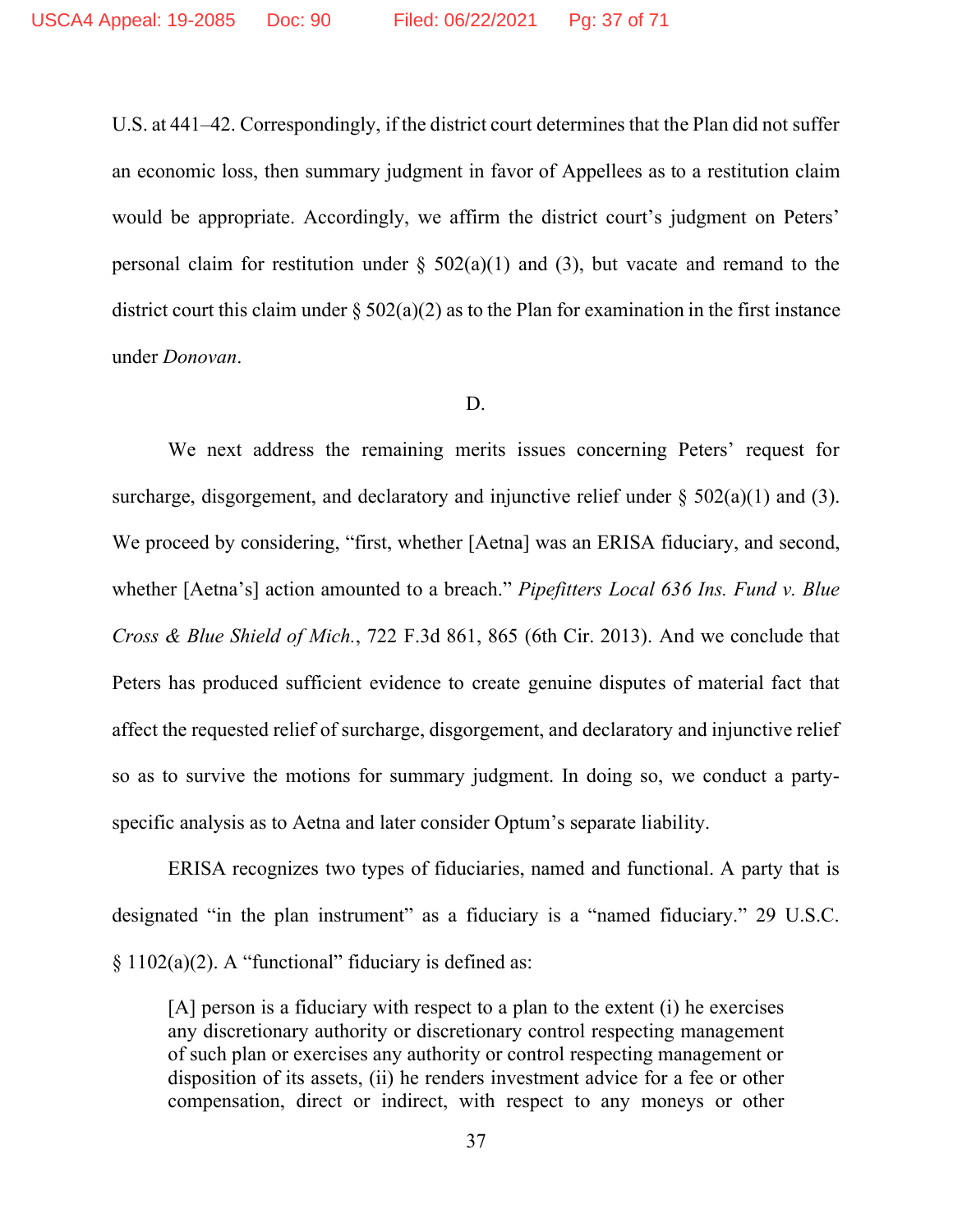U.S. at 441–42. Correspondingly, if the district court determines that the Plan did not suffer an economic loss, then summary judgment in favor of Appellees as to a restitution claim would be appropriate. Accordingly, we affirm the district court's judgment on Peters' personal claim for restitution under § 502(a)(1) and (3), but vacate and remand to the district court this claim under § 502(a)(2) as to the Plan for examination in the first instance under *Donovan*.

D.

We next address the remaining merits issues concerning Peters' request for surcharge, disgorgement, and declaratory and injunctive relief under § 502(a)(1) and (3). We proceed by considering, "first, whether [Aetna] was an ERISA fiduciary, and second, whether [Aetna's] action amounted to a breach." *Pipefitters Local 636 Ins. Fund v. Blue Cross & Blue Shield of Mich.*, 722 F.3d 861, 865 (6th Cir. 2013). And we conclude that Peters has produced sufficient evidence to create genuine disputes of material fact that affect the requested relief of surcharge, disgorgement, and declaratory and injunctive relief so as to survive the motions for summary judgment. In doing so, we conduct a party-specific analysis as to Aetna and later consider Optum's separate liability.

ERISA recognizes two types of fiduciaries, named and functional. A party that is designated "in the plan instrument" as a fiduciary is a "named fiduciary." 29 U.S.C. § 1102(a)(2). A "functional" fiduciary is defined as:

> [A] person is a fiduciary with respect to a plan to the extent (i) he exercises any discretionary authority or discretionary control respecting management of such plan or exercises any authority or control respecting management or disposition of its assets, (ii) he renders investment advice for a fee or other compensation, direct or indirect, with respect to any moneys or other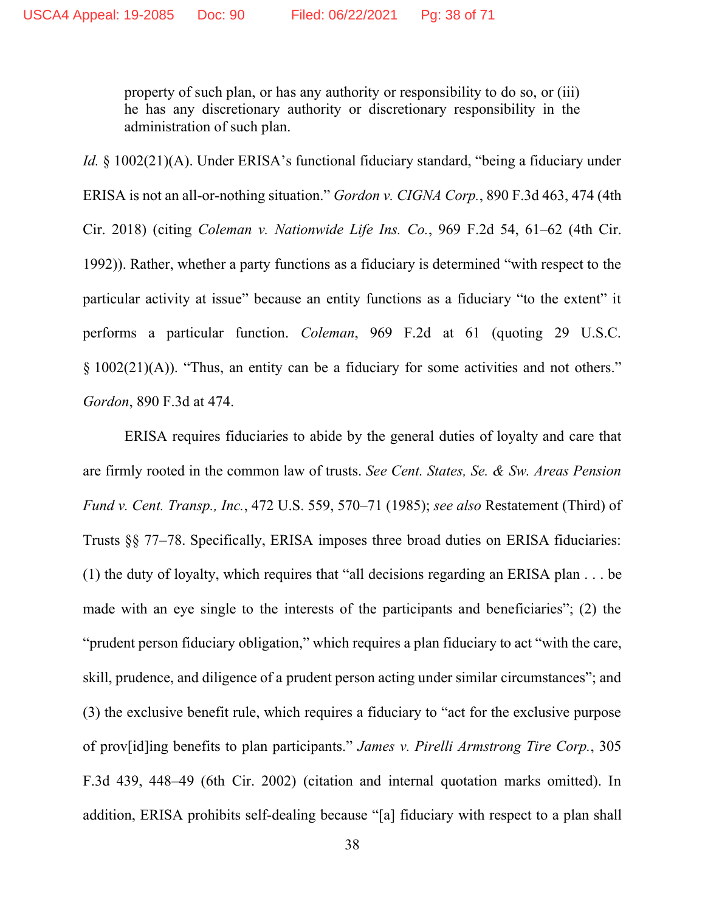> property of such plan, or has any authority or responsibility to do so, or (iii) he has any discretionary authority or discretionary responsibility in the administration of such plan.

*Id.* § 1002(21)(A). Under ERISA's functional fiduciary standard, "being a fiduciary under ERISA is not an all-or-nothing situation." *Gordon v. CIGNA Corp.*, 890 F.3d 463, 474 (4th Cir. 2018) (citing *Coleman v. Nationwide Life Ins. Co.*, 969 F.2d 54, 61–62 (4th Cir. 1992)). Rather, whether a party functions as a fiduciary is determined "with respect to the particular activity at issue" because an entity functions as a fiduciary "to the extent" it performs a particular function. *Coleman*, 969 F.2d at 61 (quoting 29 U.S.C. § 1002(21)(A)). "Thus, an entity can be a fiduciary for some activities and not others." *Gordon*, 890 F.3d at 474.

ERISA requires fiduciaries to abide by the general duties of loyalty and care that are firmly rooted in the common law of trusts. *See Cent. States, Se. & Sw. Areas Pension Fund v. Cent. Transp., Inc.*, 472 U.S. 559, 570–71 (1985); *see also* Restatement (Third) of Trusts §§ 77–78. Specifically, ERISA imposes three broad duties on ERISA fiduciaries: (1) the duty of loyalty, which requires that "all decisions regarding an ERISA plan . . . be made with an eye single to the interests of the participants and beneficiaries"; (2) the "prudent person fiduciary obligation," which requires a plan fiduciary to act "with the care, skill, prudence, and diligence of a prudent person acting under similar circumstances"; and (3) the exclusive benefit rule, which requires a fiduciary to "act for the exclusive purpose of prov[id]ing benefits to plan participants." *James v. Pirelli Armstrong Tire Corp.*, 305 F.3d 439, 448–49 (6th Cir. 2002) (citation and internal quotation marks omitted). In addition, ERISA prohibits self-dealing because "[a] fiduciary with respect to a plan shall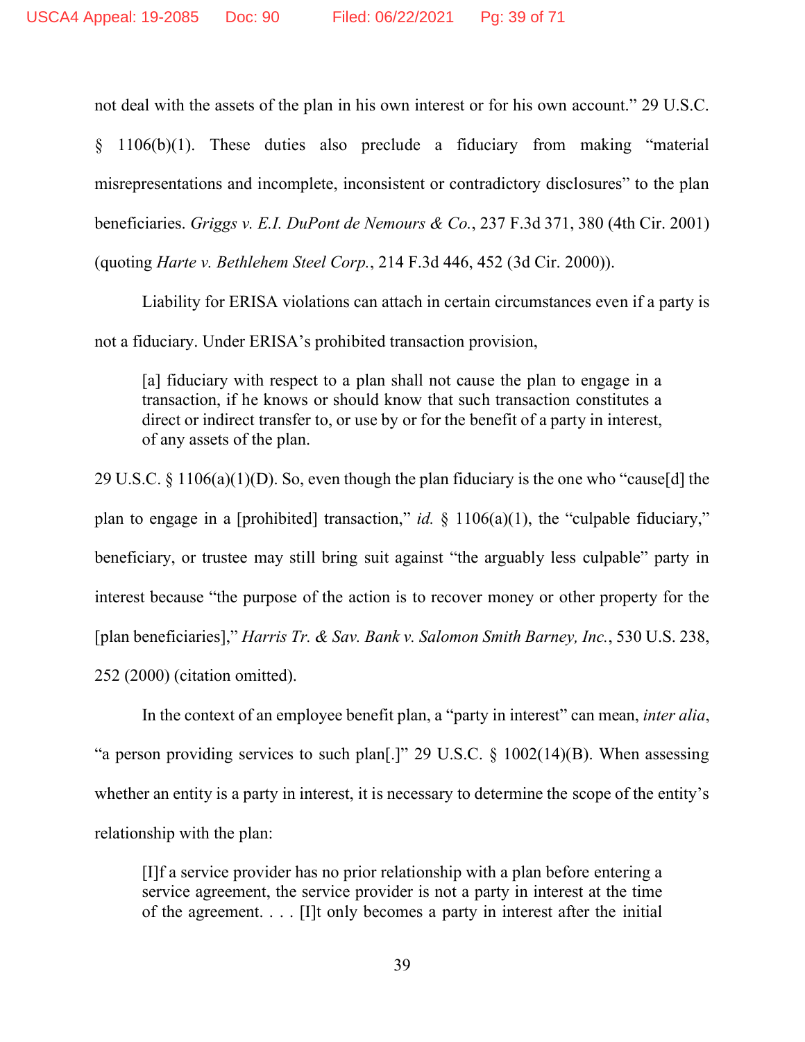not deal with the assets of the plan in his own interest or for his own account." 29 U.S.C. § 1106(b)(1). These duties also preclude a fiduciary from making "material misrepresentations and incomplete, inconsistent or contradictory disclosures" to the plan beneficiaries. *Griggs v. E.I. DuPont de Nemours & Co.*, 237 F.3d 371, 380 (4th Cir. 2001) (quoting *Harte v. Bethlehem Steel Corp.*, 214 F.3d 446, 452 (3d Cir. 2000)).

Liability for ERISA violations can attach in certain circumstances even if a party is not a fiduciary. Under ERISA's prohibited transaction provision,

> [a] fiduciary with respect to a plan shall not cause the plan to engage in a transaction, if he knows or should know that such transaction constitutes a direct or indirect transfer to, or use by or for the benefit of a party in interest, of any assets of the plan.

29 U.S.C. § 1106(a)(1)(D). So, even though the plan fiduciary is the one who "cause[d] the plan to engage in a [prohibited] transaction," *id.* § 1106(a)(1), the "culpable fiduciary," beneficiary, or trustee may still bring suit against "the arguably less culpable" party in interest because "the purpose of the action is to recover money or other property for the [plan beneficiaries]," *Harris Tr. & Sav. Bank v. Salomon Smith Barney, Inc.*, 530 U.S. 238, 252 (2000) (citation omitted).

In the context of an employee benefit plan, a "party in interest" can mean, *inter alia*, "a person providing services to such plan[.]" 29 U.S.C. § 1002(14)(B). When assessing whether an entity is a party in interest, it is necessary to determine the scope of the entity's relationship with the plan:

> [I]f a service provider has no prior relationship with a plan before entering a service agreement, the service provider is not a party in interest at the time of the agreement. . . . [I]t only becomes a party in interest after the initial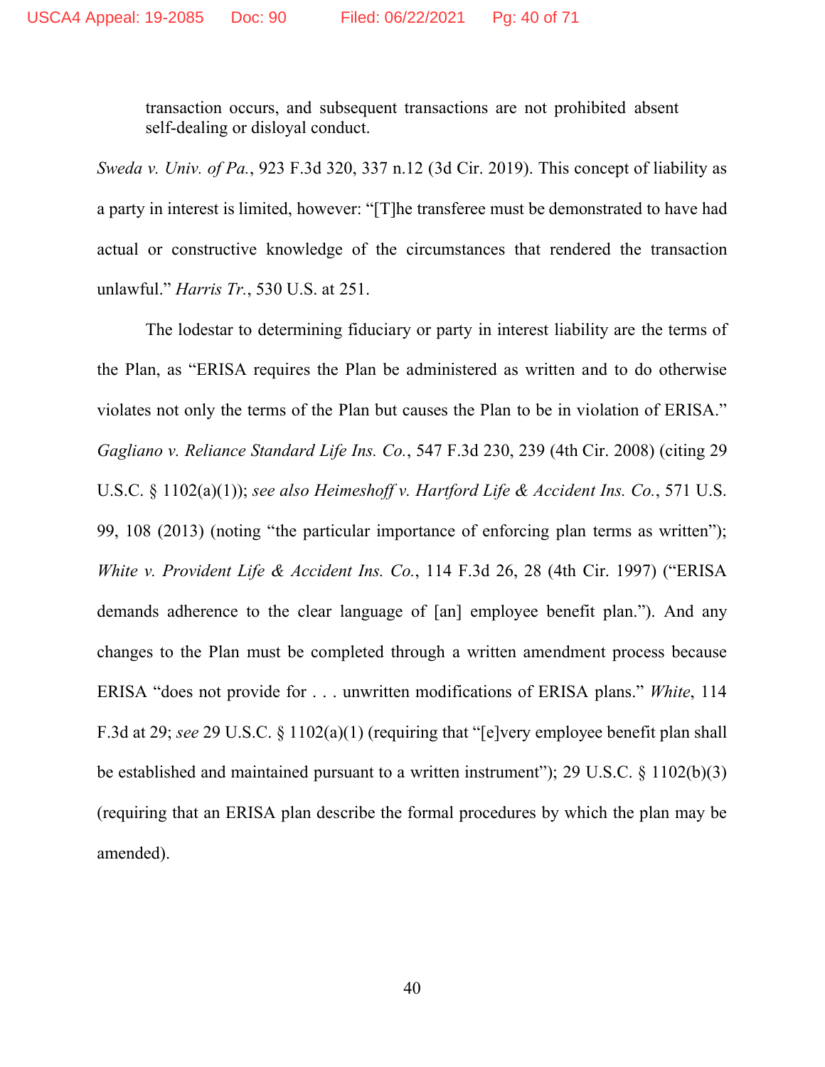> transaction occurs, and subsequent transactions are not prohibited absent self-dealing or disloyal conduct.

*Sweda v. Univ. of Pa.*, 923 F.3d 320, 337 n.12 (3d Cir. 2019). This concept of liability as a party in interest is limited, however: "[T]he transferee must be demonstrated to have had actual or constructive knowledge of the circumstances that rendered the transaction unlawful." *Harris Tr.*, 530 U.S. at 251.

The lodestar to determining fiduciary or party in interest liability are the terms of the Plan, as "ERISA requires the Plan be administered as written and to do otherwise violates not only the terms of the Plan but causes the Plan to be in violation of ERISA." *Gagliano v. Reliance Standard Life Ins. Co.*, 547 F.3d 230, 239 (4th Cir. 2008) (citing 29 U.S.C. § 1102(a)(1)); *see also Heimeshoff v. Hartford Life & Accident Ins. Co.*, 571 U.S. 99, 108 (2013) (noting "the particular importance of enforcing plan terms as written"); *White v. Provident Life & Accident Ins. Co.*, 114 F.3d 26, 28 (4th Cir. 1997) ("ERISA demands adherence to the clear language of [an] employee benefit plan."). And any changes to the Plan must be completed through a written amendment process because ERISA "does not provide for . . . unwritten modifications of ERISA plans." *White*, 114 F.3d at 29; *see* 29 U.S.C. § 1102(a)(1) (requiring that "[e]very employee benefit plan shall be established and maintained pursuant to a written instrument"); 29 U.S.C. § 1102(b)(3) (requiring that an ERISA plan describe the formal procedures by which the plan may be amended).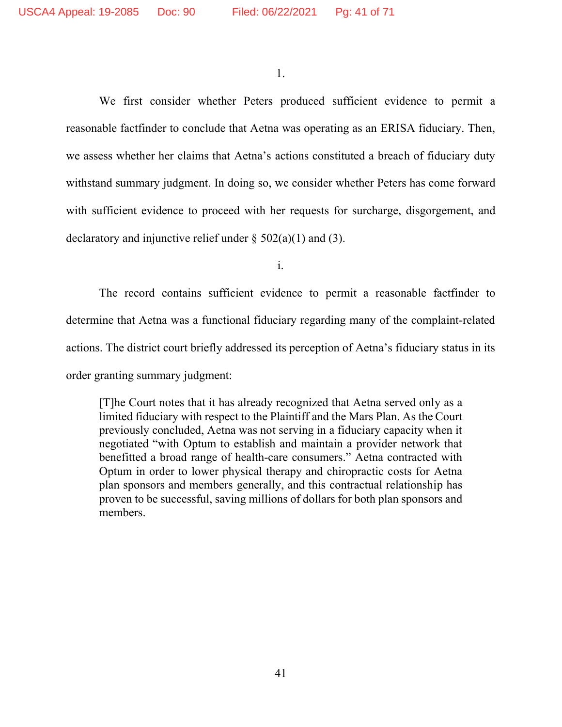1.

We first consider whether Peters produced sufficient evidence to permit a reasonable factfinder to conclude that Aetna was operating as an ERISA fiduciary. Then, we assess whether her claims that Aetna's actions constituted a breach of fiduciary duty withstand summary judgment. In doing so, we consider whether Peters has come forward with sufficient evidence to proceed with her requests for surcharge, disgorgement, and declaratory and injunctive relief under § 502(a)(1) and (3).

i.

The record contains sufficient evidence to permit a reasonable factfinder to determine that Aetna was a functional fiduciary regarding many of the complaint-related actions. The district court briefly addressed its perception of Aetna's fiduciary status in its order granting summary judgment:

> [T]he Court notes that it has already recognized that Aetna served only as a limited fiduciary with respect to the Plaintiff and the Mars Plan. As the Court previously concluded, Aetna was not serving in a fiduciary capacity when it negotiated "with Optum to establish and maintain a provider network that benefitted a broad range of health-care consumers." Aetna contracted with Optum in order to lower physical therapy and chiropractic costs for Aetna plan sponsors and members generally, and this contractual relationship has proven to be successful, saving millions of dollars for both plan sponsors and members.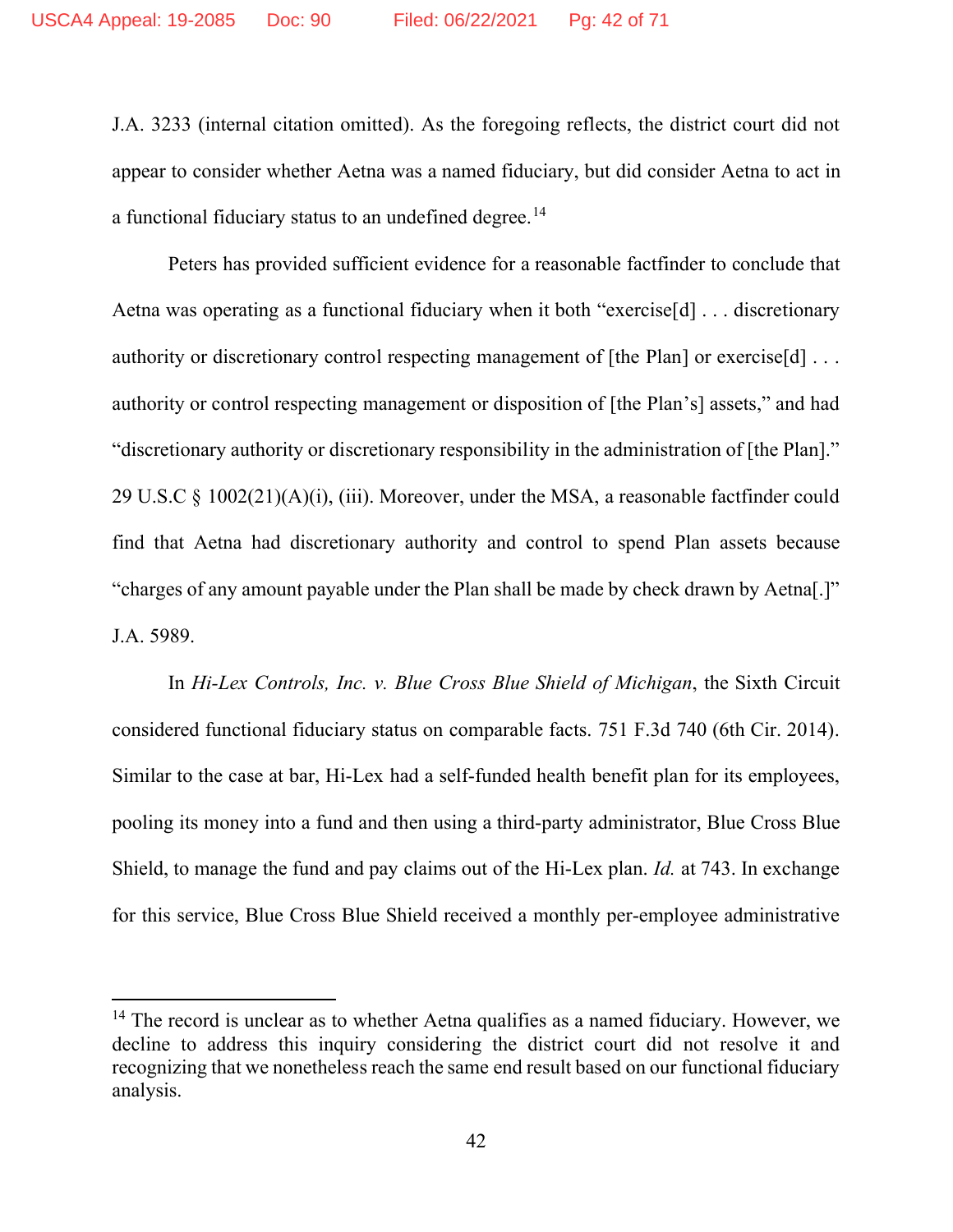J.A. 3233 (internal citation omitted). As the foregoing reflects, the district court did not appear to consider whether Aetna was a named fiduciary, but did consider Aetna to act in a functional fiduciary status to an undefined degree.[14]

Peters has provided sufficient evidence for a reasonable factfinder to conclude that Aetna was operating as a functional fiduciary when it both "exercise[d] . . . discretionary authority or discretionary control respecting management of [the Plan] or exercise[d] . . . authority or control respecting management or disposition of [the Plan's] assets," and had "discretionary authority or discretionary responsibility in the administration of [the Plan]." 29 U.S.C § 1002(21)(A)(i), (iii). Moreover, under the MSA, a reasonable factfinder could find that Aetna had discretionary authority and control to spend Plan assets because "charges of any amount payable under the Plan shall be made by check drawn by Aetna[.]" J.A. 5989.

In *Hi-Lex Controls, Inc. v. Blue Cross Blue Shield of Michigan*, the Sixth Circuit considered functional fiduciary status on comparable facts. 751 F.3d 740 (6th Cir. 2014). Similar to the case at bar, Hi-Lex had a self-funded health benefit plan for its employees, pooling its money into a fund and then using a third-party administrator, Blue Cross Blue Shield, to manage the fund and pay claims out of the Hi-Lex plan. *Id.* at 743. In exchange for this service, Blue Cross Blue Shield received a monthly per-employee administrative

---

[14] The record is unclear as to whether Aetna qualifies as a named fiduciary. However, we decline to address this inquiry considering the district court did not resolve it and recognizing that we nonetheless reach the same end result based on our functional fiduciary analysis.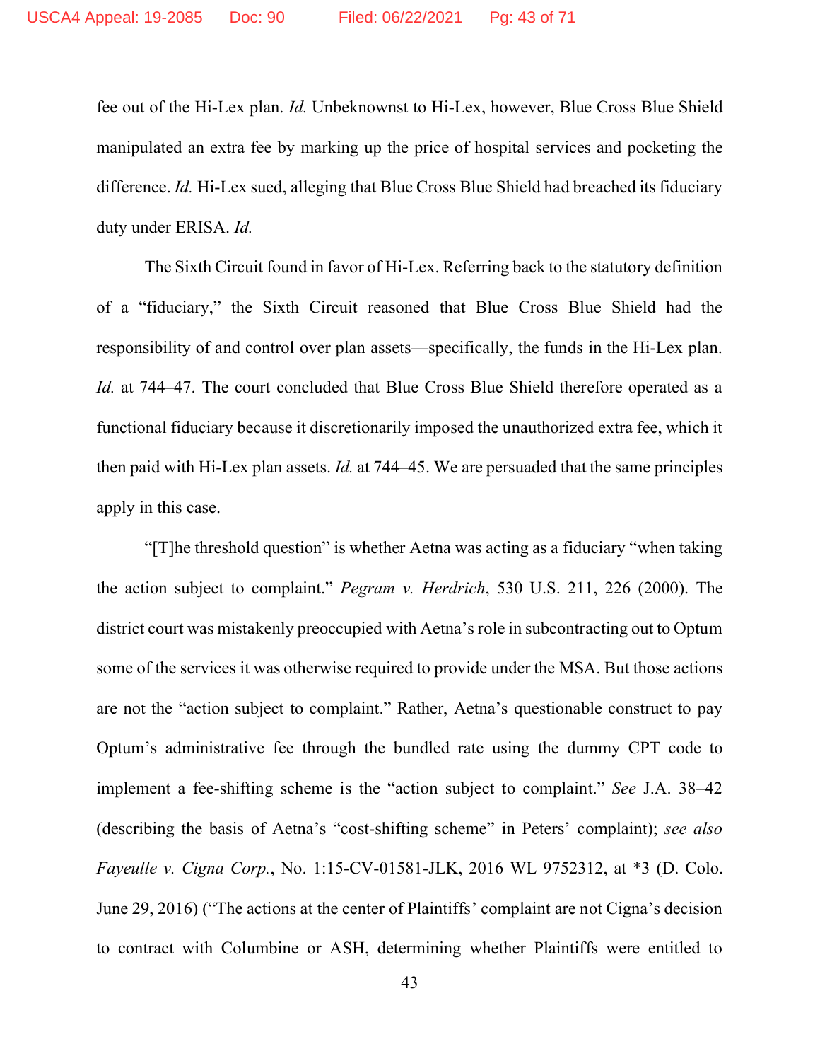fee out of the Hi-Lex plan. *Id.* Unbeknownst to Hi-Lex, however, Blue Cross Blue Shield manipulated an extra fee by marking up the price of hospital services and pocketing the difference. *Id.* Hi-Lex sued, alleging that Blue Cross Blue Shield had breached its fiduciary duty under ERISA. *Id.*

The Sixth Circuit found in favor of Hi-Lex. Referring back to the statutory definition of a "fiduciary," the Sixth Circuit reasoned that Blue Cross Blue Shield had the responsibility of and control over plan assets—specifically, the funds in the Hi-Lex plan. *Id.* at 744–47. The court concluded that Blue Cross Blue Shield therefore operated as a functional fiduciary because it discretionarily imposed the unauthorized extra fee, which it then paid with Hi-Lex plan assets. *Id.* at 744–45. We are persuaded that the same principles apply in this case.

"[T]he threshold question" is whether Aetna was acting as a fiduciary "when taking the action subject to complaint." *Pegram v. Herdrich*, 530 U.S. 211, 226 (2000). The district court was mistakenly preoccupied with Aetna's role in subcontracting out to Optum some of the services it was otherwise required to provide under the MSA. But those actions are not the "action subject to complaint." Rather, Aetna's questionable construct to pay Optum's administrative fee through the bundled rate using the dummy CPT code to implement a fee-shifting scheme is the "action subject to complaint." *See* J.A. 38–42 (describing the basis of Aetna's "cost-shifting scheme" in Peters' complaint); *see also* *Fayeulle v. Cigna Corp.*, No. 1:15-CV-01581-JLK, 2016 WL 9752312, at *3 (D. Colo. June 29, 2016) ("The actions at the center of Plaintiffs' complaint are not Cigna's decision to contract with Columbine or ASH, determining whether Plaintiffs were entitled to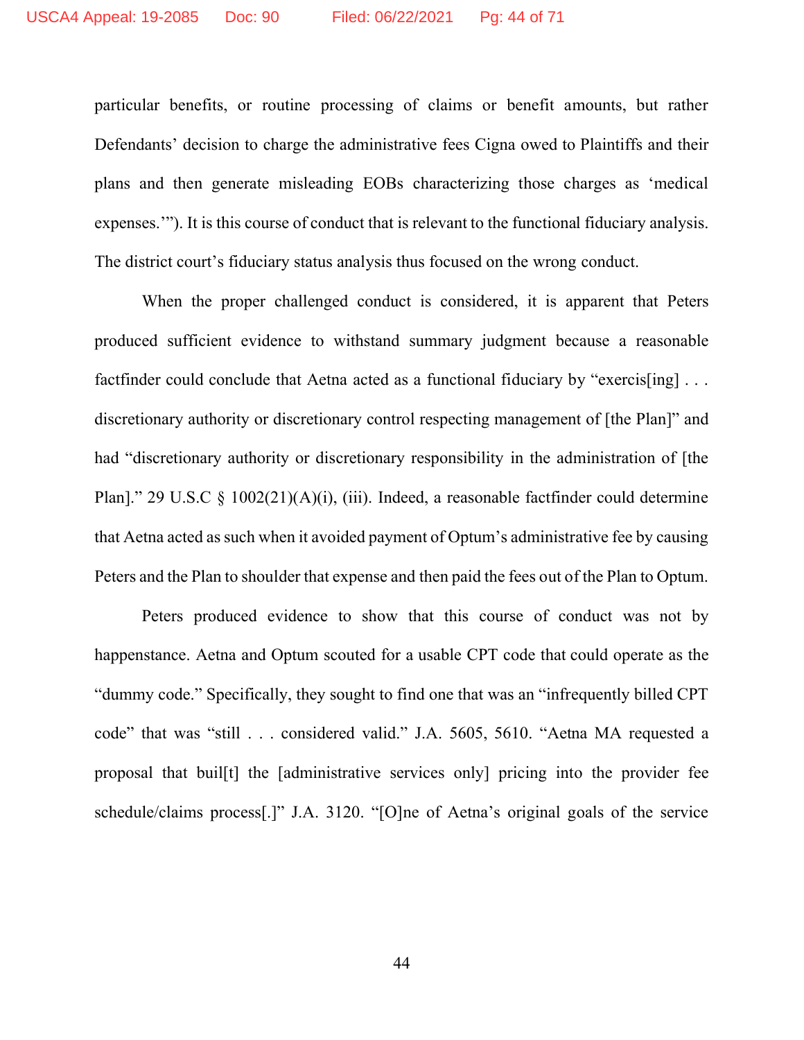particular benefits, or routine processing of claims or benefit amounts, but rather Defendants' decision to charge the administrative fees Cigna owed to Plaintiffs and their plans and then generate misleading EOBs characterizing those charges as 'medical expenses.'"). It is this course of conduct that is relevant to the functional fiduciary analysis. The district court's fiduciary status analysis thus focused on the wrong conduct.

When the proper challenged conduct is considered, it is apparent that Peters produced sufficient evidence to withstand summary judgment because a reasonable factfinder could conclude that Aetna acted as a functional fiduciary by "exercis[ing] . . . discretionary authority or discretionary control respecting management of [the Plan]" and had "discretionary authority or discretionary responsibility in the administration of [the Plan]." 29 U.S.C § 1002(21)(A)(i), (iii). Indeed, a reasonable factfinder could determine that Aetna acted as such when it avoided payment of Optum's administrative fee by causing Peters and the Plan to shoulder that expense and then paid the fees out of the Plan to Optum.

Peters produced evidence to show that this course of conduct was not by happenstance. Aetna and Optum scouted for a usable CPT code that could operate as the "dummy code." Specifically, they sought to find one that was an "infrequently billed CPT code" that was "still . . . considered valid." J.A. 5605, 5610. "Aetna MA requested a proposal that buil[t] the [administrative services only] pricing into the provider fee schedule/claims process[.]" J.A. 3120. "[O]ne of Aetna's original goals of the service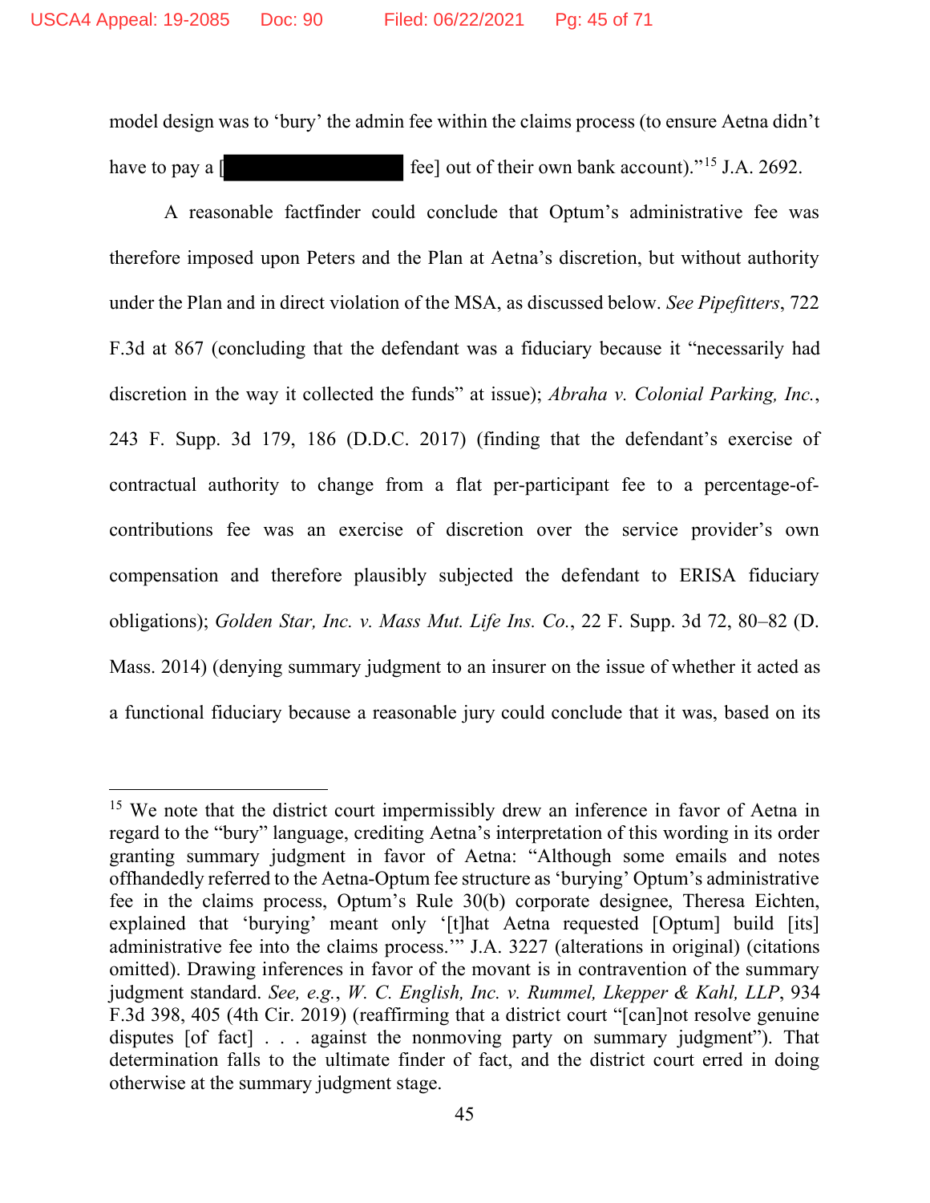model design was to 'bury' the admin fee within the claims process (to ensure Aetna didn't have to pay a [██████████] fee] out of their own bank account)."[15] J.A. 2692.

A reasonable factfinder could conclude that Optum's administrative fee was therefore imposed upon Peters and the Plan at Aetna's discretion, but without authority under the Plan and in direct violation of the MSA, as discussed below. *See Pipefitters*, 722 F.3d at 867 (concluding that the defendant was a fiduciary because it "necessarily had discretion in the way it collected the funds" at issue); *Abraha v. Colonial Parking, Inc.*, 243 F. Supp. 3d 179, 186 (D.D.C. 2017) (finding that the defendant's exercise of contractual authority to change from a flat per-participant fee to a percentage-of-contributions fee was an exercise of discretion over the service provider's own compensation and therefore plausibly subjected the defendant to ERISA fiduciary obligations); *Golden Star, Inc. v. Mass Mut. Life Ins. Co.*, 22 F. Supp. 3d 72, 80–82 (D. Mass. 2014) (denying summary judgment to an insurer on the issue of whether it acted as a functional fiduciary because a reasonable jury could conclude that it was, based on its

---

[15] We note that the district court impermissibly drew an inference in favor of Aetna in regard to the "bury" language, crediting Aetna's interpretation of this wording in its order granting summary judgment in favor of Aetna: "Although some emails and notes offhandedly referred to the Aetna-Optum fee structure as 'burying' Optum's administrative fee in the claims process, Optum's Rule 30(b) corporate designee, Theresa Eichten, explained that 'burying' meant only '[t]hat Aetna requested [Optum] build [its] administrative fee into the claims process.'" J.A. 3227 (alterations in original) (citations omitted). Drawing inferences in favor of the movant is in contravention of the summary judgment standard. *See, e.g.*, *W. C. English, Inc. v. Rummel, Lkepper & Kahl, LLP*, 934 F.3d 398, 405 (4th Cir. 2019) (reaffirming that a district court "[can]not resolve genuine disputes [of fact] . . . against the nonmoving party on summary judgment"). That determination falls to the ultimate finder of fact, and the district court erred in doing otherwise at the summary judgment stage.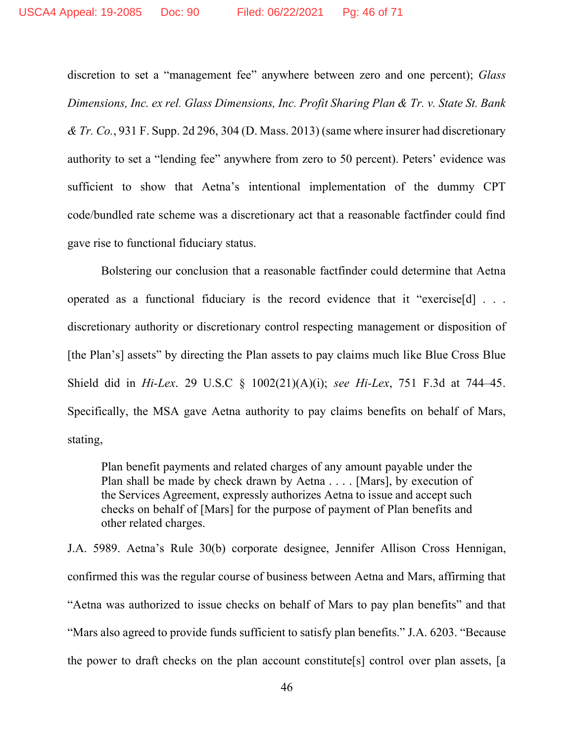discretion to set a "management fee" anywhere between zero and one percent); *Glass Dimensions, Inc. ex rel. Glass Dimensions, Inc. Profit Sharing Plan & Tr. v. State St. Bank & Tr. Co.*, 931 F. Supp. 2d 296, 304 (D. Mass. 2013) (same where insurer had discretionary authority to set a "lending fee" anywhere from zero to 50 percent). Peters' evidence was sufficient to show that Aetna's intentional implementation of the dummy CPT code/bundled rate scheme was a discretionary act that a reasonable factfinder could find gave rise to functional fiduciary status.

Bolstering our conclusion that a reasonable factfinder could determine that Aetna operated as a functional fiduciary is the record evidence that it "exercise[d] . . . discretionary authority or discretionary control respecting management or disposition of [the Plan's] assets" by directing the Plan assets to pay claims much like Blue Cross Blue Shield did in *Hi-Lex*. 29 U.S.C § 1002(21)(A)(i); *see Hi-Lex*, 751 F.3d at 744–45. Specifically, the MSA gave Aetna authority to pay claims benefits on behalf of Mars, stating,

> Plan benefit payments and related charges of any amount payable under the Plan shall be made by check drawn by Aetna . . . . [Mars], by execution of the Services Agreement, expressly authorizes Aetna to issue and accept such checks on behalf of [Mars] for the purpose of payment of Plan benefits and other related charges.

J.A. 5989. Aetna's Rule 30(b) corporate designee, Jennifer Allison Cross Hennigan, confirmed this was the regular course of business between Aetna and Mars, affirming that "Aetna was authorized to issue checks on behalf of Mars to pay plan benefits" and that "Mars also agreed to provide funds sufficient to satisfy plan benefits." J.A. 6203. "Because the power to draft checks on the plan account constitute[s] control over plan assets, [a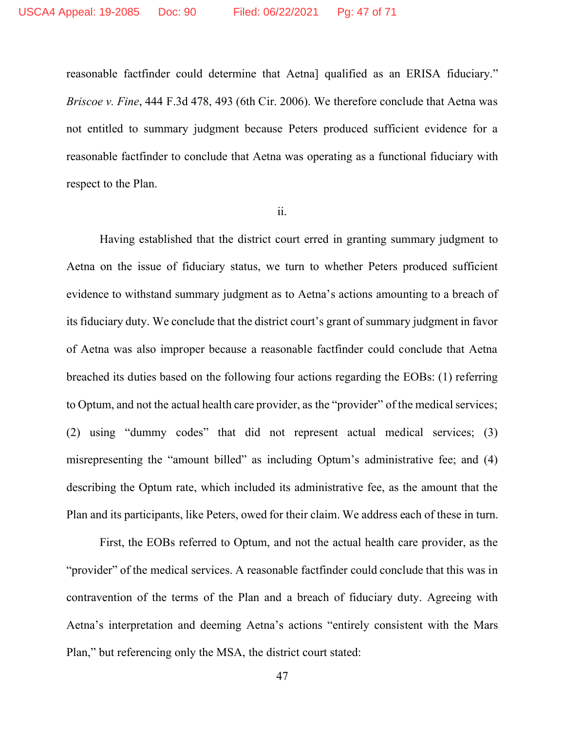reasonable factfinder could determine that Aetna] qualified as an ERISA fiduciary." *Briscoe v. Fine*, 444 F.3d 478, 493 (6th Cir. 2006). We therefore conclude that Aetna was not entitled to summary judgment because Peters produced sufficient evidence for a reasonable factfinder to conclude that Aetna was operating as a functional fiduciary with respect to the Plan.

ii.

Having established that the district court erred in granting summary judgment to Aetna on the issue of fiduciary status, we turn to whether Peters produced sufficient evidence to withstand summary judgment as to Aetna's actions amounting to a breach of its fiduciary duty. We conclude that the district court's grant of summary judgment in favor of Aetna was also improper because a reasonable factfinder could conclude that Aetna breached its duties based on the following four actions regarding the EOBs: (1) referring to Optum, and not the actual health care provider, as the "provider" of the medical services; (2) using "dummy codes" that did not represent actual medical services; (3) misrepresenting the "amount billed" as including Optum's administrative fee; and (4) describing the Optum rate, which included its administrative fee, as the amount that the Plan and its participants, like Peters, owed for their claim. We address each of these in turn.

First, the EOBs referred to Optum, and not the actual health care provider, as the "provider" of the medical services. A reasonable factfinder could conclude that this was in contravention of the terms of the Plan and a breach of fiduciary duty. Agreeing with Aetna's interpretation and deeming Aetna's actions "entirely consistent with the Mars Plan," but referencing only the MSA, the district court stated: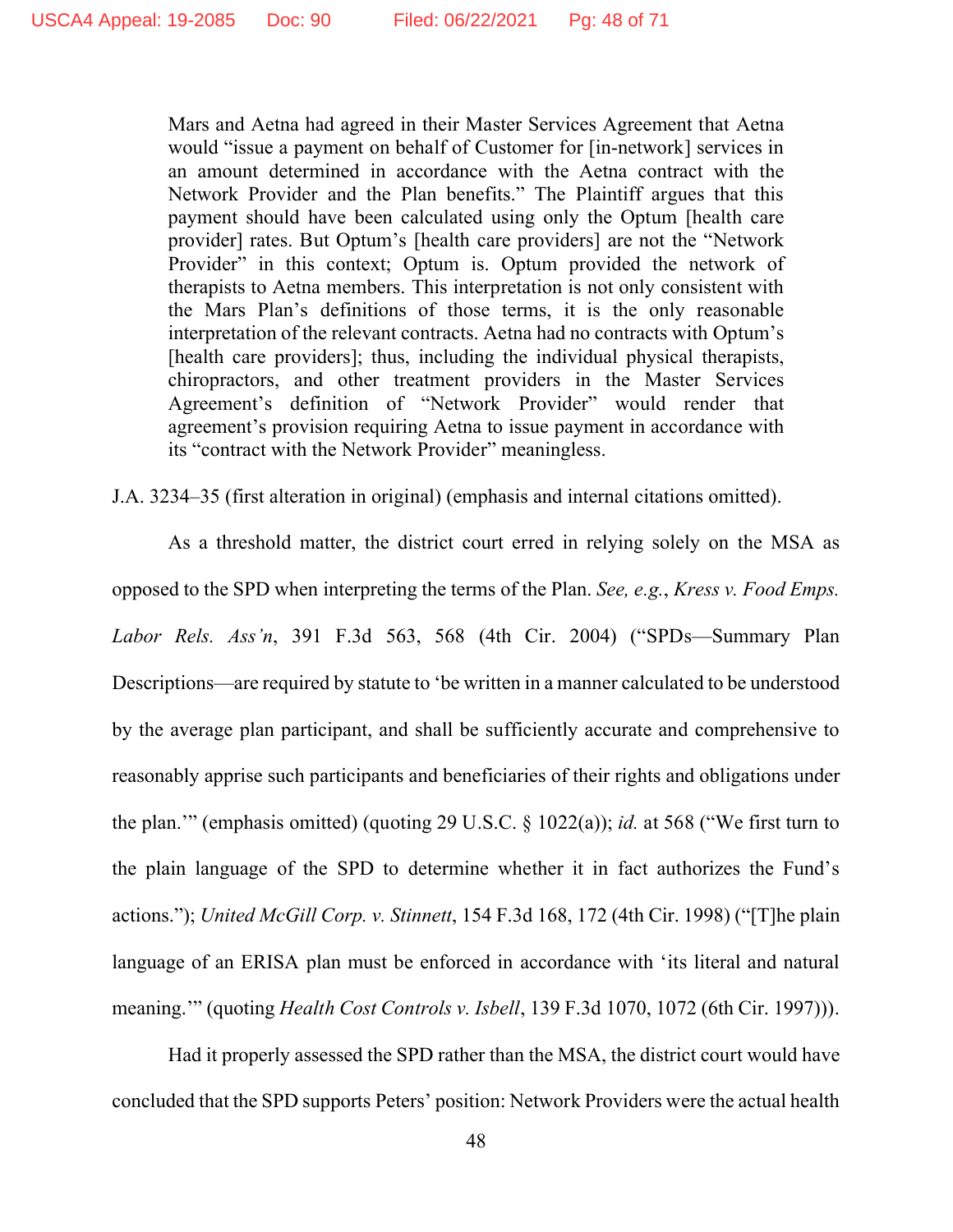> Mars and Aetna had agreed in their Master Services Agreement that Aetna would "issue a payment on behalf of Customer for [in-network] services in an amount determined in accordance with the Aetna contract with the Network Provider and the Plan benefits." The Plaintiff argues that this payment should have been calculated using only the Optum [health care provider] rates. But Optum's [health care providers] are not the "Network Provider" in this context; Optum is. Optum provided the network of therapists to Aetna members. This interpretation is not only consistent with the Mars Plan's definitions of those terms, it is the only reasonable interpretation of the relevant contracts. Aetna had no contracts with Optum's [health care providers]; thus, including the individual physical therapists, chiropractors, and other treatment providers in the Master Services Agreement's definition of "Network Provider" would render that agreement's provision requiring Aetna to issue payment in accordance with its "contract with the Network Provider" meaningless.

J.A. 3234–35 (first alteration in original) (emphasis and internal citations omitted).

As a threshold matter, the district court erred in relying solely on the MSA as opposed to the SPD when interpreting the terms of the Plan. *See, e.g.*, *Kress v. Food Emps. Labor Rels. Ass'n*, 391 F.3d 563, 568 (4th Cir. 2004) ("SPDs—Summary Plan Descriptions—are required by statute to 'be written in a manner calculated to be understood by the average plan participant, and shall be sufficiently accurate and comprehensive to reasonably apprise such participants and beneficiaries of their rights and obligations under the plan.'" (emphasis omitted) (quoting 29 U.S.C. § 1022(a)); *id.* at 568 ("We first turn to the plain language of the SPD to determine whether it in fact authorizes the Fund's actions."); *United McGill Corp. v. Stinnett*, 154 F.3d 168, 172 (4th Cir. 1998) ("[T]he plain language of an ERISA plan must be enforced in accordance with 'its literal and natural meaning.'" (quoting *Health Cost Controls v. Isbell*, 139 F.3d 1070, 1072 (6th Cir. 1997))).

Had it properly assessed the SPD rather than the MSA, the district court would have concluded that the SPD supports Peters' position: Network Providers were the actual health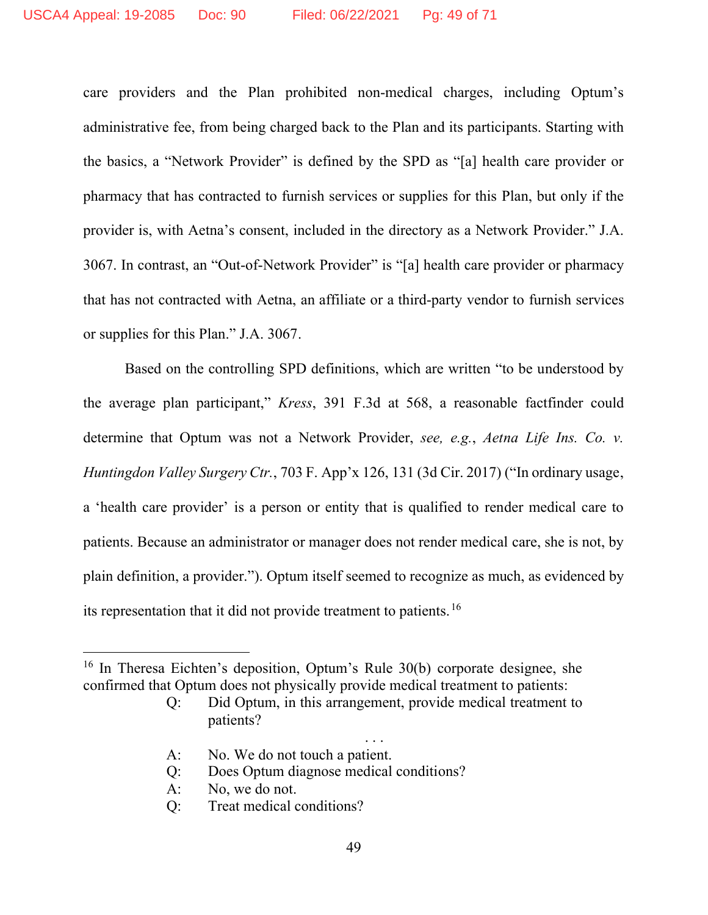care providers and the Plan prohibited non-medical charges, including Optum's administrative fee, from being charged back to the Plan and its participants. Starting with the basics, a "Network Provider" is defined by the SPD as "[a] health care provider or pharmacy that has contracted to furnish services or supplies for this Plan, but only if the provider is, with Aetna's consent, included in the directory as a Network Provider." J.A. 3067. In contrast, an "Out-of-Network Provider" is "[a] health care provider or pharmacy that has not contracted with Aetna, an affiliate or a third-party vendor to furnish services or supplies for this Plan." J.A. 3067.

Based on the controlling SPD definitions, which are written "to be understood by the average plan participant," *Kress*, 391 F.3d at 568, a reasonable factfinder could determine that Optum was not a Network Provider, *see, e.g.*, *Aetna Life Ins. Co. v. Huntingdon Valley Surgery Ctr.*, 703 F. App'x 126, 131 (3d Cir. 2017) ("In ordinary usage, a 'health care provider' is a person or entity that is qualified to render medical care to patients. Because an administrator or manager does not render medical care, she is not, by plain definition, a provider."). Optum itself seemed to recognize as much, as evidenced by its representation that it did not provide treatment to patients.[16]

---

[16] In Theresa Eichten's deposition, Optum's Rule 30(b) corporate designee, she confirmed that Optum does not physically provide medical treatment to patients:

> Q: Did Optum, in this arrangement, provide medical treatment to patients?
>
> . . .
>
> A: No. We do not touch a patient.
>
> Q: Does Optum diagnose medical conditions?
>
> A: No, we do not.
>
> Q: Treat medical conditions?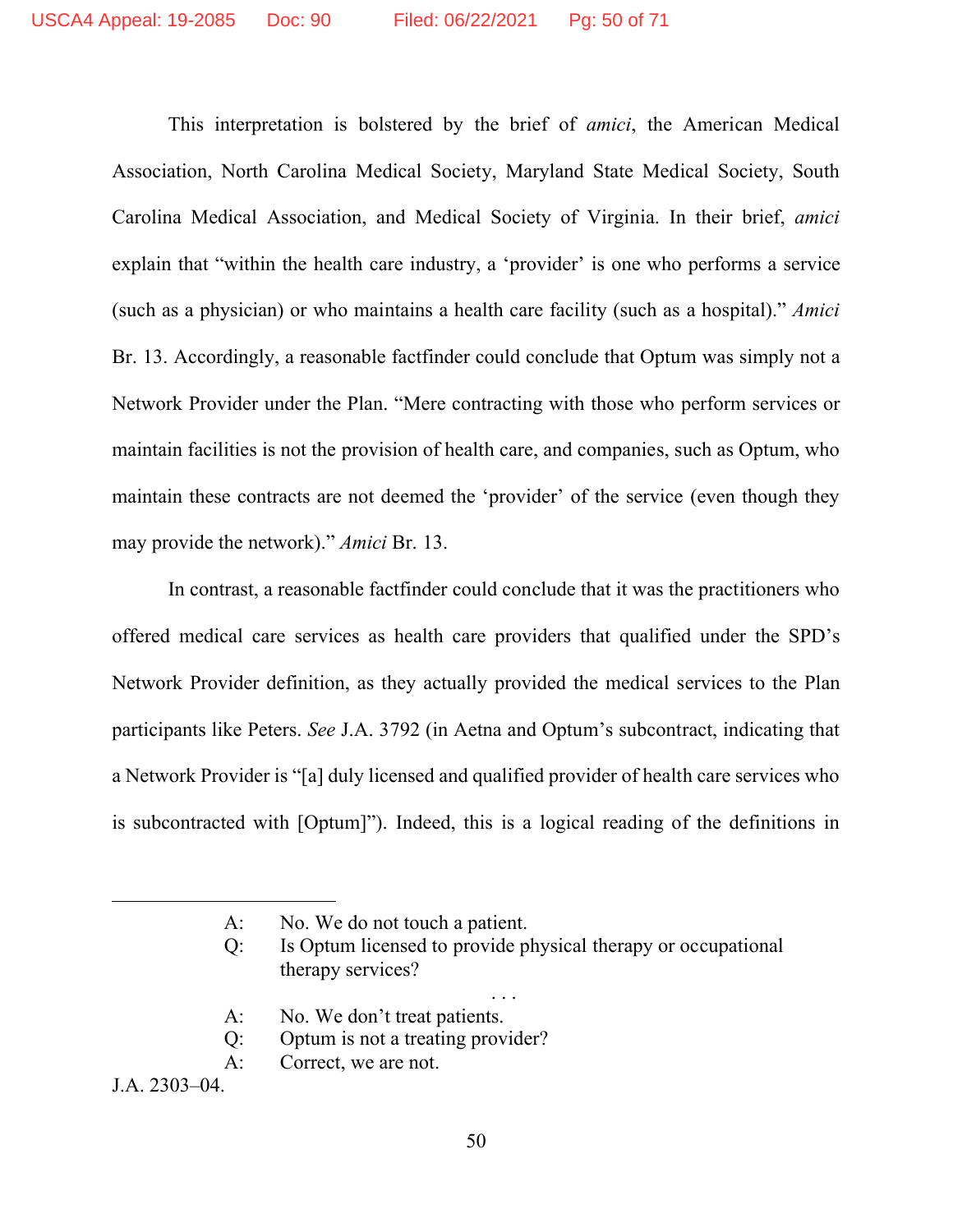This interpretation is bolstered by the brief of *amici*, the American Medical Association, North Carolina Medical Society, Maryland State Medical Society, South Carolina Medical Association, and Medical Society of Virginia. In their brief, *amici* explain that "within the health care industry, a 'provider' is one who performs a service (such as a physician) or who maintains a health care facility (such as a hospital)." *Amici* Br. 13. Accordingly, a reasonable factfinder could conclude that Optum was simply not a Network Provider under the Plan. "Mere contracting with those who perform services or maintain facilities is not the provision of health care, and companies, such as Optum, who maintain these contracts are not deemed the 'provider' of the service (even though they may provide the network)." *Amici* Br. 13.

In contrast, a reasonable factfinder could conclude that it was the practitioners who offered medical care services as health care providers that qualified under the SPD's Network Provider definition, as they actually provided the medical services to the Plan participants like Peters. *See* J.A. 3792 (in Aetna and Optum's subcontract, indicating that a Network Provider is "[a] duly licensed and qualified provider of health care services who is subcontracted with [Optum]"). Indeed, this is a logical reading of the definitions in

---

> A: No. We do not touch a patient.
>
> Q: Is Optum licensed to provide physical therapy or occupational therapy services?
>
> . . .
>
> A: No. We don't treat patients.
>
> Q: Optum is not a treating provider?
>
> A: Correct, we are not.

J.A. 2303–04.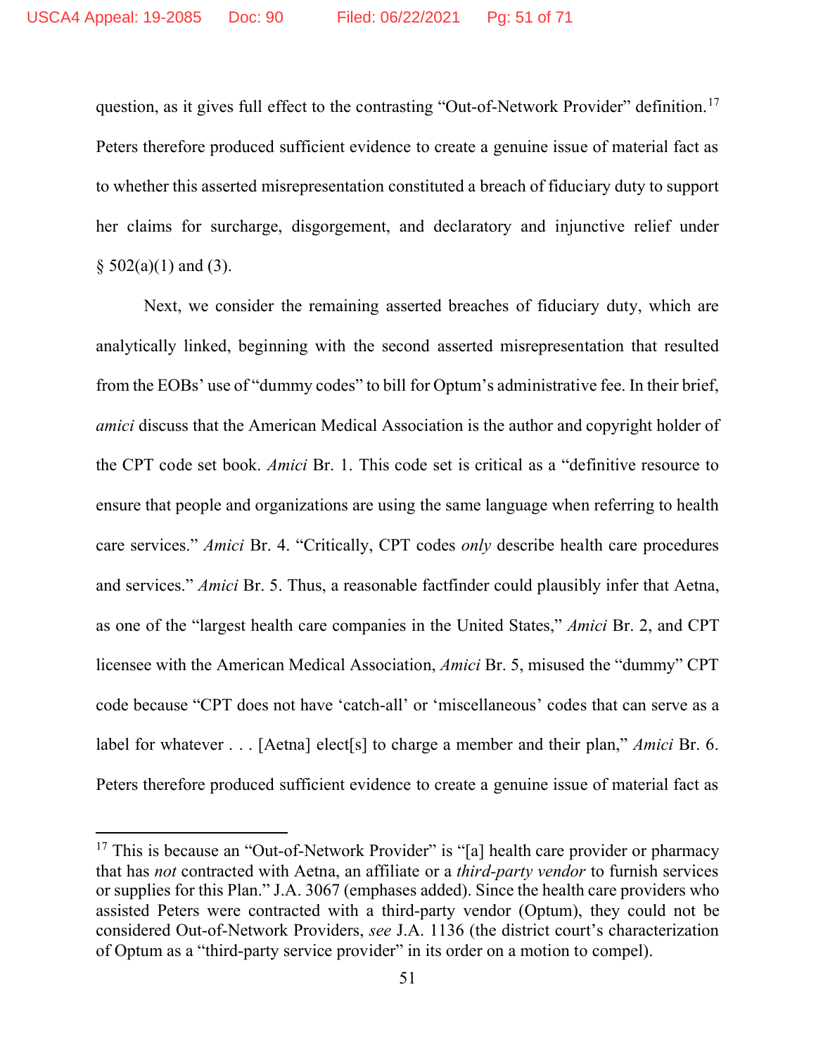question, as it gives full effect to the contrasting "Out-of-Network Provider" definition.[17] Peters therefore produced sufficient evidence to create a genuine issue of material fact as to whether this asserted misrepresentation constituted a breach of fiduciary duty to support her claims for surcharge, disgorgement, and declaratory and injunctive relief under § 502(a)(1) and (3).

Next, we consider the remaining asserted breaches of fiduciary duty, which are analytically linked, beginning with the second asserted misrepresentation that resulted from the EOBs' use of "dummy codes" to bill for Optum's administrative fee. In their brief, *amici* discuss that the American Medical Association is the author and copyright holder of the CPT code set book. *Amici* Br. 1. This code set is critical as a "definitive resource to ensure that people and organizations are using the same language when referring to health care services." *Amici* Br. 4. "Critically, CPT codes *only* describe health care procedures and services." *Amici* Br. 5. Thus, a reasonable factfinder could plausibly infer that Aetna, as one of the "largest health care companies in the United States," *Amici* Br. 2, and CPT licensee with the American Medical Association, *Amici* Br. 5, misused the "dummy" CPT code because "CPT does not have 'catch-all' or 'miscellaneous' codes that can serve as a label for whatever . . . [Aetna] elect[s] to charge a member and their plan," *Amici* Br. 6. Peters therefore produced sufficient evidence to create a genuine issue of material fact as

[17] This is because an "Out-of-Network Provider" is "[a] health care provider or pharmacy that has *not* contracted with Aetna, an affiliate or a *third-party vendor* to furnish services or supplies for this Plan." J.A. 3067 (emphases added). Since the health care providers who assisted Peters were contracted with a third-party vendor (Optum), they could not be considered Out-of-Network Providers, *see* J.A. 1136 (the district court's characterization of Optum as a "third-party service provider" in its order on a motion to compel).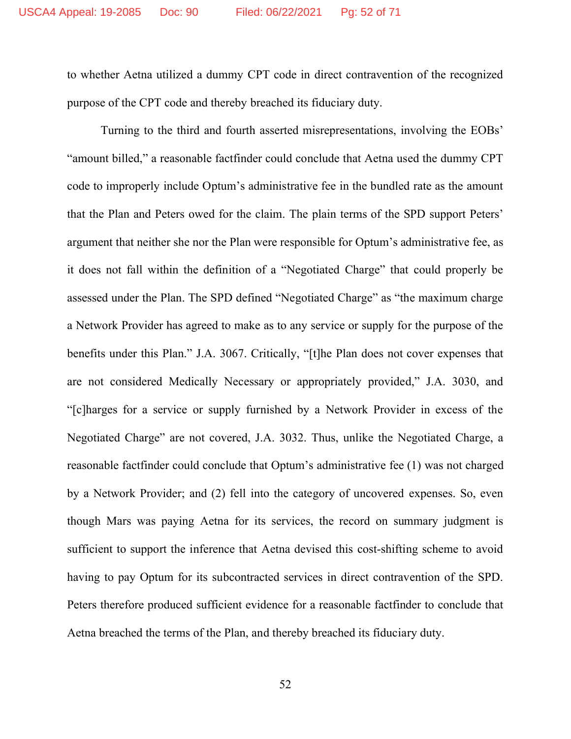to whether Aetna utilized a dummy CPT code in direct contravention of the recognized purpose of the CPT code and thereby breached its fiduciary duty.

Turning to the third and fourth asserted misrepresentations, involving the EOBs' "amount billed," a reasonable factfinder could conclude that Aetna used the dummy CPT code to improperly include Optum's administrative fee in the bundled rate as the amount that the Plan and Peters owed for the claim. The plain terms of the SPD support Peters' argument that neither she nor the Plan were responsible for Optum's administrative fee, as it does not fall within the definition of a "Negotiated Charge" that could properly be assessed under the Plan. The SPD defined "Negotiated Charge" as "the maximum charge a Network Provider has agreed to make as to any service or supply for the purpose of the benefits under this Plan." J.A. 3067. Critically, "[t]he Plan does not cover expenses that are not considered Medically Necessary or appropriately provided," J.A. 3030, and "[c]harges for a service or supply furnished by a Network Provider in excess of the Negotiated Charge" are not covered, J.A. 3032. Thus, unlike the Negotiated Charge, a reasonable factfinder could conclude that Optum's administrative fee (1) was not charged by a Network Provider; and (2) fell into the category of uncovered expenses. So, even though Mars was paying Aetna for its services, the record on summary judgment is sufficient to support the inference that Aetna devised this cost-shifting scheme to avoid having to pay Optum for its subcontracted services in direct contravention of the SPD. Peters therefore produced sufficient evidence for a reasonable factfinder to conclude that Aetna breached the terms of the Plan, and thereby breached its fiduciary duty.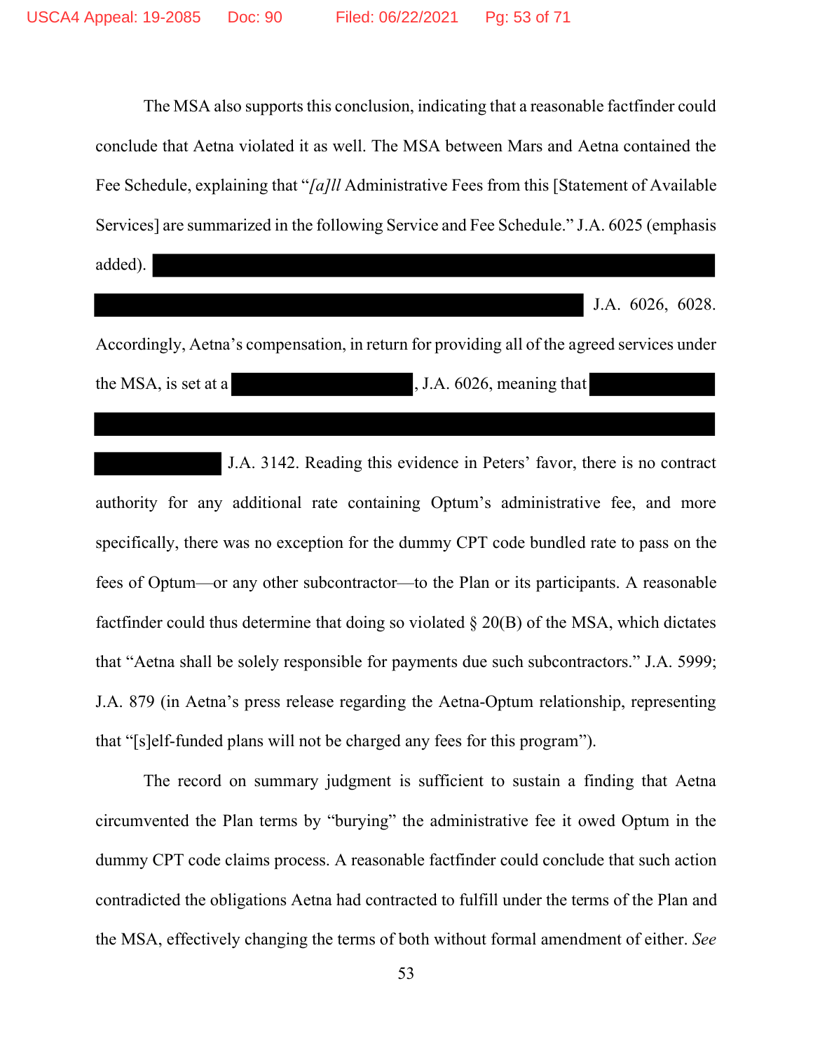The MSA also supports this conclusion, indicating that a reasonable factfinder could conclude that Aetna violated it as well. The MSA between Mars and Aetna contained the Fee Schedule, explaining that "*[a]ll* Administrative Fees from this [Statement of Available Services] are summarized in the following Service and Fee Schedule." J.A. 6025 (emphasis added). ██████████████████████████████████████████████████████████ ██████████████████████████████████████████████████ J.A. 6026, 6028. Accordingly, Aetna's compensation, in return for providing all of the agreed services under the MSA, is set at a ██████████████████, J.A. 6026, meaning that ████████████ ████████████████████████████████████████████████████████████████ ███████████ J.A. 3142. Reading this evidence in Peters' favor, there is no contract authority for any additional rate containing Optum's administrative fee, and more specifically, there was no exception for the dummy CPT code bundled rate to pass on the fees of Optum—or any other subcontractor—to the Plan or its participants. A reasonable factfinder could thus determine that doing so violated § 20(B) of the MSA, which dictates that "Aetna shall be solely responsible for payments due such subcontractors." J.A. 5999; J.A. 879 (in Aetna's press release regarding the Aetna-Optum relationship, representing that "[s]elf-funded plans will not be charged any fees for this program").

The record on summary judgment is sufficient to sustain a finding that Aetna circumvented the Plan terms by "burying" the administrative fee it owed Optum in the dummy CPT code claims process. A reasonable factfinder could conclude that such action contradicted the obligations Aetna had contracted to fulfill under the terms of the Plan and the MSA, effectively changing the terms of both without formal amendment of either. *See*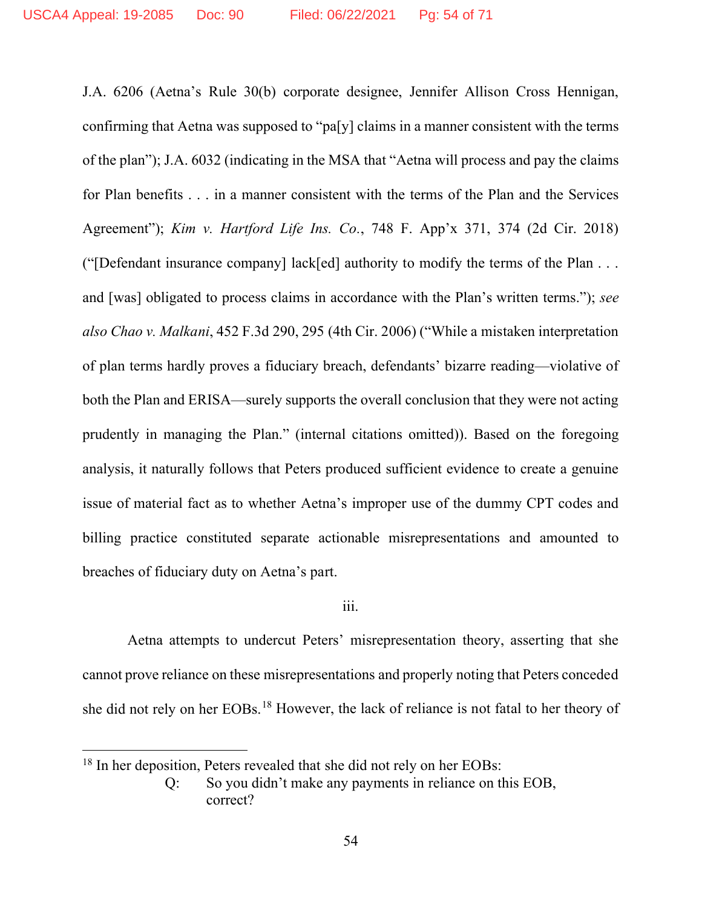J.A. 6206 (Aetna's Rule 30(b) corporate designee, Jennifer Allison Cross Hennigan, confirming that Aetna was supposed to "pa[y] claims in a manner consistent with the terms of the plan"); J.A. 6032 (indicating in the MSA that "Aetna will process and pay the claims for Plan benefits . . . in a manner consistent with the terms of the Plan and the Services Agreement"); *Kim v. Hartford Life Ins. Co.*, 748 F. App'x 371, 374 (2d Cir. 2018) ("[Defendant insurance company] lack[ed] authority to modify the terms of the Plan . . . and [was] obligated to process claims in accordance with the Plan's written terms."); *see also Chao v. Malkani*, 452 F.3d 290, 295 (4th Cir. 2006) ("While a mistaken interpretation of plan terms hardly proves a fiduciary breach, defendants' bizarre reading—violative of both the Plan and ERISA—surely supports the overall conclusion that they were not acting prudently in managing the Plan." (internal citations omitted)). Based on the foregoing analysis, it naturally follows that Peters produced sufficient evidence to create a genuine issue of material fact as to whether Aetna's improper use of the dummy CPT codes and billing practice constituted separate actionable misrepresentations and amounted to breaches of fiduciary duty on Aetna's part.

iii.

Aetna attempts to undercut Peters' misrepresentation theory, asserting that she cannot prove reliance on these misrepresentations and properly noting that Peters conceded she did not rely on her EOBs.[18] However, the lack of reliance is not fatal to her theory of

---

[18] In her deposition, Peters revealed that she did not rely on her EOBs:

> Q: So you didn't make any payments in reliance on this EOB, correct?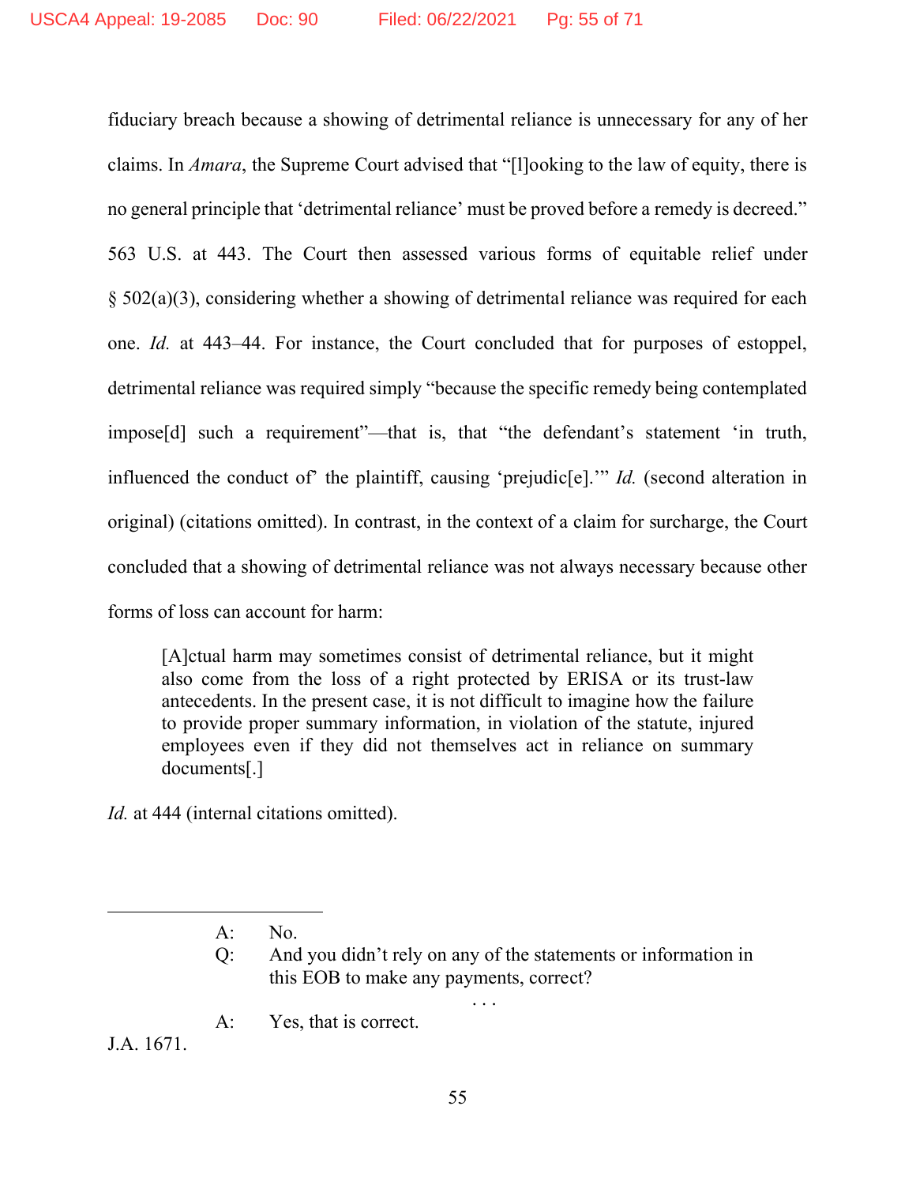fiduciary breach because a showing of detrimental reliance is unnecessary for any of her claims. In *Amara*, the Supreme Court advised that "[l]ooking to the law of equity, there is no general principle that 'detrimental reliance' must be proved before a remedy is decreed." 563 U.S. at 443. The Court then assessed various forms of equitable relief under § 502(a)(3), considering whether a showing of detrimental reliance was required for each one. *Id.* at 443–44. For instance, the Court concluded that for purposes of estoppel, detrimental reliance was required simply "because the specific remedy being contemplated impose[d] such a requirement"—that is, that "the defendant's statement 'in truth, influenced the conduct of' the plaintiff, causing 'prejudic[e].'" *Id.* (second alteration in original) (citations omitted). In contrast, in the context of a claim for surcharge, the Court concluded that a showing of detrimental reliance was not always necessary because other forms of loss can account for harm:

> [A]ctual harm may sometimes consist of detrimental reliance, but it might also come from the loss of a right protected by ERISA or its trust-law antecedents. In the present case, it is not difficult to imagine how the failure to provide proper summary information, in violation of the statute, injured employees even if they did not themselves act in reliance on summary documents[.]

*Id.* at 444 (internal citations omitted).

---

> A: No.
>
> Q: And you didn't rely on any of the statements or information in this EOB to make any payments, correct?
>
> . . .
>
> A: Yes, that is correct.

J.A. 1671.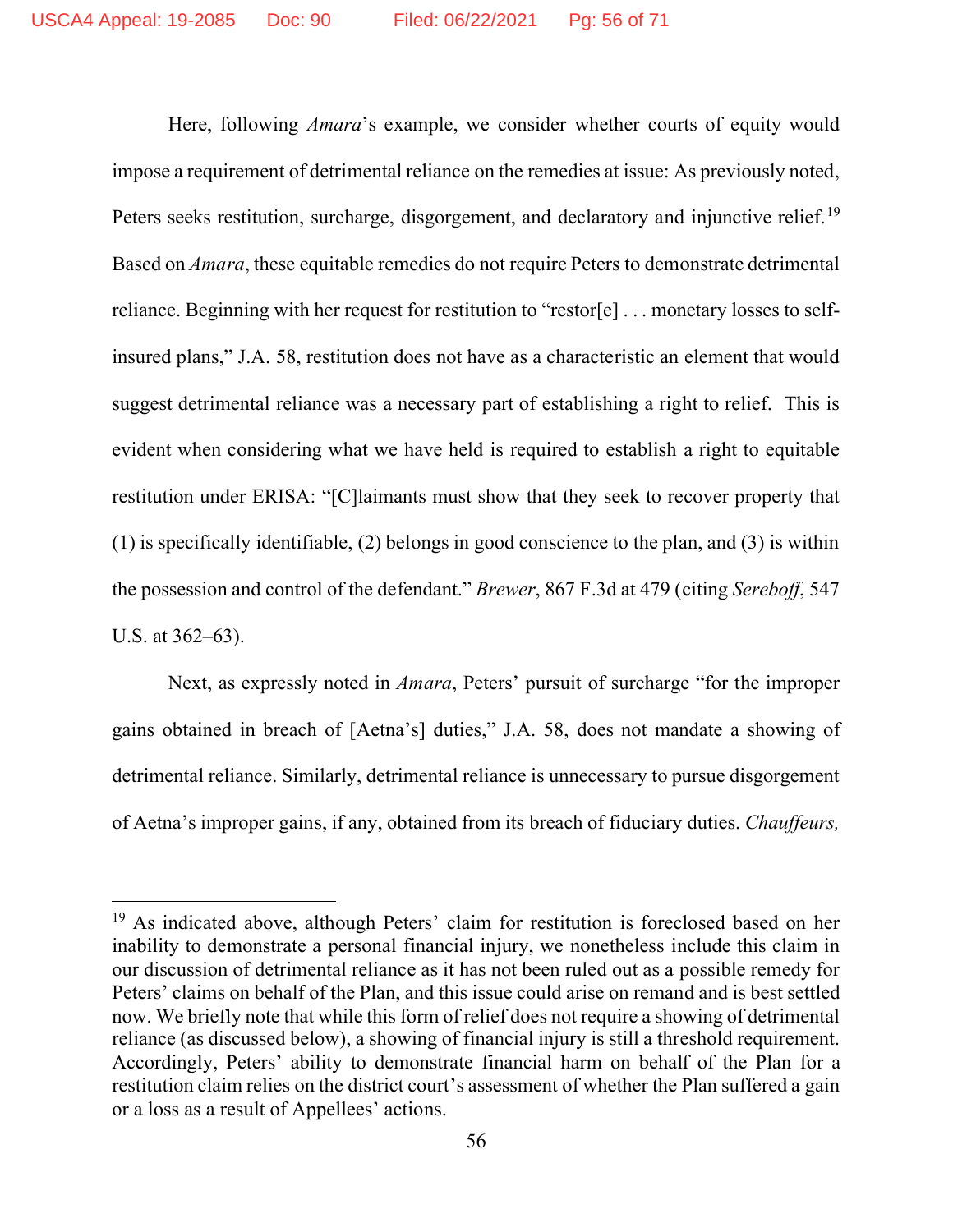Here, following *Amara*'s example, we consider whether courts of equity would impose a requirement of detrimental reliance on the remedies at issue: As previously noted, Peters seeks restitution, surcharge, disgorgement, and declaratory and injunctive relief.[19] Based on *Amara*, these equitable remedies do not require Peters to demonstrate detrimental reliance. Beginning with her request for restitution to "restor[e] . . . monetary losses to self-insured plans," J.A. 58, restitution does not have as a characteristic an element that would suggest detrimental reliance was a necessary part of establishing a right to relief. This is evident when considering what we have held is required to establish a right to equitable restitution under ERISA: "[C]laimants must show that they seek to recover property that (1) is specifically identifiable, (2) belongs in good conscience to the plan, and (3) is within the possession and control of the defendant." *Brewer*, 867 F.3d at 479 (citing *Sereboff*, 547 U.S. at 362–63).

Next, as expressly noted in *Amara*, Peters' pursuit of surcharge "for the improper gains obtained in breach of [Aetna's] duties," J.A. 58, does not mandate a showing of detrimental reliance. Similarly, detrimental reliance is unnecessary to pursue disgorgement of Aetna's improper gains, if any, obtained from its breach of fiduciary duties. *Chauffeurs,*

[19] As indicated above, although Peters' claim for restitution is foreclosed based on her inability to demonstrate a personal financial injury, we nonetheless include this claim in our discussion of detrimental reliance as it has not been ruled out as a possible remedy for Peters' claims on behalf of the Plan, and this issue could arise on remand and is best settled now. We briefly note that while this form of relief does not require a showing of detrimental reliance (as discussed below), a showing of financial injury is still a threshold requirement. Accordingly, Peters' ability to demonstrate financial harm on behalf of the Plan for a restitution claim relies on the district court's assessment of whether the Plan suffered a gain or a loss as a result of Appellees' actions.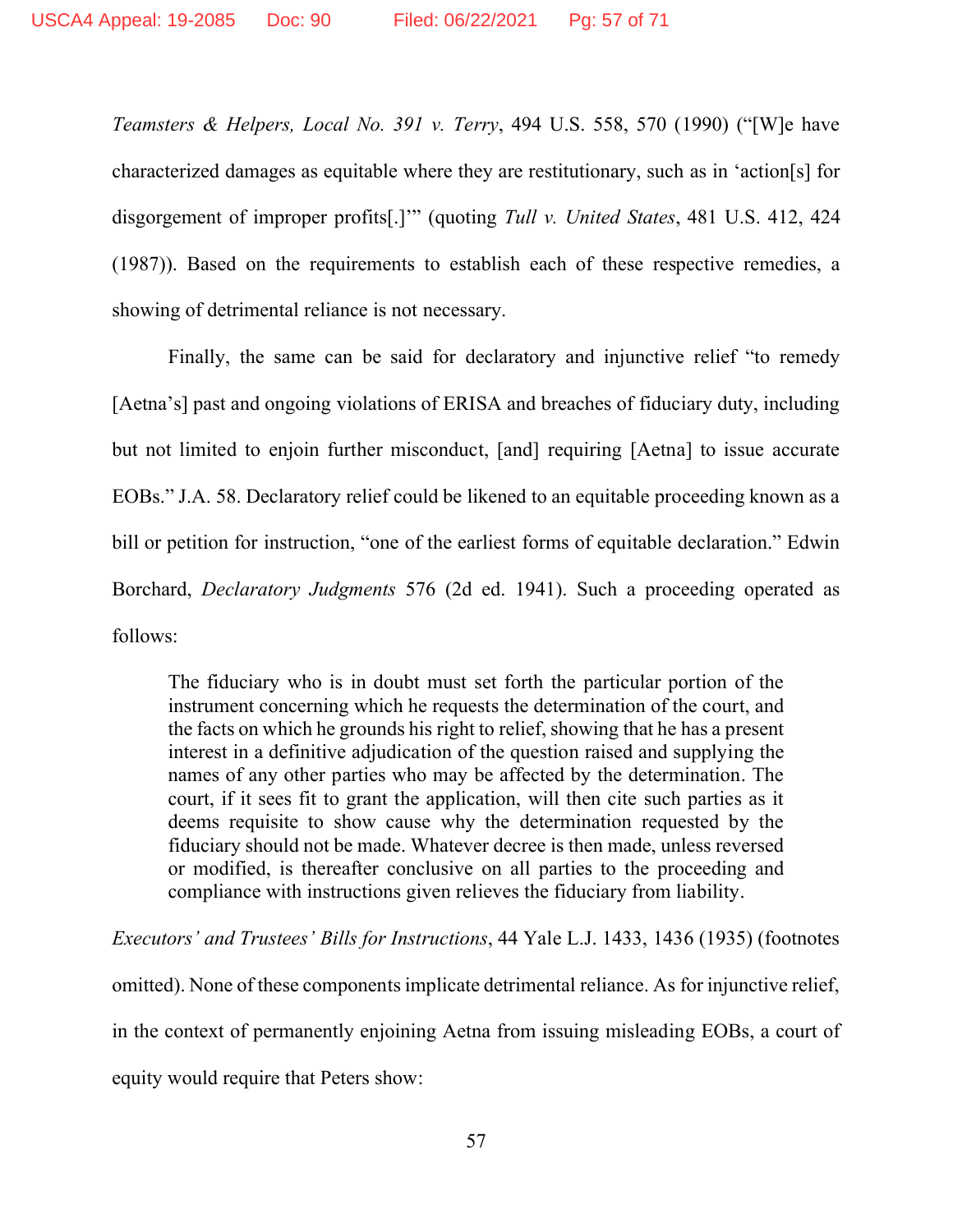*Teamsters & Helpers, Local No. 391 v. Terry*, 494 U.S. 558, 570 (1990) ("[W]e have characterized damages as equitable where they are restitutionary, such as in 'action[s] for disgorgement of improper profits[.]'" (quoting *Tull v. United States*, 481 U.S. 412, 424 (1987)). Based on the requirements to establish each of these respective remedies, a showing of detrimental reliance is not necessary.

Finally, the same can be said for declaratory and injunctive relief "to remedy [Aetna's] past and ongoing violations of ERISA and breaches of fiduciary duty, including but not limited to enjoin further misconduct, [and] requiring [Aetna] to issue accurate EOBs." J.A. 58. Declaratory relief could be likened to an equitable proceeding known as a bill or petition for instruction, "one of the earliest forms of equitable declaration." Edwin Borchard, *Declaratory Judgments* 576 (2d ed. 1941). Such a proceeding operated as follows:

> The fiduciary who is in doubt must set forth the particular portion of the instrument concerning which he requests the determination of the court, and the facts on which he grounds his right to relief, showing that he has a present interest in a definitive adjudication of the question raised and supplying the names of any other parties who may be affected by the determination. The court, if it sees fit to grant the application, will then cite such parties as it deems requisite to show cause why the determination requested by the fiduciary should not be made. Whatever decree is then made, unless reversed or modified, is thereafter conclusive on all parties to the proceeding and compliance with instructions given relieves the fiduciary from liability.

*Executors' and Trustees' Bills for Instructions*, 44 Yale L.J. 1433, 1436 (1935) (footnotes omitted). None of these components implicate detrimental reliance. As for injunctive relief, in the context of permanently enjoining Aetna from issuing misleading EOBs, a court of equity would require that Peters show: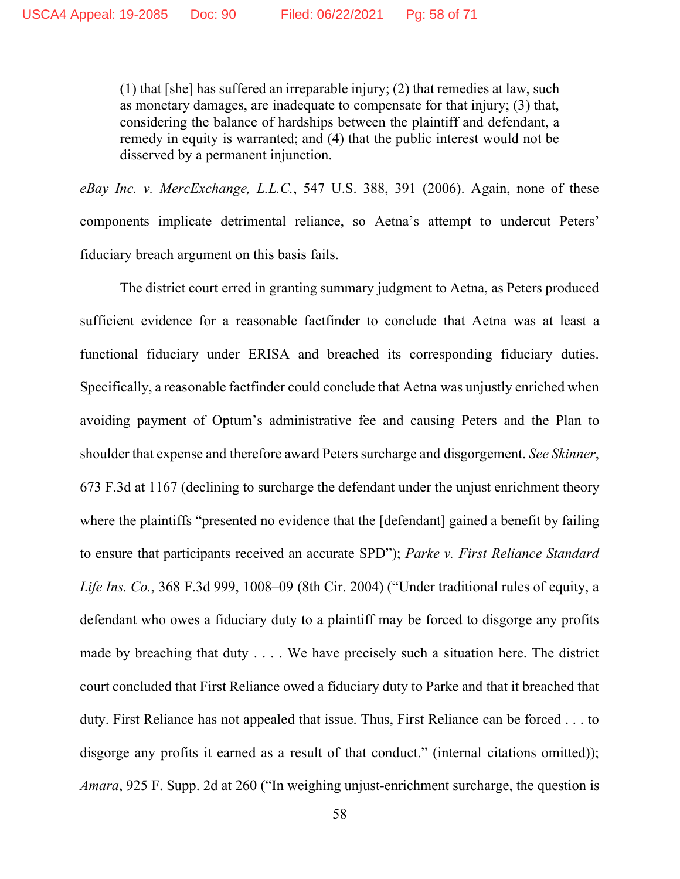> (1) that [she] has suffered an irreparable injury; (2) that remedies at law, such as monetary damages, are inadequate to compensate for that injury; (3) that, considering the balance of hardships between the plaintiff and defendant, a remedy in equity is warranted; and (4) that the public interest would not be disserved by a permanent injunction.

*eBay Inc. v. MercExchange, L.L.C.*, 547 U.S. 388, 391 (2006). Again, none of these components implicate detrimental reliance, so Aetna's attempt to undercut Peters' fiduciary breach argument on this basis fails.

The district court erred in granting summary judgment to Aetna, as Peters produced sufficient evidence for a reasonable factfinder to conclude that Aetna was at least a functional fiduciary under ERISA and breached its corresponding fiduciary duties. Specifically, a reasonable factfinder could conclude that Aetna was unjustly enriched when avoiding payment of Optum's administrative fee and causing Peters and the Plan to shoulder that expense and therefore award Peters surcharge and disgorgement. *See Skinner*, 673 F.3d at 1167 (declining to surcharge the defendant under the unjust enrichment theory where the plaintiffs "presented no evidence that the [defendant] gained a benefit by failing to ensure that participants received an accurate SPD"); *Parke v. First Reliance Standard Life Ins. Co.*, 368 F.3d 999, 1008–09 (8th Cir. 2004) ("Under traditional rules of equity, a defendant who owes a fiduciary duty to a plaintiff may be forced to disgorge any profits made by breaching that duty . . . . We have precisely such a situation here. The district court concluded that First Reliance owed a fiduciary duty to Parke and that it breached that duty. First Reliance has not appealed that issue. Thus, First Reliance can be forced . . . to disgorge any profits it earned as a result of that conduct." (internal citations omitted)); *Amara*, 925 F. Supp. 2d at 260 ("In weighing unjust-enrichment surcharge, the question is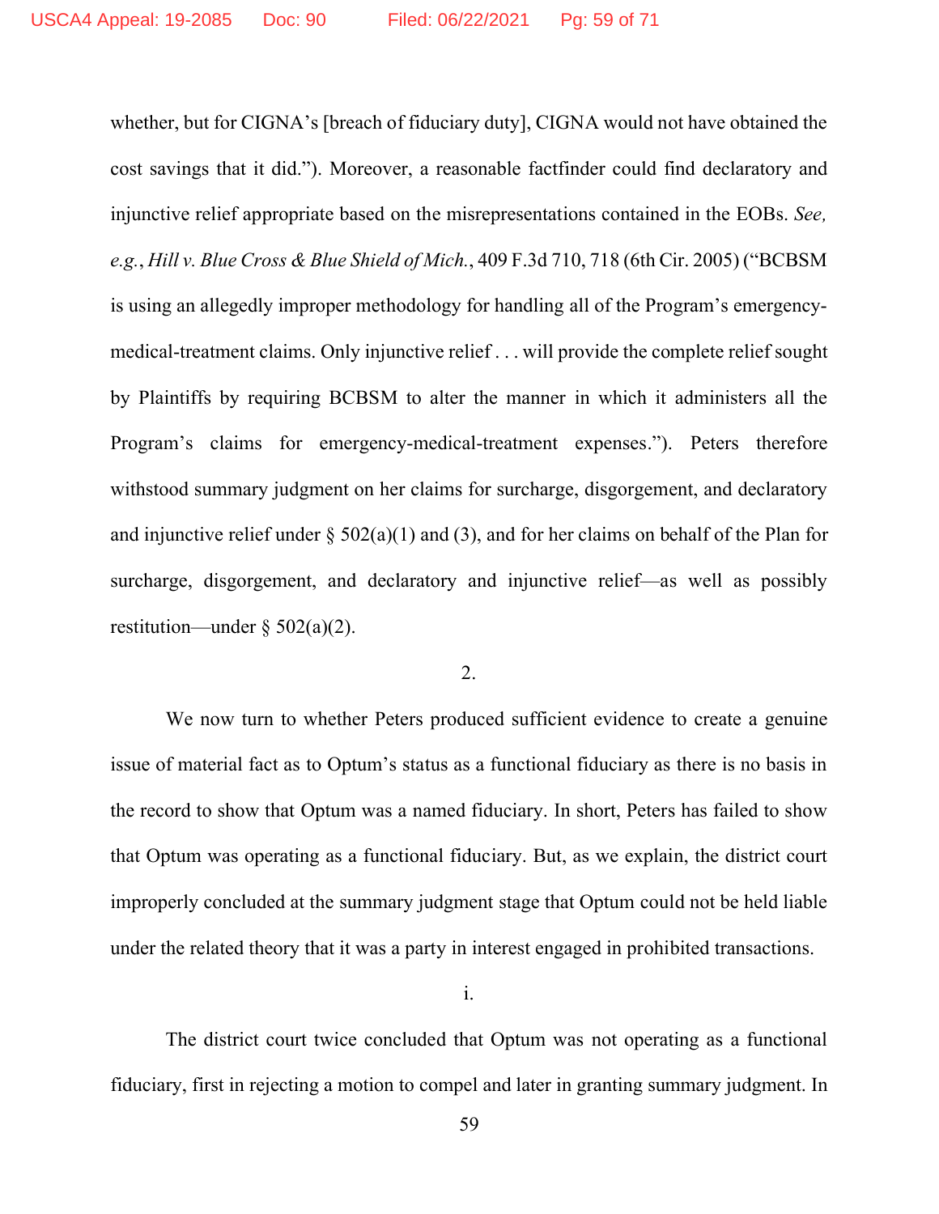whether, but for CIGNA's [breach of fiduciary duty], CIGNA would not have obtained the cost savings that it did."). Moreover, a reasonable factfinder could find declaratory and injunctive relief appropriate based on the misrepresentations contained in the EOBs. *See, e.g.*, *Hill v. Blue Cross & Blue Shield of Mich.*, 409 F.3d 710, 718 (6th Cir. 2005) ("BCBSM is using an allegedly improper methodology for handling all of the Program's emergency-medical-treatment claims. Only injunctive relief . . . will provide the complete relief sought by Plaintiffs by requiring BCBSM to alter the manner in which it administers all the Program's claims for emergency-medical-treatment expenses."). Peters therefore withstood summary judgment on her claims for surcharge, disgorgement, and declaratory and injunctive relief under § 502(a)(1) and (3), and for her claims on behalf of the Plan for surcharge, disgorgement, and declaratory and injunctive relief—as well as possibly restitution—under § 502(a)(2).

2.

We now turn to whether Peters produced sufficient evidence to create a genuine issue of material fact as to Optum's status as a functional fiduciary as there is no basis in the record to show that Optum was a named fiduciary. In short, Peters has failed to show that Optum was operating as a functional fiduciary. But, as we explain, the district court improperly concluded at the summary judgment stage that Optum could not be held liable under the related theory that it was a party in interest engaged in prohibited transactions.

i.

The district court twice concluded that Optum was not operating as a functional fiduciary, first in rejecting a motion to compel and later in granting summary judgment. In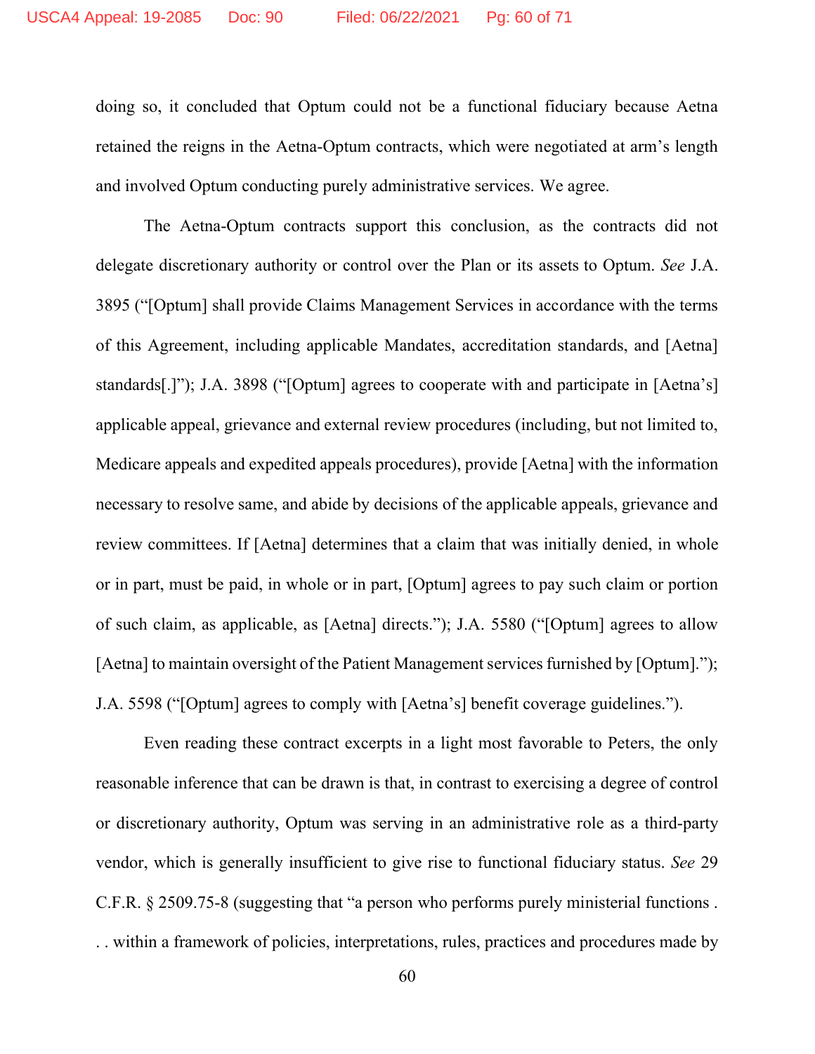doing so, it concluded that Optum could not be a functional fiduciary because Aetna retained the reigns in the Aetna-Optum contracts, which were negotiated at arm's length and involved Optum conducting purely administrative services. We agree.

The Aetna-Optum contracts support this conclusion, as the contracts did not delegate discretionary authority or control over the Plan or its assets to Optum. *See* J.A. 3895 ("[Optum] shall provide Claims Management Services in accordance with the terms of this Agreement, including applicable Mandates, accreditation standards, and [Aetna] standards[.]"); J.A. 3898 ("[Optum] agrees to cooperate with and participate in [Aetna's] applicable appeal, grievance and external review procedures (including, but not limited to, Medicare appeals and expedited appeals procedures), provide [Aetna] with the information necessary to resolve same, and abide by decisions of the applicable appeals, grievance and review committees. If [Aetna] determines that a claim that was initially denied, in whole or in part, must be paid, in whole or in part, [Optum] agrees to pay such claim or portion of such claim, as applicable, as [Aetna] directs."); J.A. 5580 ("[Optum] agrees to allow [Aetna] to maintain oversight of the Patient Management services furnished by [Optum]."); J.A. 5598 ("[Optum] agrees to comply with [Aetna's] benefit coverage guidelines.").

Even reading these contract excerpts in a light most favorable to Peters, the only reasonable inference that can be drawn is that, in contrast to exercising a degree of control or discretionary authority, Optum was serving in an administrative role as a third-party vendor, which is generally insufficient to give rise to functional fiduciary status. *See* 29 C.F.R. § 2509.75-8 (suggesting that "a person who performs purely ministerial functions . . . within a framework of policies, interpretations, rules, practices and procedures made by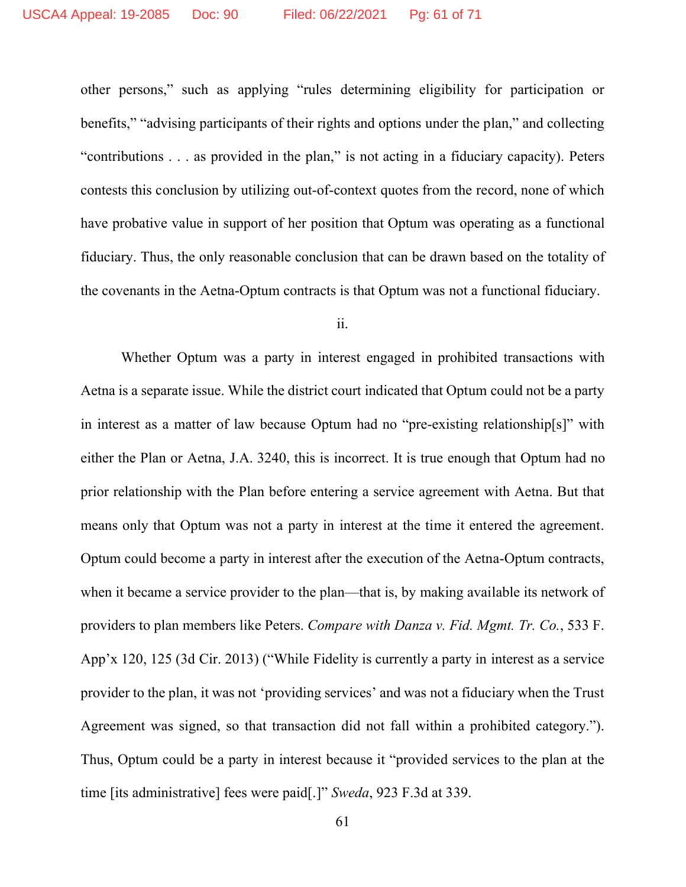other persons," such as applying "rules determining eligibility for participation or benefits," "advising participants of their rights and options under the plan," and collecting "contributions . . . as provided in the plan," is not acting in a fiduciary capacity). Peters contests this conclusion by utilizing out-of-context quotes from the record, none of which have probative value in support of her position that Optum was operating as a functional fiduciary. Thus, the only reasonable conclusion that can be drawn based on the totality of the covenants in the Aetna-Optum contracts is that Optum was not a functional fiduciary.

ii.

Whether Optum was a party in interest engaged in prohibited transactions with Aetna is a separate issue. While the district court indicated that Optum could not be a party in interest as a matter of law because Optum had no "pre-existing relationship[s]" with either the Plan or Aetna, J.A. 3240, this is incorrect. It is true enough that Optum had no prior relationship with the Plan before entering a service agreement with Aetna. But that means only that Optum was not a party in interest at the time it entered the agreement. Optum could become a party in interest after the execution of the Aetna-Optum contracts, when it became a service provider to the plan—that is, by making available its network of providers to plan members like Peters. *Compare with Danza v. Fid. Mgmt. Tr. Co.*, 533 F. App'x 120, 125 (3d Cir. 2013) ("While Fidelity is currently a party in interest as a service provider to the plan, it was not 'providing services' and was not a fiduciary when the Trust Agreement was signed, so that transaction did not fall within a prohibited category."). Thus, Optum could be a party in interest because it "provided services to the plan at the time [its administrative] fees were paid[.]" *Sweda*, 923 F.3d at 339.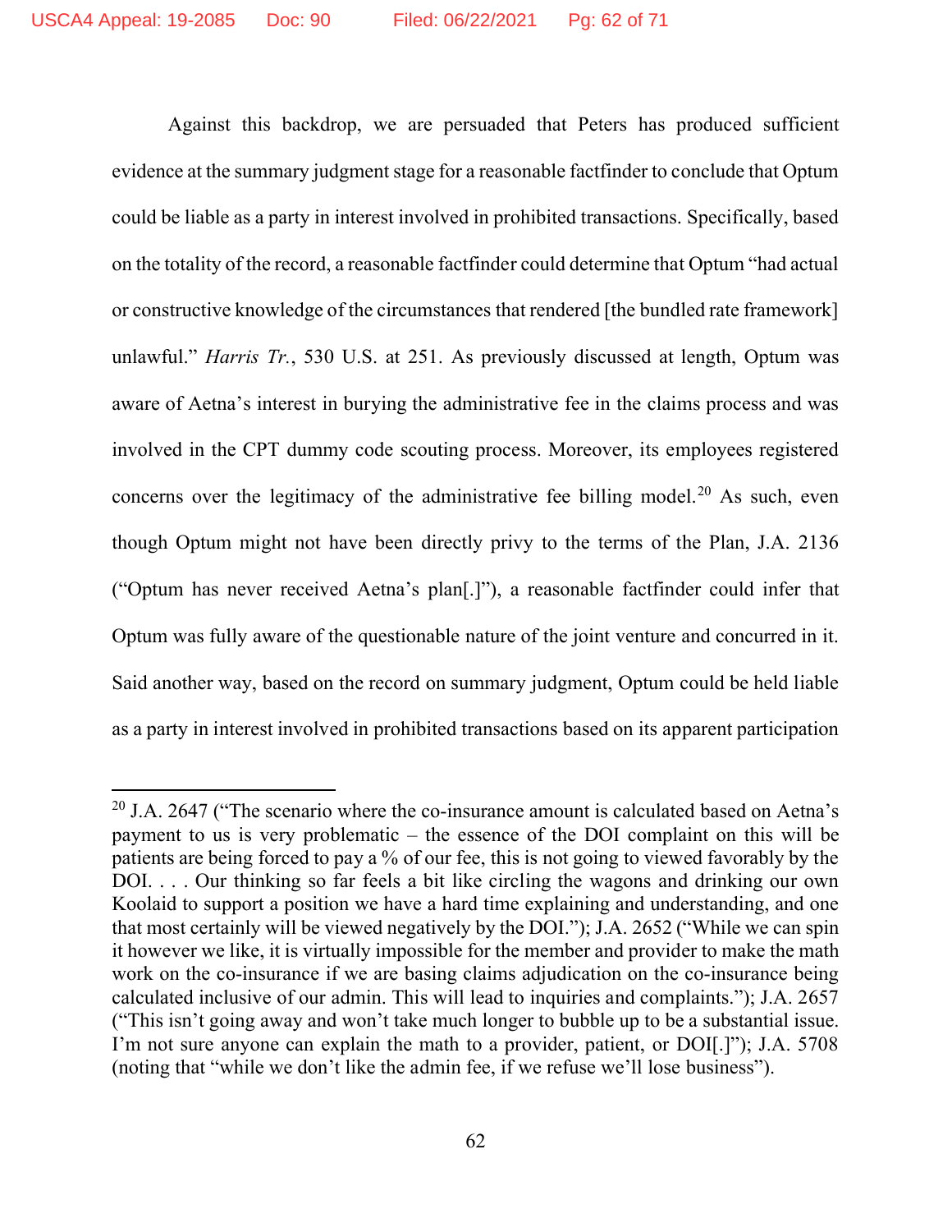Against this backdrop, we are persuaded that Peters has produced sufficient evidence at the summary judgment stage for a reasonable factfinder to conclude that Optum could be liable as a party in interest involved in prohibited transactions. Specifically, based on the totality of the record, a reasonable factfinder could determine that Optum "had actual or constructive knowledge of the circumstances that rendered [the bundled rate framework] unlawful." *Harris Tr.*, 530 U.S. at 251. As previously discussed at length, Optum was aware of Aetna's interest in burying the administrative fee in the claims process and was involved in the CPT dummy code scouting process. Moreover, its employees registered concerns over the legitimacy of the administrative fee billing model.[20] As such, even though Optum might not have been directly privy to the terms of the Plan, J.A. 2136 ("Optum has never received Aetna's plan[.]"), a reasonable factfinder could infer that Optum was fully aware of the questionable nature of the joint venture and concurred in it. Said another way, based on the record on summary judgment, Optum could be held liable as a party in interest involved in prohibited transactions based on its apparent participation

---

[20] J.A. 2647 ("The scenario where the co-insurance amount is calculated based on Aetna's payment to us is very problematic – the essence of the DOI complaint on this will be patients are being forced to pay a % of our fee, this is not going to viewed favorably by the DOI. . . . Our thinking so far feels a bit like circling the wagons and drinking our own Koolaid to support a position we have a hard time explaining and understanding, and one that most certainly will be viewed negatively by the DOI."); J.A. 2652 ("While we can spin it however we like, it is virtually impossible for the member and provider to make the math work on the co-insurance if we are basing claims adjudication on the co-insurance being calculated inclusive of our admin. This will lead to inquiries and complaints."); J.A. 2657 ("This isn't going away and won't take much longer to bubble up to be a substantial issue. I'm not sure anyone can explain the math to a provider, patient, or DOI[.]"); J.A. 5708 (noting that "while we don't like the admin fee, if we refuse we'll lose business").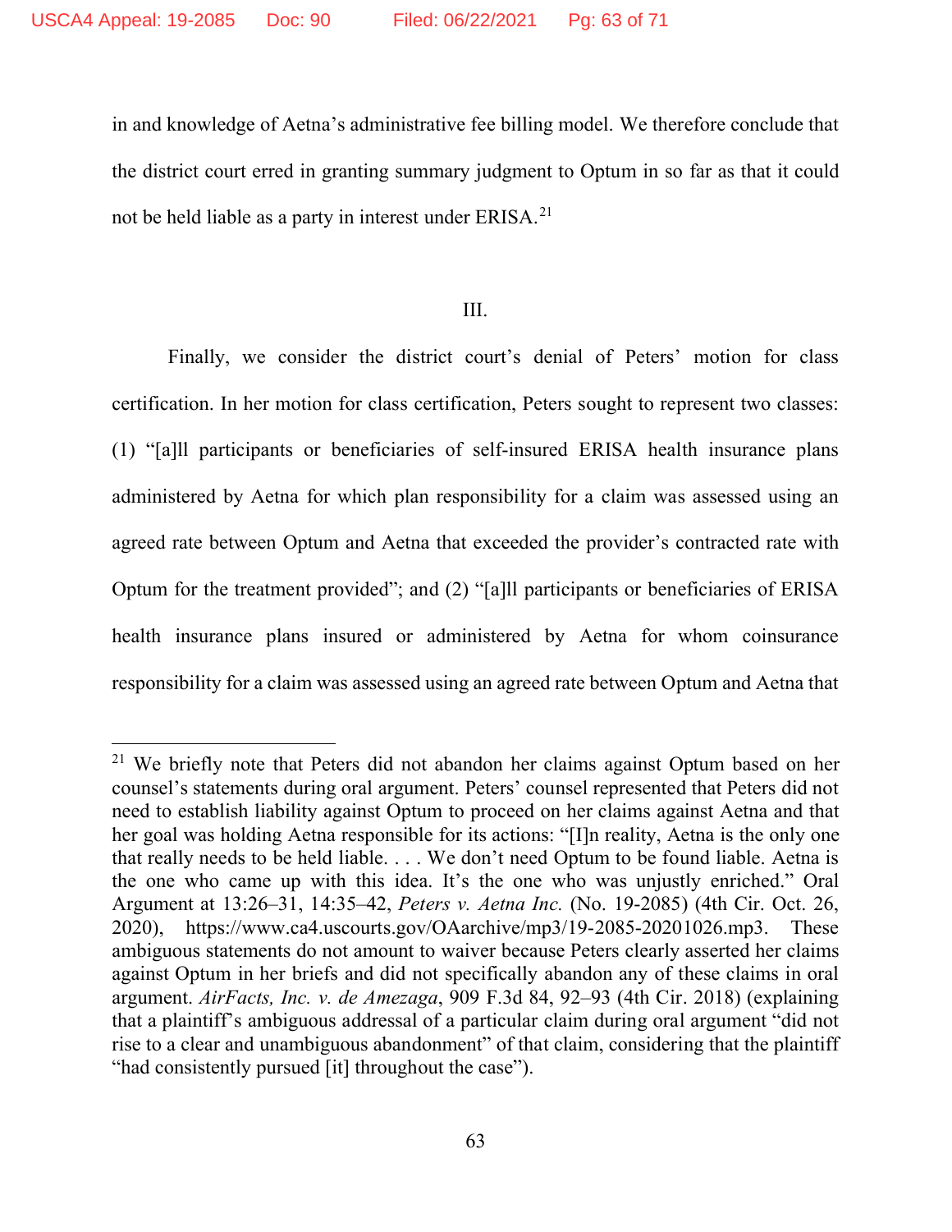in and knowledge of Aetna's administrative fee billing model. We therefore conclude that the district court erred in granting summary judgment to Optum in so far as that it could not be held liable as a party in interest under ERISA.[21]

## III.

Finally, we consider the district court's denial of Peters' motion for class certification. In her motion for class certification, Peters sought to represent two classes: (1) "[a]ll participants or beneficiaries of self-insured ERISA health insurance plans administered by Aetna for which plan responsibility for a claim was assessed using an agreed rate between Optum and Aetna that exceeded the provider's contracted rate with Optum for the treatment provided"; and (2) "[a]ll participants or beneficiaries of ERISA health insurance plans insured or administered by Aetna for whom coinsurance responsibility for a claim was assessed using an agreed rate between Optum and Aetna that

---

[21] We briefly note that Peters did not abandon her claims against Optum based on her counsel's statements during oral argument. Peters' counsel represented that Peters did not need to establish liability against Optum to proceed on her claims against Aetna and that her goal was holding Aetna responsible for its actions: "[I]n reality, Aetna is the only one that really needs to be held liable. . . . We don't need Optum to be found liable. Aetna is the one who came up with this idea. It's the one who was unjustly enriched." Oral Argument at 13:26–31, 14:35–42, *Peters v. Aetna Inc.* (No. 19-2085) (4th Cir. Oct. 26, 2020), https://www.ca4.uscourts.gov/OAarchive/mp3/19-2085-20201026.mp3. These ambiguous statements do not amount to waiver because Peters clearly asserted her claims against Optum in her briefs and did not specifically abandon any of these claims in oral argument. *AirFacts, Inc. v. de Amezaga*, 909 F.3d 84, 92–93 (4th Cir. 2018) (explaining that a plaintiff's ambiguous addressal of a particular claim during oral argument "did not rise to a clear and unambiguous abandonment" of that claim, considering that the plaintiff "had consistently pursued [it] throughout the case").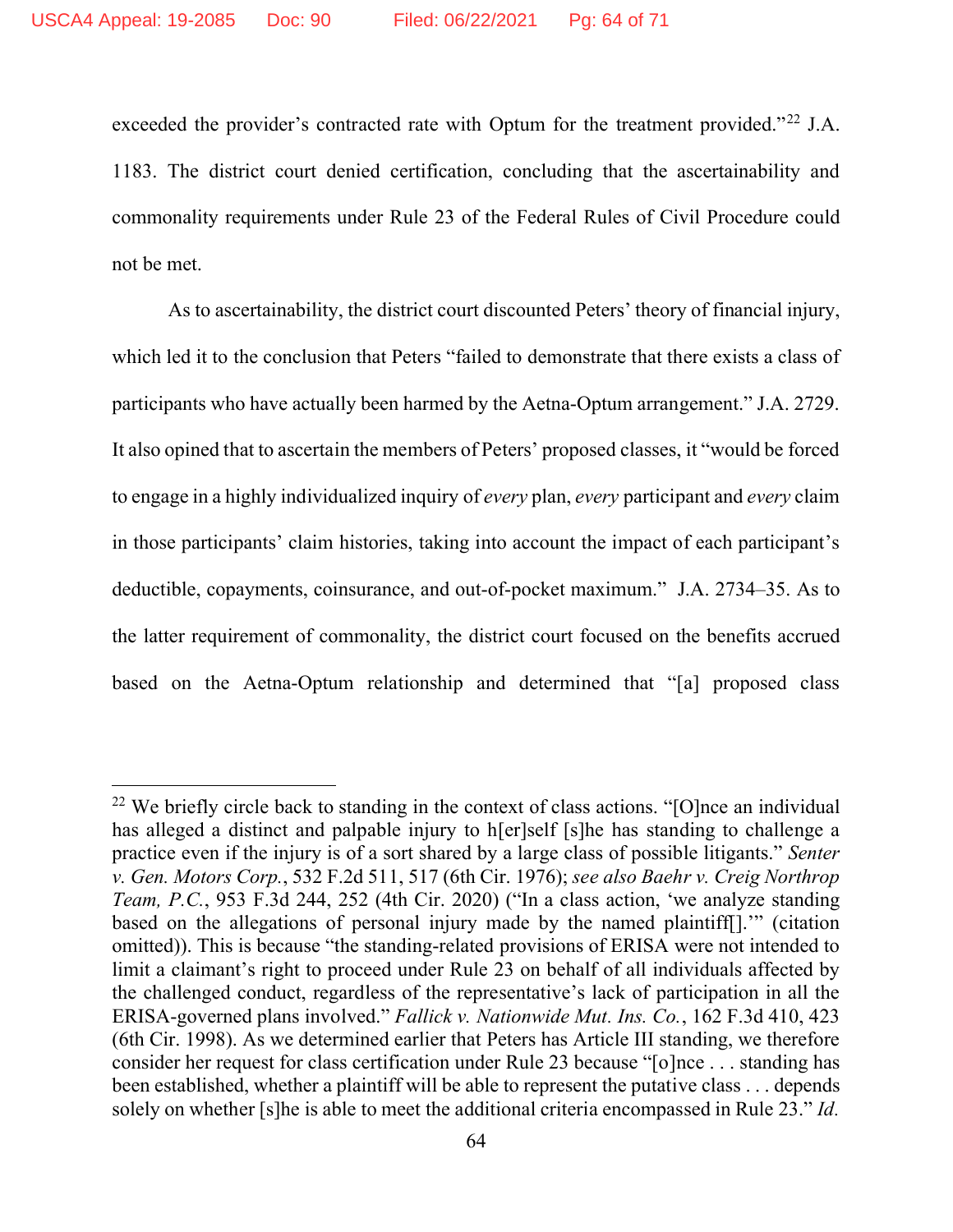exceeded the provider's contracted rate with Optum for the treatment provided."[22] J.A. 1183. The district court denied certification, concluding that the ascertainability and commonality requirements under Rule 23 of the Federal Rules of Civil Procedure could not be met.

As to ascertainability, the district court discounted Peters' theory of financial injury, which led it to the conclusion that Peters "failed to demonstrate that there exists a class of participants who have actually been harmed by the Aetna-Optum arrangement." J.A. 2729. It also opined that to ascertain the members of Peters' proposed classes, it "would be forced to engage in a highly individualized inquiry of *every* plan, *every* participant and *every* claim in those participants' claim histories, taking into account the impact of each participant's deductible, copayments, coinsurance, and out-of-pocket maximum." J.A. 2734–35. As to the latter requirement of commonality, the district court focused on the benefits accrued based on the Aetna-Optum relationship and determined that "[a] proposed class

---

[22] We briefly circle back to standing in the context of class actions. "[O]nce an individual has alleged a distinct and palpable injury to h[er]self [s]he has standing to challenge a practice even if the injury is of a sort shared by a large class of possible litigants." *Senter v. Gen. Motors Corp.*, 532 F.2d 511, 517 (6th Cir. 1976); *see also Baehr v. Creig Northrop Team, P.C.*, 953 F.3d 244, 252 (4th Cir. 2020) ("In a class action, 'we analyze standing based on the allegations of personal injury made by the named plaintiff[].'" (citation omitted)). This is because "the standing-related provisions of ERISA were not intended to limit a claimant's right to proceed under Rule 23 on behalf of all individuals affected by the challenged conduct, regardless of the representative's lack of participation in all the ERISA-governed plans involved." *Fallick v. Nationwide Mut. Ins. Co.*, 162 F.3d 410, 423 (6th Cir. 1998). As we determined earlier that Peters has Article III standing, we therefore consider her request for class certification under Rule 23 because "[o]nce . . . standing has been established, whether a plaintiff will be able to represent the putative class . . . depends solely on whether [s]he is able to meet the additional criteria encompassed in Rule 23." *Id.*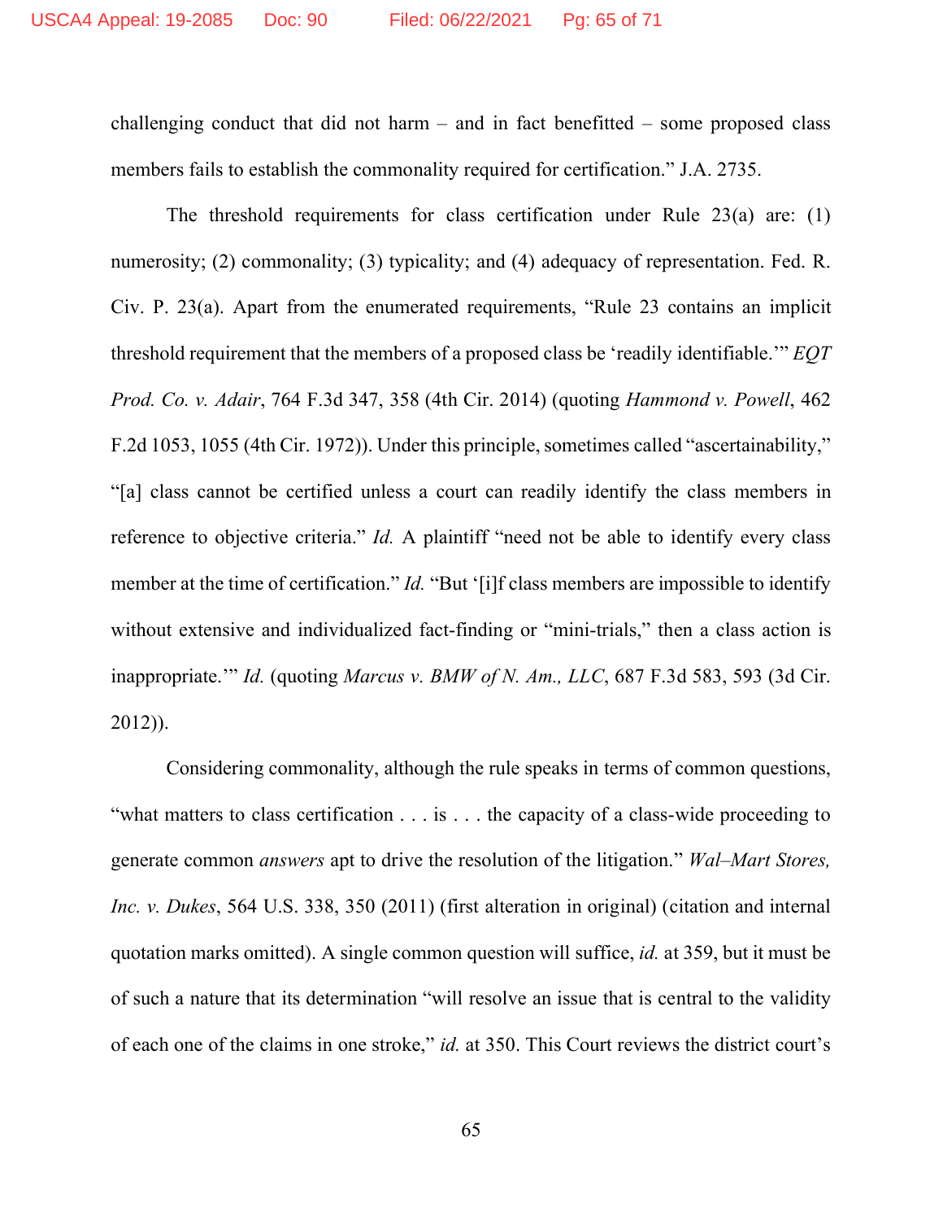challenging conduct that did not harm – and in fact benefitted – some proposed class members fails to establish the commonality required for certification." J.A. 2735.

The threshold requirements for class certification under Rule 23(a) are: (1) numerosity; (2) commonality; (3) typicality; and (4) adequacy of representation. Fed. R. Civ. P. 23(a). Apart from the enumerated requirements, "Rule 23 contains an implicit threshold requirement that the members of a proposed class be 'readily identifiable.'" *EQT Prod. Co. v. Adair*, 764 F.3d 347, 358 (4th Cir. 2014) (quoting *Hammond v. Powell*, 462 F.2d 1053, 1055 (4th Cir. 1972)). Under this principle, sometimes called "ascertainability," "[a] class cannot be certified unless a court can readily identify the class members in reference to objective criteria." *Id.* A plaintiff "need not be able to identify every class member at the time of certification." *Id.* "But '[i]f class members are impossible to identify without extensive and individualized fact-finding or "mini-trials," then a class action is inappropriate.'" *Id.* (quoting *Marcus v. BMW of N. Am., LLC*, 687 F.3d 583, 593 (3d Cir. 2012)).

Considering commonality, although the rule speaks in terms of common questions, "what matters to class certification . . . is . . . the capacity of a class-wide proceeding to generate common *answers* apt to drive the resolution of the litigation." *Wal–Mart Stores, Inc. v. Dukes*, 564 U.S. 338, 350 (2011) (first alteration in original) (citation and internal quotation marks omitted). A single common question will suffice, *id.* at 359, but it must be of such a nature that its determination "will resolve an issue that is central to the validity of each one of the claims in one stroke," *id.* at 350. This Court reviews the district court's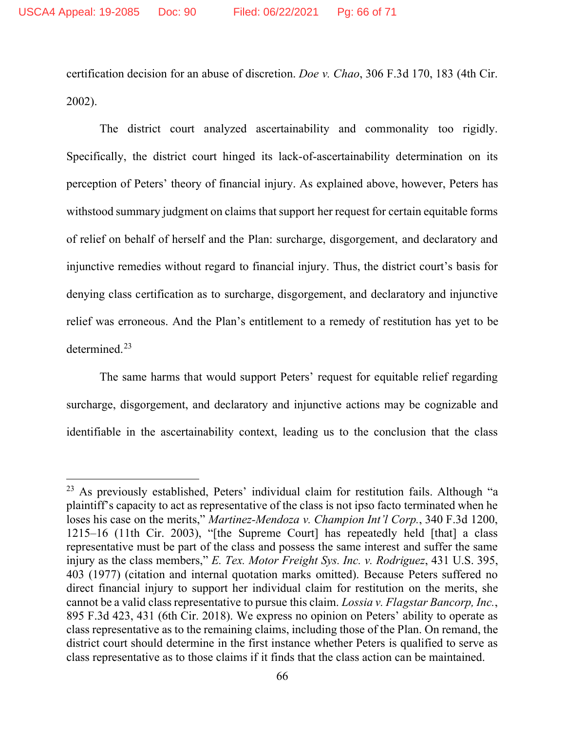certification decision for an abuse of discretion. *Doe v. Chao*, 306 F.3d 170, 183 (4th Cir. 2002).

The district court analyzed ascertainability and commonality too rigidly. Specifically, the district court hinged its lack-of-ascertainability determination on its perception of Peters' theory of financial injury. As explained above, however, Peters has withstood summary judgment on claims that support her request for certain equitable forms of relief on behalf of herself and the Plan: surcharge, disgorgement, and declaratory and injunctive remedies without regard to financial injury. Thus, the district court's basis for denying class certification as to surcharge, disgorgement, and declaratory and injunctive relief was erroneous. And the Plan's entitlement to a remedy of restitution has yet to be determined.[23]

The same harms that would support Peters' request for equitable relief regarding surcharge, disgorgement, and declaratory and injunctive actions may be cognizable and identifiable in the ascertainability context, leading us to the conclusion that the class

---

[23] As previously established, Peters' individual claim for restitution fails. Although "a plaintiff's capacity to act as representative of the class is not ipso facto terminated when he loses his case on the merits," *Martinez-Mendoza v. Champion Int'l Corp.*, 340 F.3d 1200, 1215–16 (11th Cir. 2003), "[the Supreme Court] has repeatedly held [that] a class representative must be part of the class and possess the same interest and suffer the same injury as the class members," *E. Tex. Motor Freight Sys. Inc. v. Rodriguez*, 431 U.S. 395, 403 (1977) (citation and internal quotation marks omitted). Because Peters suffered no direct financial injury to support her individual claim for restitution on the merits, she cannot be a valid class representative to pursue this claim. *Lossia v. Flagstar Bancorp, Inc.*, 895 F.3d 423, 431 (6th Cir. 2018). We express no opinion on Peters' ability to operate as class representative as to the remaining claims, including those of the Plan. On remand, the district court should determine in the first instance whether Peters is qualified to serve as class representative as to those claims if it finds that the class action can be maintained.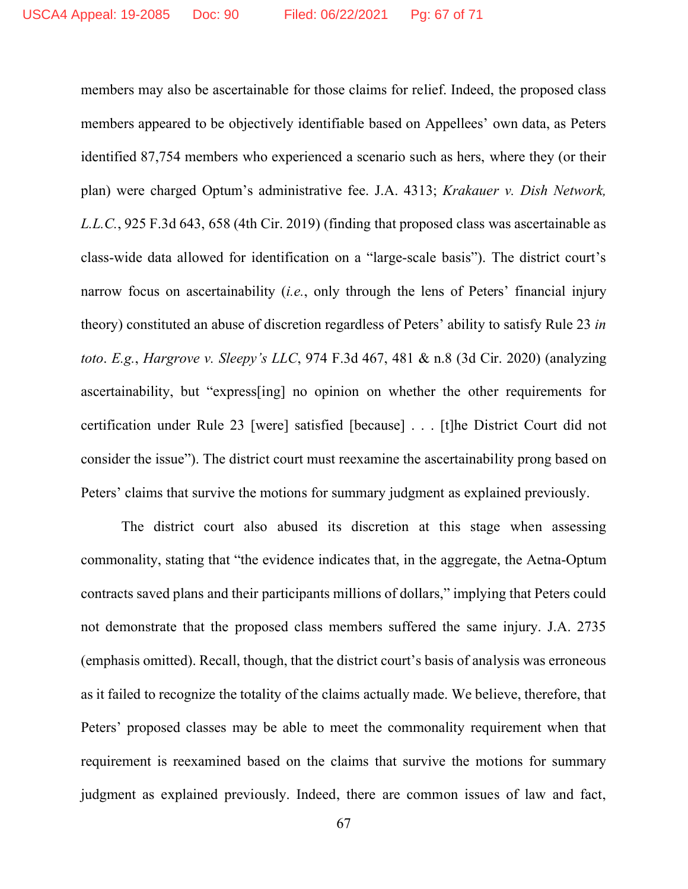members may also be ascertainable for those claims for relief. Indeed, the proposed class members appeared to be objectively identifiable based on Appellees' own data, as Peters identified 87,754 members who experienced a scenario such as hers, where they (or their plan) were charged Optum's administrative fee. J.A. 4313; *Krakauer v. Dish Network, L.L.C.*, 925 F.3d 643, 658 (4th Cir. 2019) (finding that proposed class was ascertainable as class-wide data allowed for identification on a "large-scale basis"). The district court's narrow focus on ascertainability (*i.e.*, only through the lens of Peters' financial injury theory) constituted an abuse of discretion regardless of Peters' ability to satisfy Rule 23 *in toto*. *E.g.*, *Hargrove v. Sleepy's LLC*, 974 F.3d 467, 481 & n.8 (3d Cir. 2020) (analyzing ascertainability, but "express[ing] no opinion on whether the other requirements for certification under Rule 23 [were] satisfied [because] . . . [t]he District Court did not consider the issue"). The district court must reexamine the ascertainability prong based on Peters' claims that survive the motions for summary judgment as explained previously.

The district court also abused its discretion at this stage when assessing commonality, stating that "the evidence indicates that, in the aggregate, the Aetna-Optum contracts saved plans and their participants millions of dollars," implying that Peters could not demonstrate that the proposed class members suffered the same injury. J.A. 2735 (emphasis omitted). Recall, though, that the district court's basis of analysis was erroneous as it failed to recognize the totality of the claims actually made. We believe, therefore, that Peters' proposed classes may be able to meet the commonality requirement when that requirement is reexamined based on the claims that survive the motions for summary judgment as explained previously. Indeed, there are common issues of law and fact,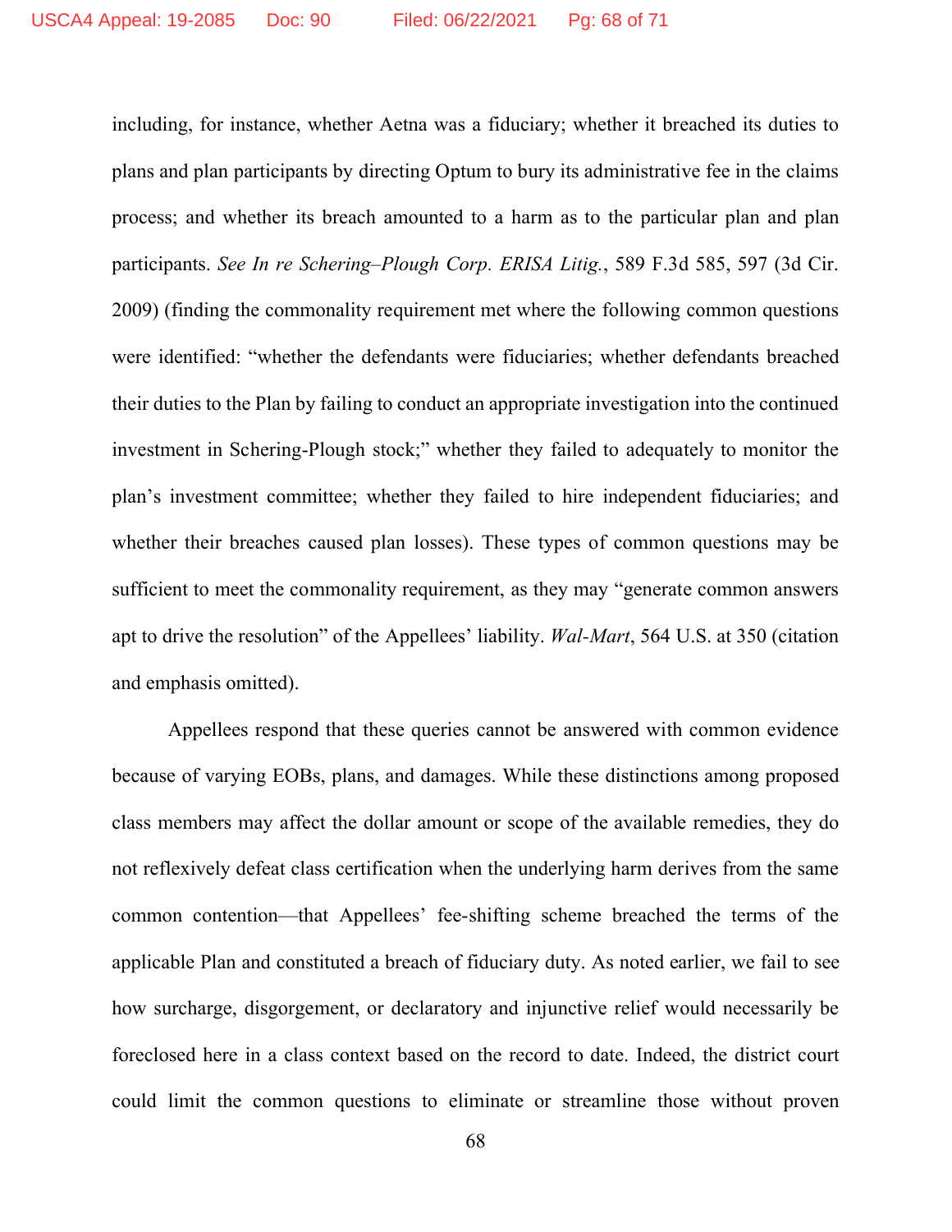including, for instance, whether Aetna was a fiduciary; whether it breached its duties to plans and plan participants by directing Optum to bury its administrative fee in the claims process; and whether its breach amounted to a harm as to the particular plan and plan participants. *See In re Schering–Plough Corp. ERISA Litig.*, 589 F.3d 585, 597 (3d Cir. 2009) (finding the commonality requirement met where the following common questions were identified: "whether the defendants were fiduciaries; whether defendants breached their duties to the Plan by failing to conduct an appropriate investigation into the continued investment in Schering-Plough stock;" whether they failed to adequately to monitor the plan's investment committee; whether they failed to hire independent fiduciaries; and whether their breaches caused plan losses). These types of common questions may be sufficient to meet the commonality requirement, as they may "generate common answers apt to drive the resolution" of the Appellees' liability. *Wal-Mart*, 564 U.S. at 350 (citation and emphasis omitted).

Appellees respond that these queries cannot be answered with common evidence because of varying EOBs, plans, and damages. While these distinctions among proposed class members may affect the dollar amount or scope of the available remedies, they do not reflexively defeat class certification when the underlying harm derives from the same common contention—that Appellees' fee-shifting scheme breached the terms of the applicable Plan and constituted a breach of fiduciary duty. As noted earlier, we fail to see how surcharge, disgorgement, or declaratory and injunctive relief would necessarily be foreclosed here in a class context based on the record to date. Indeed, the district court could limit the common questions to eliminate or streamline those without proven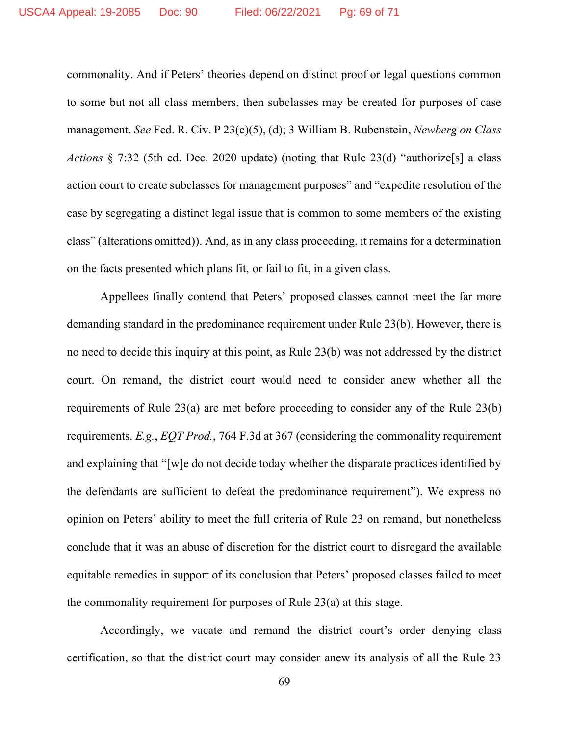commonality. And if Peters' theories depend on distinct proof or legal questions common to some but not all class members, then subclasses may be created for purposes of case management. *See* Fed. R. Civ. P 23(c)(5), (d); 3 William B. Rubenstein, *Newberg on Class Actions* § 7:32 (5th ed. Dec. 2020 update) (noting that Rule 23(d) "authorize[s] a class action court to create subclasses for management purposes" and "expedite resolution of the case by segregating a distinct legal issue that is common to some members of the existing class" (alterations omitted)). And, as in any class proceeding, it remains for a determination on the facts presented which plans fit, or fail to fit, in a given class.

Appellees finally contend that Peters' proposed classes cannot meet the far more demanding standard in the predominance requirement under Rule 23(b). However, there is no need to decide this inquiry at this point, as Rule 23(b) was not addressed by the district court. On remand, the district court would need to consider anew whether all the requirements of Rule 23(a) are met before proceeding to consider any of the Rule 23(b) requirements. *E.g.*, *EQT Prod.*, 764 F.3d at 367 (considering the commonality requirement and explaining that "[w]e do not decide today whether the disparate practices identified by the defendants are sufficient to defeat the predominance requirement"). We express no opinion on Peters' ability to meet the full criteria of Rule 23 on remand, but nonetheless conclude that it was an abuse of discretion for the district court to disregard the available equitable remedies in support of its conclusion that Peters' proposed classes failed to meet the commonality requirement for purposes of Rule 23(a) at this stage.

Accordingly, we vacate and remand the district court's order denying class certification, so that the district court may consider anew its analysis of all the Rule 23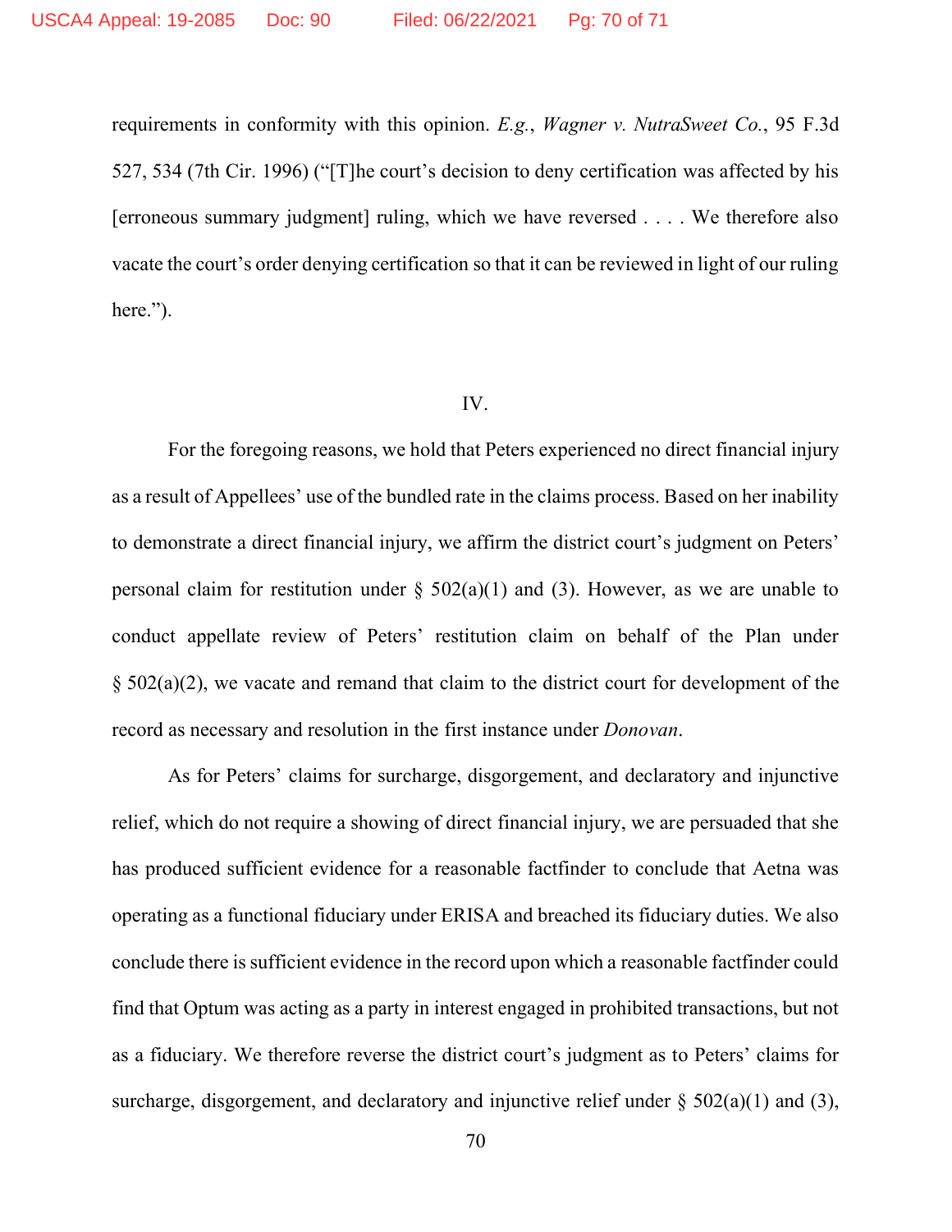requirements in conformity with this opinion. *E.g.*, *Wagner v. NutraSweet Co.*, 95 F.3d 527, 534 (7th Cir. 1996) ("[T]he court's decision to deny certification was affected by his [erroneous summary judgment] ruling, which we have reversed . . . . We therefore also vacate the court's order denying certification so that it can be reviewed in light of our ruling here.").

## IV.

For the foregoing reasons, we hold that Peters experienced no direct financial injury as a result of Appellees' use of the bundled rate in the claims process. Based on her inability to demonstrate a direct financial injury, we affirm the district court's judgment on Peters' personal claim for restitution under § 502(a)(1) and (3). However, as we are unable to conduct appellate review of Peters' restitution claim on behalf of the Plan under § 502(a)(2), we vacate and remand that claim to the district court for development of the record as necessary and resolution in the first instance under *Donovan*.

As for Peters' claims for surcharge, disgorgement, and declaratory and injunctive relief, which do not require a showing of direct financial injury, we are persuaded that she has produced sufficient evidence for a reasonable factfinder to conclude that Aetna was operating as a functional fiduciary under ERISA and breached its fiduciary duties. We also conclude there is sufficient evidence in the record upon which a reasonable factfinder could find that Optum was acting as a party in interest engaged in prohibited transactions, but not as a fiduciary. We therefore reverse the district court's judgment as to Peters' claims for surcharge, disgorgement, and declaratory and injunctive relief under § 502(a)(1) and (3),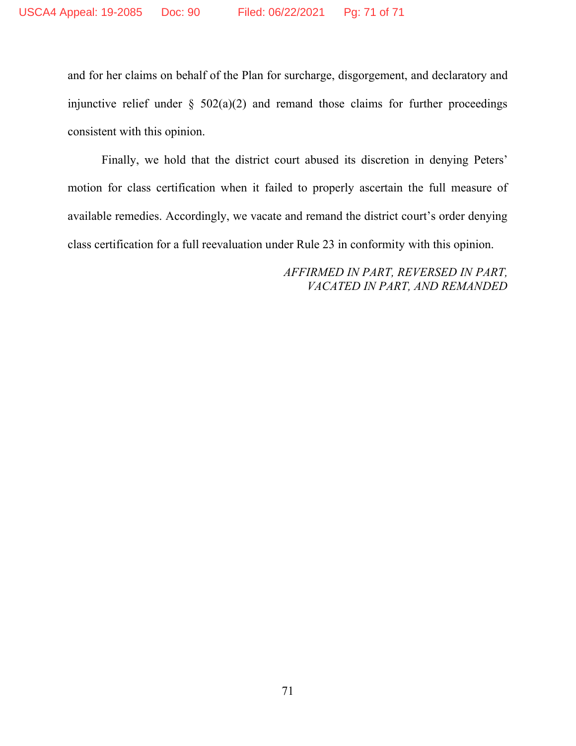and for her claims on behalf of the Plan for surcharge, disgorgement, and declaratory and injunctive relief under § 502(a)(2) and remand those claims for further proceedings consistent with this opinion.

Finally, we hold that the district court abused its discretion in denying Peters' motion for class certification when it failed to properly ascertain the full measure of available remedies. Accordingly, we vacate and remand the district court's order denying class certification for a full reevaluation under Rule 23 in conformity with this opinion.

*AFFIRMED IN PART, REVERSED IN PART, VACATED IN PART, AND REMANDED*